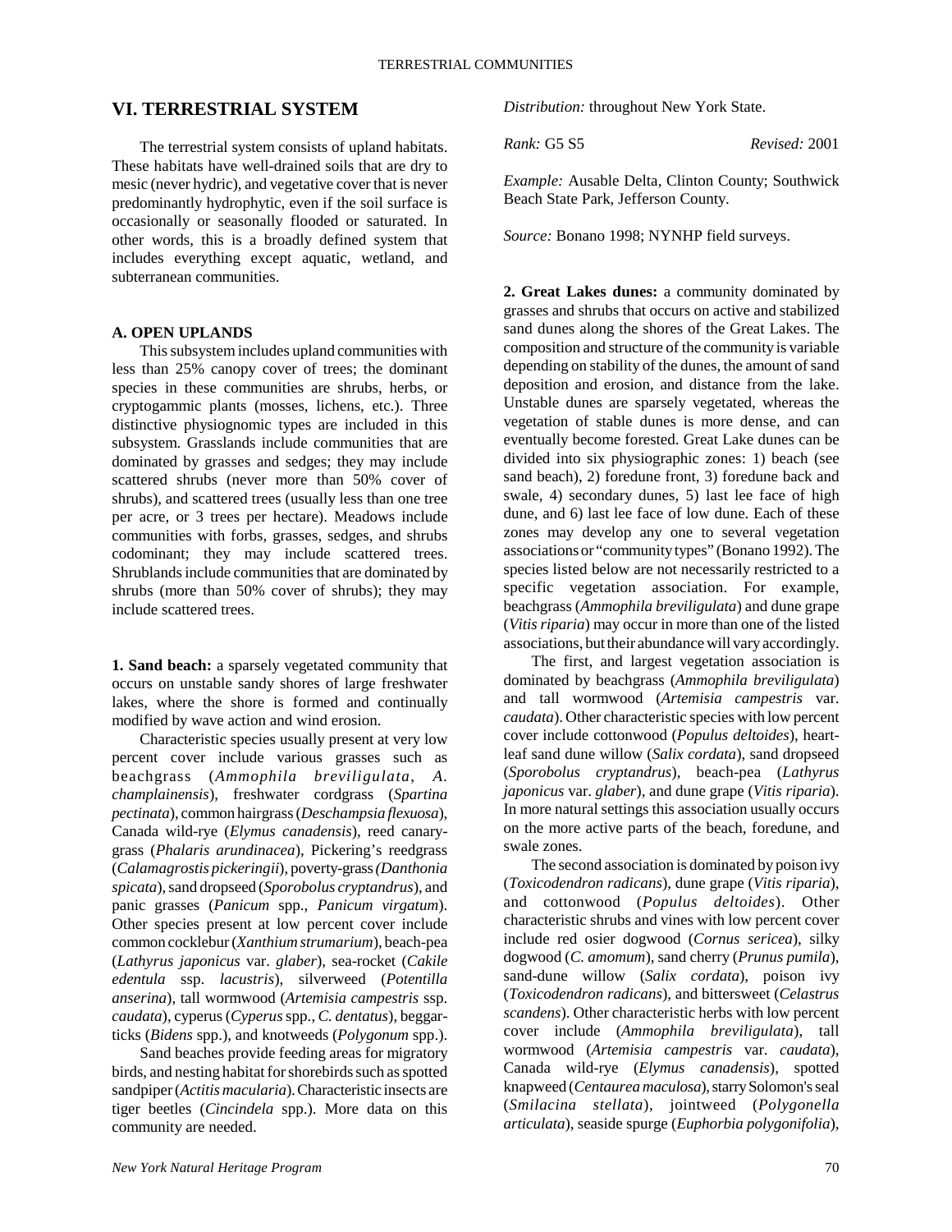## VI. TERRESTRIAL SYSTEM

The terrestrial system consists of upland habitats. These habitats have well-drained soils that are dry to mesic (never hydric), and vegetative cover that is never predominantly hydrophytic, even if the soil surface is occasionally or seasonally flooded or saturated. In other words, this is a broadly defined system that includes everything except aquatic, wetland, and subterranean communities.

### A. OPEN UPLANDS

This subsystem includes upland communities with less than 25% canopy cover of trees; the dominant species in these communities are shrubs, herbs, or cryptogammic plants (mosses, lichens, etc.). Three distinctive physiognomic types are included in this subsystem. Grasslands include communities that are dominated by grasses and sedges; they may include scattered shrubs (never more than 50% cover of shrubs), and scattered trees (usually less than one tree per acre, or 3 trees per hectare). Meadows include communities with forbs, grasses, sedges, and shrubs codominant; they may include scattered trees. Shrublands include communities that are dominated by shrubs (more than 50% cover of shrubs); they may include scattered trees.

**1. Sand beach:** a sparsely vegetated community that occurs on unstable sandy shores of large freshwater lakes, where the shore is formed and continually modified by wave action and wind erosion.

Characteristic species usually present at very low percent cover include various grasses such as beachgrass (*Ammophila breviligulata*, *A. champlainensis*), freshwater cordgrass (*Spartina pectinata*), common hairgrass (*Deschampsia flexuosa*), Canada wild-rye (*Elymus canadensis*), reed canary-grass (*Phalaris arundinacea*), Pickering's reedgrass (*Calamagrostis pickeringii*), poverty-grass (*Danthonia spicata*), sand dropseed (*Sporobolus cryptandrus*), and panic grasses (*Panicum* spp., *Panicum virgatum*). Other species present at low percent cover include common cocklebur (*Xanthium strumarium*), beach-pea (*Lathyrus japonicus* var. *glaber*), sea-rocket (*Cakile edentula* ssp. *lacustris*), silverweed (*Potentilla anserina*), tall wormwood (*Artemisia campestris* ssp. *caudata*), cyperus (*Cyperus* spp., *C. dentatus*), beggar-ticks (*Bidens* spp.), and knotweeds (*Polygonum* spp.).

Sand beaches provide feeding areas for migratory birds, and nesting habitat for shorebirds such as spotted sandpiper (*Actitis macularia*). Characteristic insects are tiger beetles (*Cincindela* spp.). More data on this community are needed.

*Distribution:* throughout New York State.

*Rank:* G5 S5 *Revised:* 2001

*Example:* Ausable Delta, Clinton County; Southwick Beach State Park, Jefferson County.

*Source:* Bonano 1998; NYNHP field surveys.

**2. Great Lakes dunes:** a community dominated by grasses and shrubs that occurs on active and stabilized sand dunes along the shores of the Great Lakes. The composition and structure of the community is variable depending on stability of the dunes, the amount of sand deposition and erosion, and distance from the lake. Unstable dunes are sparsely vegetated, whereas the vegetation of stable dunes is more dense, and can eventually become forested. Great Lake dunes can be divided into six physiographic zones: 1) beach (see sand beach), 2) foredune front, 3) foredune back and swale, 4) secondary dunes, 5) last lee face of high dune, and 6) last lee face of low dune. Each of these zones may develop any one to several vegetation associations or "community types" (Bonano 1992). The species listed below are not necessarily restricted to a specific vegetation association. For example, beachgrass (*Ammophila breviligulata*) and dune grape (*Vitis riparia*) may occur in more than one of the listed associations, but their abundance will vary accordingly.

The first, and largest vegetation association is dominated by beachgrass (*Ammophila breviligulata*) and tall wormwood (*Artemisia campestris* var. *caudata*). Other characteristic species with low percent cover include cottonwood (*Populus deltoides*), heart-leaf sand dune willow (*Salix cordata*), sand dropseed (*Sporobolus cryptandrus*), beach-pea (*Lathyrus japonicus* var. *glaber*), and dune grape (*Vitis riparia*). In more natural settings this association usually occurs on the more active parts of the beach, foredune, and swale zones.

The second association is dominated by poison ivy (*Toxicodendron radicans*), dune grape (*Vitis riparia*), and cottonwood (*Populus deltoides*). Other characteristic shrubs and vines with low percent cover include red osier dogwood (*Cornus sericea*), silky dogwood (*C. amomum*), sand cherry (*Prunus pumila*), sand-dune willow (*Salix cordata*), poison ivy (*Toxicodendron radicans*), and bittersweet (*Celastrus scandens*). Other characteristic herbs with low percent cover include (*Ammophila breviligulata*), tall wormwood (*Artemisia campestris* var. *caudata*), Canada wild-rye (*Elymus canadensis*), spotted knapweed (*Centaurea maculosa*), starry Solomon's seal (*Smilacina stellata*), jointweed (*Polygonella articulata*), seaside spurge (*Euphorbia polygonifolia*),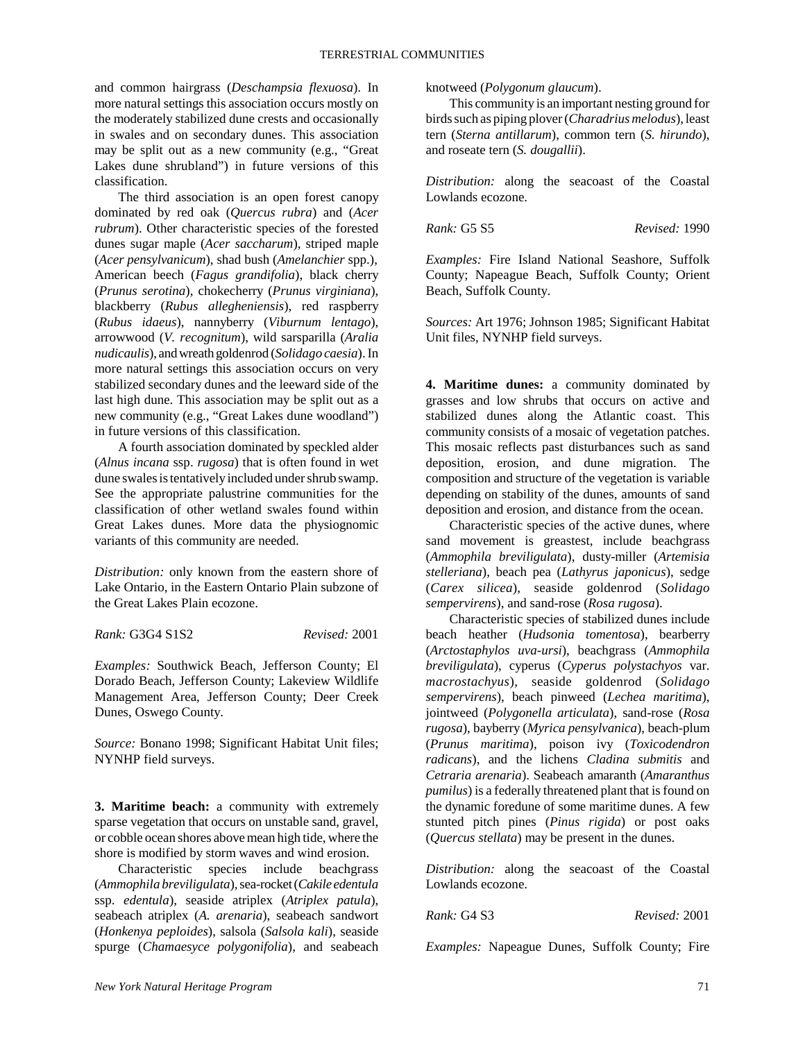and common hairgrass (*Deschampsia flexuosa*). In more natural settings this association occurs mostly on the moderately stabilized dune crests and occasionally in swales and on secondary dunes. This association may be split out as a new community (e.g., "Great Lakes dune shrubland") in future versions of this classification.

The third association is an open forest canopy dominated by red oak (*Quercus rubra*) and (*Acer rubrum*). Other characteristic species of the forested dunes sugar maple (*Acer saccharum*), striped maple (*Acer pensylvanicum*), shad bush (*Amelanchier* spp.), American beech (*Fagus grandifolia*), black cherry (*Prunus serotina*), chokecherry (*Prunus virginiana*), blackberry (*Rubus allegheniensis*), red raspberry (*Rubus idaeus*), nannyberry (*Viburnum lentago*), arrowwood (*V. recognitum*), wild sarsparilla (*Aralia nudicaulis*), and wreath goldenrod (*Solidago caesia*). In more natural settings this association occurs on very stabilized secondary dunes and the leeward side of the last high dune. This association may be split out as a new community (e.g., "Great Lakes dune woodland") in future versions of this classification.

A fourth association dominated by speckled alder (*Alnus incana* ssp. *rugosa*) that is often found in wet dune swales is tentatively included under shrub swamp. See the appropriate palustrine communities for the classification of other wetland swales found within Great Lakes dunes. More data the physiognomic variants of this community are needed.

*Distribution:* only known from the eastern shore of Lake Ontario, in the Eastern Ontario Plain subzone of the Great Lakes Plain ecozone.

*Rank:* G3G4 S1S2 *Revised:* 2001

*Examples:* Southwick Beach, Jefferson County; El Dorado Beach, Jefferson County; Lakeview Wildlife Management Area, Jefferson County; Deer Creek Dunes, Oswego County.

*Source:* Bonano 1998; Significant Habitat Unit files; NYNHP field surveys.

**3. Maritime beach:** a community with extremely sparse vegetation that occurs on unstable sand, gravel, or cobble ocean shores above mean high tide, where the shore is modified by storm waves and wind erosion.

Characteristic species include beachgrass (*Ammophila breviligulata*), sea-rocket (*Cakile edentula* ssp. *edentula*), seaside atriplex (*Atriplex patula*), seabeach atriplex (*A. arenaria*), seabeach sandwort (*Honkenya peploides*), salsola (*Salsola kali*), seaside spurge (*Chamaesyce polygonifolia*), and seabeach knotweed (*Polygonum glaucum*).

This community is an important nesting ground for birds such as piping plover (*Charadrius melodus*), least tern (*Sterna antillarum*), common tern (*S. hirundo*), and roseate tern (*S. dougallii*).

*Distribution:* along the seacoast of the Coastal Lowlands ecozone.

*Rank:* G5 S5 *Revised:* 1990

*Examples:* Fire Island National Seashore, Suffolk County; Napeague Beach, Suffolk County; Orient Beach, Suffolk County.

*Sources:* Art 1976; Johnson 1985; Significant Habitat Unit files, NYNHP field surveys.

**4. Maritime dunes:** a community dominated by grasses and low shrubs that occurs on active and stabilized dunes along the Atlantic coast. This community consists of a mosaic of vegetation patches. This mosaic reflects past disturbances such as sand deposition, erosion, and dune migration. The composition and structure of the vegetation is variable depending on stability of the dunes, amounts of sand deposition and erosion, and distance from the ocean.

Characteristic species of the active dunes, where sand movement is greastest, include beachgrass (*Ammophila breviligulata*), dusty-miller (*Artemisia stelleriana*), beach pea (*Lathyrus japonicus*), sedge (*Carex silicea*), seaside goldenrod (*Solidago sempervirens*), and sand-rose (*Rosa rugosa*).

Characteristic species of stabilized dunes include beach heather (*Hudsonia tomentosa*), bearberry (*Arctostaphylos uva-ursi*), beachgrass (*Ammophila breviligulata*), cyperus (*Cyperus polystachyos* var. *macrostachyus*), seaside goldenrod (*Solidago sempervirens*), beach pinweed (*Lechea maritima*), jointweed (*Polygonella articulata*), sand-rose (*Rosa rugosa*), bayberry (*Myrica pensylvanica*), beach-plum (*Prunus maritima*), poison ivy (*Toxicodendron radicans*), and the lichens *Cladina submitis* and *Cetraria arenaria*). Seabeach amaranth (*Amaranthus pumilus*) is a federally threatened plant that is found on the dynamic foredune of some maritime dunes. A few stunted pitch pines (*Pinus rigida*) or post oaks (*Quercus stellata*) may be present in the dunes.

*Distribution:* along the seacoast of the Coastal Lowlands ecozone.

*Rank:* G4 S3 *Revised:* 2001

*Examples:* Napeague Dunes, Suffolk County; Fire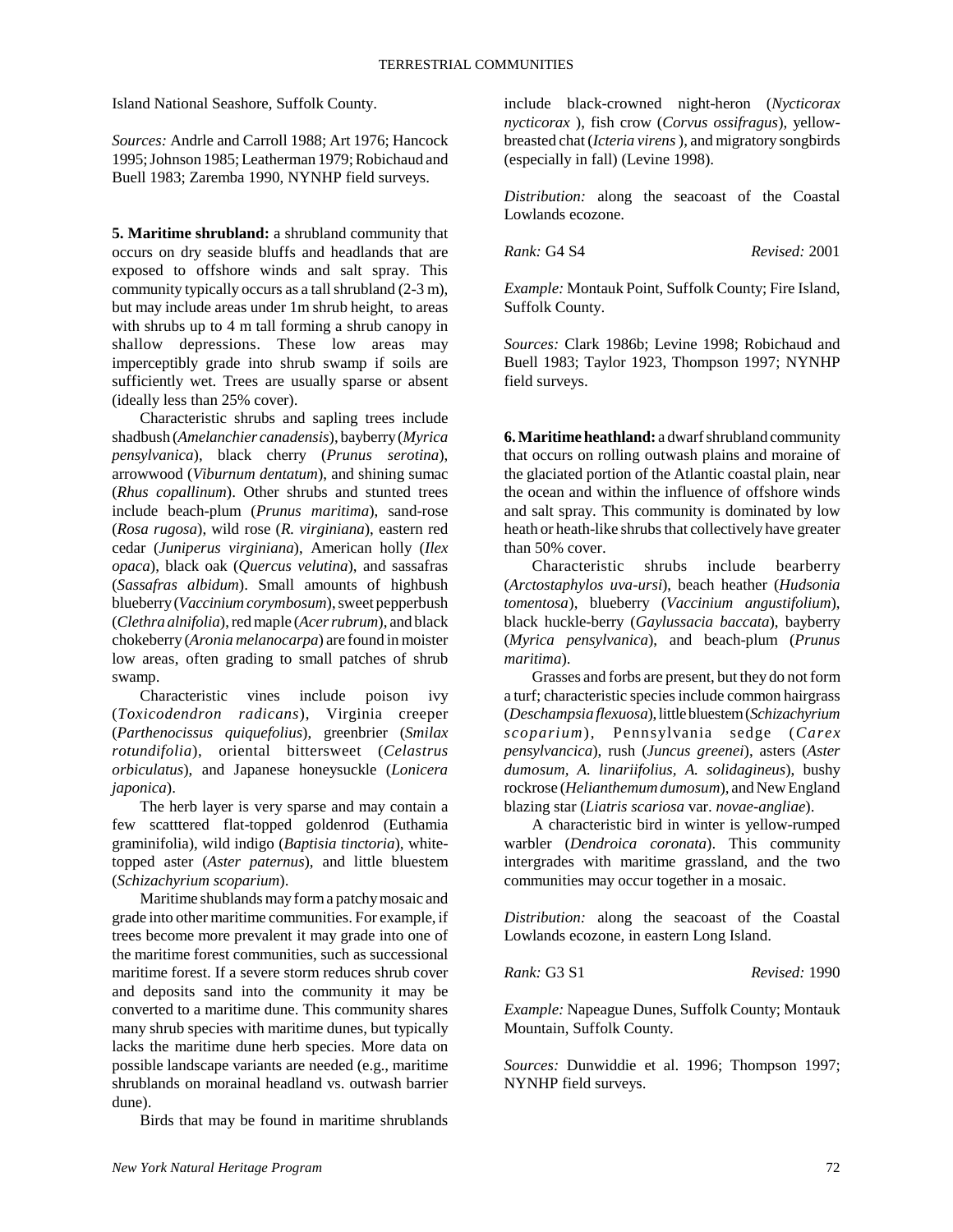Island National Seashore, Suffolk County.

*Sources:* Andrle and Carroll 1988; Art 1976; Hancock 1995; Johnson 1985; Leatherman 1979; Robichaud and Buell 1983; Zaremba 1990, NYNHP field surveys.

**5. Maritime shrubland:** a shrubland community that occurs on dry seaside bluffs and headlands that are exposed to offshore winds and salt spray. This community typically occurs as a tall shrubland (2-3 m), but may include areas under 1m shrub height, to areas with shrubs up to 4 m tall forming a shrub canopy in shallow depressions. These low areas may imperceptibly grade into shrub swamp if soils are sufficiently wet. Trees are usually sparse or absent (ideally less than 25% cover).

Characteristic shrubs and sapling trees include shadbush (*Amelanchier canadensis*), bayberry (*Myrica pensylvanica*), black cherry (*Prunus serotina*), arrowwood (*Viburnum dentatum*), and shining sumac (*Rhus copallinum*). Other shrubs and stunted trees include beach-plum (*Prunus maritima*), sand-rose (*Rosa rugosa*), wild rose (*R. virginiana*), eastern red cedar (*Juniperus virginiana*), American holly (*Ilex opaca*), black oak (*Quercus velutina*), and sassafras (*Sassafras albidum*). Small amounts of highbush blueberry (*Vaccinium corymbosum*), sweet pepperbush (*Clethra alnifolia*), red maple (*Acer rubrum*), and black chokeberry (*Aronia melanocarpa*) are found in moister low areas, often grading to small patches of shrub swamp.

Characteristic vines include poison ivy (*Toxicodendron radicans*), Virginia creeper (*Parthenocissus quiquefolius*), greenbrier (*Smilax rotundifolia*), oriental bittersweet (*Celastrus orbiculatus*), and Japanese honeysuckle (*Lonicera japonica*).

The herb layer is very sparse and may contain a few scatttered flat-topped goldenrod (Euthamia graminifolia), wild indigo (*Baptisia tinctoria*), white-topped aster (*Aster paternus*), and little bluestem (*Schizachyrium scoparium*).

Maritime shublands may form a patchy mosaic and grade into other maritime communities. For example, if trees become more prevalent it may grade into one of the maritime forest communities, such as successional maritime forest. If a severe storm reduces shrub cover and deposits sand into the community it may be converted to a maritime dune. This community shares many shrub species with maritime dunes, but typically lacks the maritime dune herb species. More data on possible landscape variants are needed (e.g., maritime shrublands on morainal headland vs. outwash barrier dune).

Birds that may be found in maritime shrublands include black-crowned night-heron (*Nycticorax nycticorax* ), fish crow (*Corvus ossifragus*), yellow-breasted chat (*Icteria virens* ), and migratory songbirds (especially in fall) (Levine 1998).

*Distribution:* along the seacoast of the Coastal Lowlands ecozone.

*Rank:* G4 S4 *Revised:* 2001

*Example:* Montauk Point, Suffolk County; Fire Island, Suffolk County.

*Sources:* Clark 1986b; Levine 1998; Robichaud and Buell 1983; Taylor 1923, Thompson 1997; NYNHP field surveys.

**6. Maritime heathland:** a dwarf shrubland community that occurs on rolling outwash plains and moraine of the glaciated portion of the Atlantic coastal plain, near the ocean and within the influence of offshore winds and salt spray. This community is dominated by low heath or heath-like shrubs that collectively have greater than 50% cover.

Characteristic shrubs include bearberry (*Arctostaphylos uva-ursi*), beach heather (*Hudsonia tomentosa*), blueberry (*Vaccinium angustifolium*), black huckle-berry (*Gaylussacia baccata*), bayberry (*Myrica pensylvanica*), and beach-plum (*Prunus maritima*).

Grasses and forbs are present, but they do not form a turf; characteristic species include common hairgrass (*Deschampsia flexuosa*), little bluestem (*Schizachyrium scoparium*), Pennsylvania sedge (*Carex pensylvancica*), rush (*Juncus greenei*), asters (*Aster dumosum, A. linariifolius, A. solidagineus*), bushy rockrose (*Helianthemum dumosum*), and New England blazing star (*Liatris scariosa* var. *novae-angliae*).

A characteristic bird in winter is yellow-rumped warbler (*Dendroica coronata*). This community intergrades with maritime grassland, and the two communities may occur together in a mosaic.

*Distribution:* along the seacoast of the Coastal Lowlands ecozone, in eastern Long Island.

*Rank:* G3 S1 *Revised:* 1990

*Example:* Napeague Dunes, Suffolk County; Montauk Mountain, Suffolk County.

*Sources:* Dunwiddie et al. 1996; Thompson 1997; NYNHP field surveys.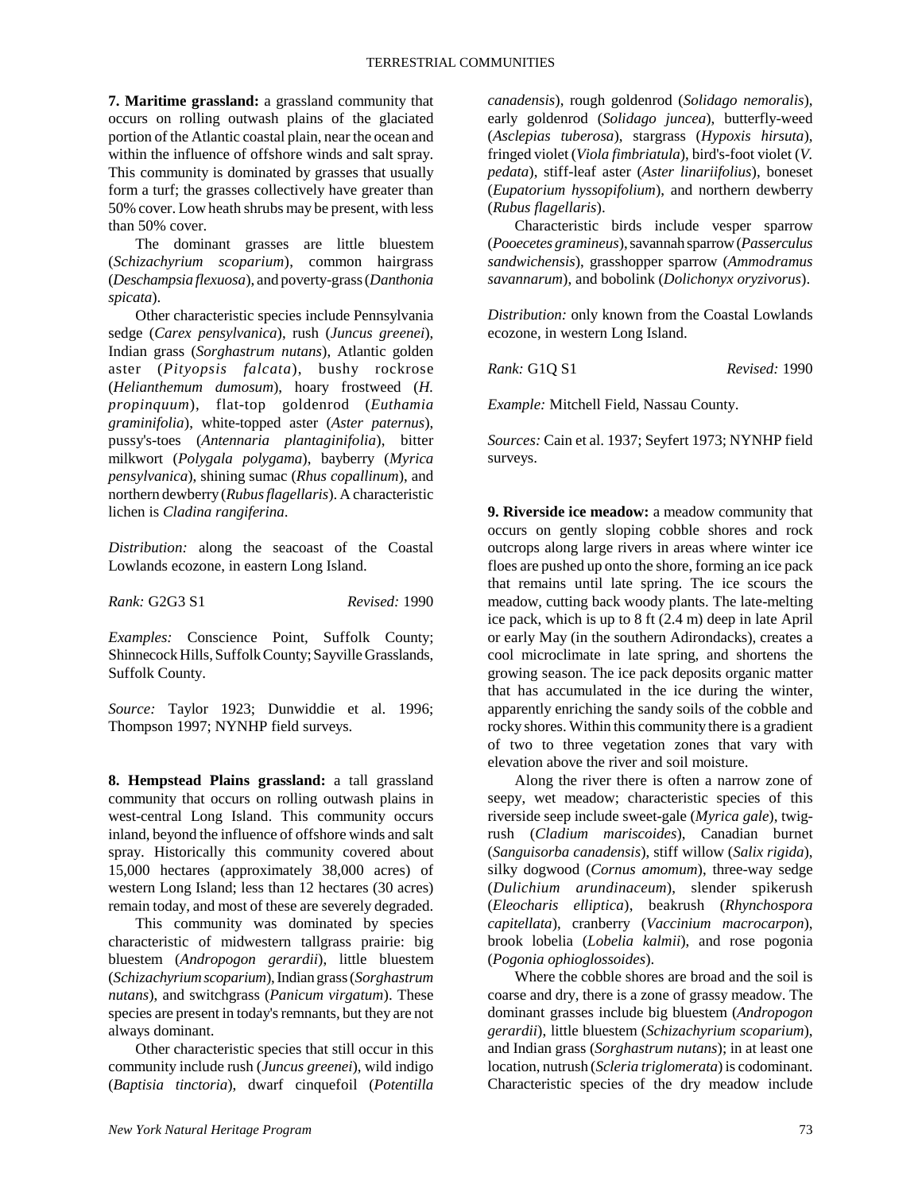**7. Maritime grassland:** a grassland community that occurs on rolling outwash plains of the glaciated portion of the Atlantic coastal plain, near the ocean and within the influence of offshore winds and salt spray. This community is dominated by grasses that usually form a turf; the grasses collectively have greater than 50% cover. Low heath shrubs may be present, with less than 50% cover.

The dominant grasses are little bluestem (*Schizachyrium scoparium*), common hairgrass (*Deschampsia flexuosa*), and poverty-grass (*Danthonia spicata*).

Other characteristic species include Pennsylvania sedge (*Carex pensylvanica*), rush (*Juncus greenei*), Indian grass (*Sorghastrum nutans*), Atlantic golden aster (*Pityopsis falcata*), bushy rockrose (*Helianthemum dumosum*), hoary frostweed (*H. propinquum*), flat-top goldenrod (*Euthamia graminifolia*), white-topped aster (*Aster paternus*), pussy's-toes (*Antennaria plantaginifolia*), bitter milkwort (*Polygala polygama*), bayberry (*Myrica pensylvanica*), shining sumac (*Rhus copallinum*), and northern dewberry (*Rubus flagellaris*). A characteristic lichen is *Cladina rangiferina*.

*Distribution:* along the seacoast of the Coastal Lowlands ecozone, in eastern Long Island.

*Rank:* G2G3 S1 *Revised:* 1990

*Examples:* Conscience Point, Suffolk County; Shinnecock Hills, Suffolk County; Sayville Grasslands, Suffolk County.

*Source:* Taylor 1923; Dunwiddie et al. 1996; Thompson 1997; NYNHP field surveys.

**8. Hempstead Plains grassland:** a tall grassland community that occurs on rolling outwash plains in west-central Long Island. This community occurs inland, beyond the influence of offshore winds and salt spray. Historically this community covered about 15,000 hectares (approximately 38,000 acres) of western Long Island; less than 12 hectares (30 acres) remain today, and most of these are severely degraded.

This community was dominated by species characteristic of midwestern tallgrass prairie: big bluestem (*Andropogon gerardii*), little bluestem (*Schizachyrium scoparium*), Indian grass (*Sorghastrum nutans*), and switchgrass (*Panicum virgatum*). These species are present in today's remnants, but they are not always dominant.

Other characteristic species that still occur in this community include rush (*Juncus greenei*), wild indigo (*Baptisia tinctoria*), dwarf cinquefoil (*Potentilla canadensis*), rough goldenrod (*Solidago nemoralis*), early goldenrod (*Solidago juncea*), butterfly-weed (*Asclepias tuberosa*), stargrass (*Hypoxis hirsuta*), fringed violet (*Viola fimbriatula*), bird's-foot violet (*V. pedata*), stiff-leaf aster (*Aster linariifolius*), boneset (*Eupatorium hyssopifolium*), and northern dewberry (*Rubus flagellaris*).

Characteristic birds include vesper sparrow (*Pooecetes gramineus*), savannah sparrow (*Passerculus sandwichensis*), grasshopper sparrow (*Ammodramus savannarum*), and bobolink (*Dolichonyx oryzivorus*).

*Distribution:* only known from the Coastal Lowlands ecozone, in western Long Island.

*Rank:* G1Q S1 *Revised:* 1990

*Example:* Mitchell Field, Nassau County.

*Sources:* Cain et al. 1937; Seyfert 1973; NYNHP field surveys.

**9. Riverside ice meadow:** a meadow community that occurs on gently sloping cobble shores and rock outcrops along large rivers in areas where winter ice floes are pushed up onto the shore, forming an ice pack that remains until late spring. The ice scours the meadow, cutting back woody plants. The late-melting ice pack, which is up to 8 ft (2.4 m) deep in late April or early May (in the southern Adirondacks), creates a cool microclimate in late spring, and shortens the growing season. The ice pack deposits organic matter that has accumulated in the ice during the winter, apparently enriching the sandy soils of the cobble and rocky shores. Within this community there is a gradient of two to three vegetation zones that vary with elevation above the river and soil moisture.

Along the river there is often a narrow zone of seepy, wet meadow; characteristic species of this riverside seep include sweet-gale (*Myrica gale*), twig-rush (*Cladium mariscoides*), Canadian burnet (*Sanguisorba canadensis*), stiff willow (*Salix rigida*), silky dogwood (*Cornus amomum*), three-way sedge (*Dulichium arundinaceum*), slender spikerush (*Eleocharis elliptica*), beakrush (*Rhynchospora capitellata*), cranberry (*Vaccinium macrocarpon*), brook lobelia (*Lobelia kalmii*), and rose pogonia (*Pogonia ophioglossoides*).

Where the cobble shores are broad and the soil is coarse and dry, there is a zone of grassy meadow. The dominant grasses include big bluestem (*Andropogon gerardii*), little bluestem (*Schizachyrium scoparium*), and Indian grass (*Sorghastrum nutans*); in at least one location, nutrush (*Scleria triglomerata*) is codominant. Characteristic species of the dry meadow include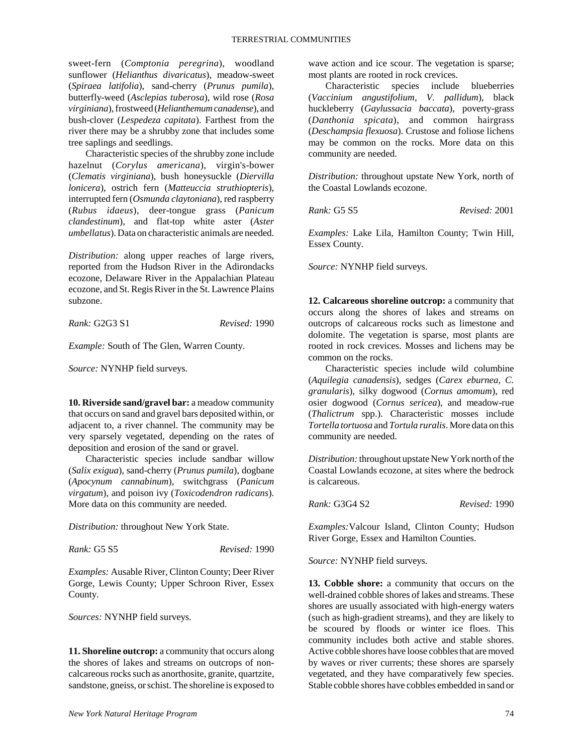sweet-fern (*Comptonia peregrina*), woodland sunflower (*Helianthus divaricatus*), meadow-sweet (*Spiraea latifolia*), sand-cherry (*Prunus pumila*), butterfly-weed (*Asclepias tuberosa*), wild rose (*Rosa virginiana*), frostweed (*Helianthemum canadense*), and bush-clover (*Lespedeza capitata*). Farthest from the river there may be a shrubby zone that includes some tree saplings and seedlings.

Characteristic species of the shrubby zone include hazelnut (*Corylus americana*), virgin's-bower (*Clematis virginiana*), bush honeysuckle (*Diervilla lonicera*), ostrich fern (*Matteuccia struthiopteris*), interrupted fern (*Osmunda claytoniana*), red raspberry (*Rubus idaeus*), deer-tongue grass (*Panicum clandestinum*), and flat-top white aster (*Aster umbellatus*). Data on characteristic animals are needed.

*Distribution:* along upper reaches of large rivers, reported from the Hudson River in the Adirondacks ecozone, Delaware River in the Appalachian Plateau ecozone, and St. Regis River in the St. Lawrence Plains subzone.

*Rank:* G2G3 S1 *Revised:* 1990

*Example:* South of The Glen, Warren County.

*Source:* NYNHP field surveys.

**10. Riverside sand/gravel bar:** a meadow community that occurs on sand and gravel bars deposited within, or adjacent to, a river channel. The community may be very sparsely vegetated, depending on the rates of deposition and erosion of the sand or gravel.

Characteristic species include sandbar willow (*Salix exigua*), sand-cherry (*Prunus pumila*), dogbane (*Apocynum cannabinum*), switchgrass (*Panicum virgatum*), and poison ivy (*Toxicodendron radicans*). More data on this community are needed.

*Distribution:* throughout New York State.

*Rank:* G5 S5 *Revised:* 1990

*Examples:* Ausable River, Clinton County; Deer River Gorge, Lewis County; Upper Schroon River, Essex County.

*Sources:* NYNHP field surveys.

**11. Shoreline outcrop:** a community that occurs along the shores of lakes and streams on outcrops of non-calcareous rocks such as anorthosite, granite, quartzite, sandstone, gneiss, or schist. The shoreline is exposed to wave action and ice scour. The vegetation is sparse; most plants are rooted in rock crevices.

Characteristic species include blueberries (*Vaccinium angustifolium*, *V. pallidum*), black huckleberry (*Gaylussacia baccata*), poverty-grass (*Danthonia spicata*), and common hairgrass (*Deschampsia flexuosa*). Crustose and foliose lichens may be common on the rocks. More data on this community are needed.

*Distribution:* throughout upstate New York, north of the Coastal Lowlands ecozone.

*Rank:* G5 S5 *Revised:* 2001

*Examples:* Lake Lila, Hamilton County; Twin Hill, Essex County.

*Source:* NYNHP field surveys.

**12. Calcareous shoreline outcrop:** a community that occurs along the shores of lakes and streams on outcrops of calcareous rocks such as limestone and dolomite. The vegetation is sparse, most plants are rooted in rock crevices. Mosses and lichens may be common on the rocks.

Characteristic species include wild columbine (*Aquilegia canadensis*), sedges (*Carex eburnea, C. granularis*), silky dogwood (*Cornus amomum*), red osier dogwood (*Cornus sericea*), and meadow-rue (*Thalictrum* spp.). Characteristic mosses include *Tortella tortuosa* and *Tortula ruralis*. More data on this community are needed.

*Distribution:* throughout upstate New York north of the Coastal Lowlands ecozone, at sites where the bedrock is calcareous.

*Rank:* G3G4 S2 *Revised:* 1990

*Examples:* Valcour Island, Clinton County; Hudson River Gorge, Essex and Hamilton Counties.

*Source:* NYNHP field surveys.

**13. Cobble shore:** a community that occurs on the well-drained cobble shores of lakes and streams. These shores are usually associated with high-energy waters (such as high-gradient streams), and they are likely to be scoured by floods or winter ice floes. This community includes both active and stable shores. Active cobble shores have loose cobbles that are moved by waves or river currents; these shores are sparsely vegetated, and they have comparatively few species. Stable cobble shores have cobbles embedded in sand or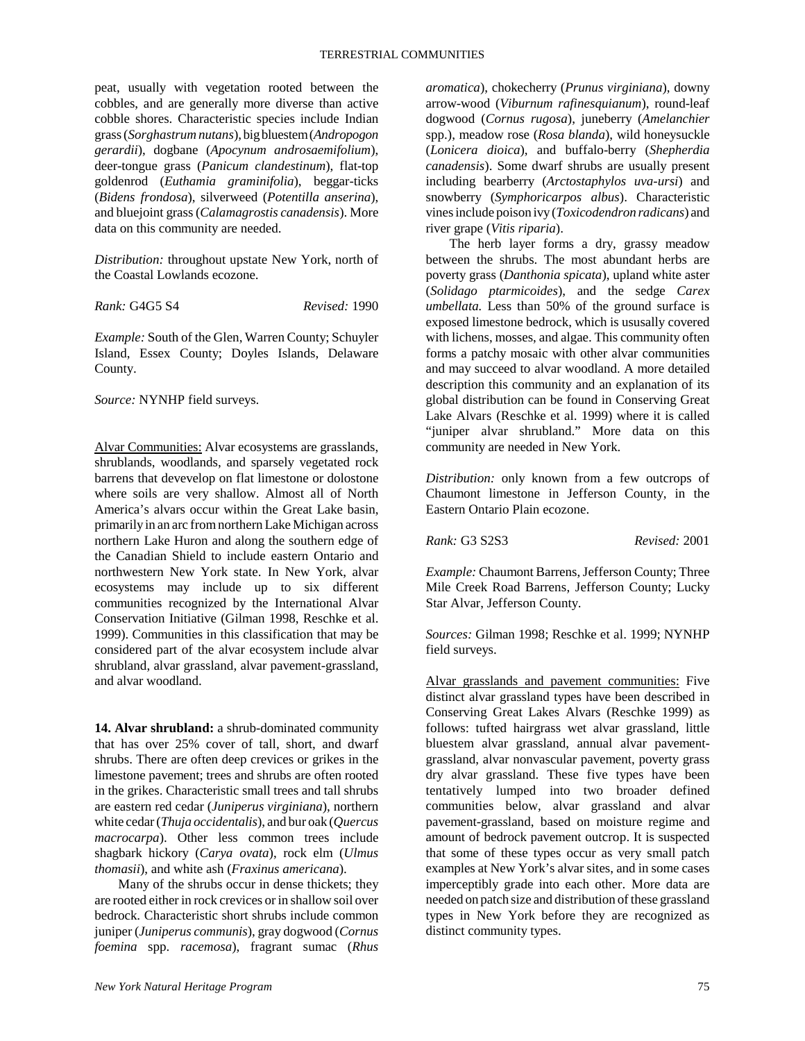peat, usually with vegetation rooted between the cobbles, and are generally more diverse than active cobble shores. Characteristic species include Indian grass (*Sorghastrum nutans*), big bluestem (*Andropogon gerardii*), dogbane (*Apocynum androsaemifolium*), deer-tongue grass (*Panicum clandestinum*), flat-top goldenrod (*Euthamia graminifolia*), beggar-ticks (*Bidens frondosa*), silverweed (*Potentilla anserina*), and bluejoint grass (*Calamagrostis canadensis*). More data on this community are needed.

*Distribution:* throughout upstate New York, north of the Coastal Lowlands ecozone.

*Rank:* G4G5 S4 *Revised:* 1990

*Example:* South of the Glen, Warren County; Schuyler Island, Essex County; Doyles Islands, Delaware County.

*Source:* NYNHP field surveys.

Alvar Communities: Alvar ecosystems are grasslands, shrublands, woodlands, and sparsely vegetated rock barrens that devevelop on flat limestone or dolostone where soils are very shallow. Almost all of North America's alvars occur within the Great Lake basin, primarily in an arc from northern Lake Michigan across northern Lake Huron and along the southern edge of the Canadian Shield to include eastern Ontario and northwestern New York state. In New York, alvar ecosystems may include up to six different communities recognized by the International Alvar Conservation Initiative (Gilman 1998, Reschke et al. 1999). Communities in this classification that may be considered part of the alvar ecosystem include alvar shrubland, alvar grassland, alvar pavement-grassland, and alvar woodland.

**14. Alvar shrubland:** a shrub-dominated community that has over 25% cover of tall, short, and dwarf shrubs. There are often deep crevices or grikes in the limestone pavement; trees and shrubs are often rooted in the grikes. Characteristic small trees and tall shrubs are eastern red cedar (*Juniperus virginiana*), northern white cedar (*Thuja occidentalis*), and bur oak (*Quercus macrocarpa*). Other less common trees include shagbark hickory (*Carya ovata*), rock elm (*Ulmus thomasii*), and white ash (*Fraxinus americana*).

Many of the shrubs occur in dense thickets; they are rooted either in rock crevices or in shallow soil over bedrock. Characteristic short shrubs include common juniper (*Juniperus communis*), gray dogwood (*Cornus foemina* spp. *racemosa*), fragrant sumac (*Rhus aromatica*), chokecherry (*Prunus virginiana*), downy arrow-wood (*Viburnum rafinesquianum*), round-leaf dogwood (*Cornus rugosa*), juneberry (*Amelanchier* spp.), meadow rose (*Rosa blanda*), wild honeysuckle (*Lonicera dioica*), and buffalo-berry (*Shepherdia canadensis*). Some dwarf shrubs are usually present including bearberry (*Arctostaphylos uva-ursi*) and snowberry (*Symphoricarpos albus*). Characteristic vines include poison ivy (*Toxicodendron radicans*) and river grape (*Vitis riparia*).

The herb layer forms a dry, grassy meadow between the shrubs. The most abundant herbs are poverty grass (*Danthonia spicata*), upland white aster (*Solidago ptarmicoides*), and the sedge *Carex umbellata.* Less than 50% of the ground surface is exposed limestone bedrock, which is ususally covered with lichens, mosses, and algae. This community often forms a patchy mosaic with other alvar communities and may succeed to alvar woodland. A more detailed description this community and an explanation of its global distribution can be found in Conserving Great Lake Alvars (Reschke et al. 1999) where it is called "juniper alvar shrubland." More data on this community are needed in New York.

*Distribution:* only known from a few outcrops of Chaumont limestone in Jefferson County, in the Eastern Ontario Plain ecozone.

*Rank:* G3 S2S3 *Revised:* 2001

*Example:* Chaumont Barrens, Jefferson County; Three Mile Creek Road Barrens, Jefferson County; Lucky Star Alvar, Jefferson County.

*Sources:* Gilman 1998; Reschke et al. 1999; NYNHP field surveys.

Alvar grasslands and pavement communities: Five distinct alvar grassland types have been described in Conserving Great Lakes Alvars (Reschke 1999) as follows: tufted hairgrass wet alvar grassland, little bluestem alvar grassland, annual alvar pavement-grassland, alvar nonvascular pavement, poverty grass dry alvar grassland. These five types have been tentatively lumped into two broader defined communities below, alvar grassland and alvar pavement-grassland, based on moisture regime and amount of bedrock pavement outcrop. It is suspected that some of these types occur as very small patch examples at New York's alvar sites, and in some cases imperceptibly grade into each other. More data are needed on patch size and distribution of these grassland types in New York before they are recognized as distinct community types.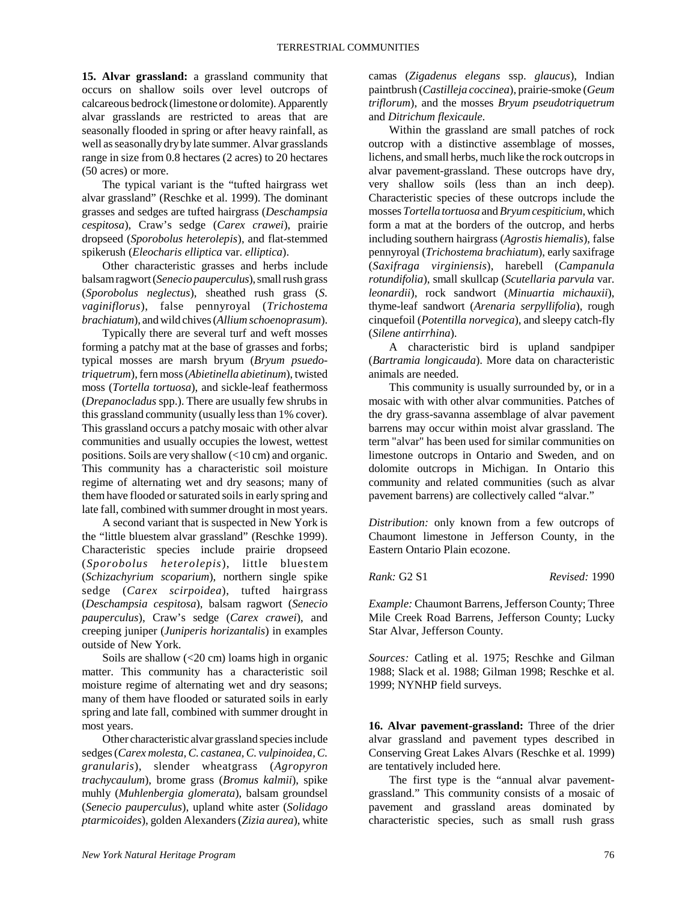**15. Alvar grassland:** a grassland community that occurs on shallow soils over level outcrops of calcareous bedrock (limestone or dolomite). Apparently alvar grasslands are restricted to areas that are seasonally flooded in spring or after heavy rainfall, as well as seasonally dry by late summer. Alvar grasslands range in size from 0.8 hectares (2 acres) to 20 hectares (50 acres) or more.

The typical variant is the "tufted hairgrass wet alvar grassland" (Reschke et al. 1999). The dominant grasses and sedges are tufted hairgrass (*Deschampsia cespitosa*), Craw's sedge (*Carex crawei*), prairie dropseed (*Sporobolus heterolepis*), and flat-stemmed spikerush (*Eleocharis elliptica* var. *elliptica*).

Other characteristic grasses and herbs include balsam ragwort (*Senecio pauperculus*), small rush grass (*Sporobolus neglectus*), sheathed rush grass (*S. vaginiflorus*), false pennyroyal (*Trichostema brachiatum*), and wild chives (*Allium schoenoprasum*).

Typically there are several turf and weft mosses forming a patchy mat at the base of grasses and forbs; typical mosses are marsh bryum (*Bryum psuedo-triquetrum*), fern moss (*Abietinella abietinum*), twisted moss (*Tortella tortuosa*), and sickle-leaf feathermoss (*Drepanocladus* spp.). There are usually few shrubs in this grassland community (usually less than 1% cover). This grassland occurs a patchy mosaic with other alvar communities and usually occupies the lowest, wettest positions. Soils are very shallow (<10 cm) and organic. This community has a characteristic soil moisture regime of alternating wet and dry seasons; many of them have flooded or saturated soils in early spring and late fall, combined with summer drought in most years.

A second variant that is suspected in New York is the "little bluestem alvar grassland" (Reschke 1999). Characteristic species include prairie dropseed (*Sporobolus heterolepis*), little bluestem (*Schizachyrium scoparium*), northern single spike sedge (*Carex scirpoidea*), tufted hairgrass (*Deschampsia cespitosa*), balsam ragwort (*Senecio pauperculus*), Craw's sedge (*Carex crawei*), and creeping juniper (*Juniperis horizantalis*) in examples outside of New York.

Soils are shallow (<20 cm) loams high in organic matter. This community has a characteristic soil moisture regime of alternating wet and dry seasons; many of them have flooded or saturated soils in early spring and late fall, combined with summer drought in most years.

Other characteristic alvar grassland species include sedges (*Carex molesta, C. castanea, C. vulpinoidea, C. granularis*), slender wheatgrass (*Agropyron trachycaulum*), brome grass (*Bromus kalmii*), spike muhly (*Muhlenbergia glomerata*), balsam groundsel (*Senecio pauperculus*), upland white aster (*Solidago ptarmicoides*), golden Alexanders (*Zizia aurea*), white camas (*Zigadenus elegans* ssp. *glaucus*), Indian paintbrush (*Castilleja coccinea*), prairie-smoke (*Geum triflorum*), and the mosses *Bryum pseudotriquetrum* and *Ditrichum flexicaule*.

Within the grassland are small patches of rock outcrop with a distinctive assemblage of mosses, lichens, and small herbs, much like the rock outcrops in alvar pavement-grassland. These outcrops have dry, very shallow soils (less than an inch deep). Characteristic species of these outcrops include the mosses *Tortella tortuosa* and *Bryum cespiticium*, which form a mat at the borders of the outcrop, and herbs including southern hairgrass (*Agrostis hiemalis*), false pennyroyal (*Trichostema brachiatum*), early saxifrage (*Saxifraga virginiensis*), harebell (*Campanula rotundifolia*), small skullcap (*Scutellaria parvula* var. *leonardii*), rock sandwort (*Minuartia michauxii*), thyme-leaf sandwort (*Arenaria serpyllifolia*), rough cinquefoil (*Potentilla norvegica*), and sleepy catch-fly (*Silene antirrhina*).

A characteristic bird is upland sandpiper (*Bartramia longicauda*). More data on characteristic animals are needed.

This community is usually surrounded by, or in a mosaic with with other alvar communities. Patches of the dry grass-savanna assemblage of alvar pavement barrens may occur within moist alvar grassland. The term "alvar" has been used for similar communities on limestone outcrops in Ontario and Sweden, and on dolomite outcrops in Michigan. In Ontario this community and related communities (such as alvar pavement barrens) are collectively called "alvar."

*Distribution:* only known from a few outcrops of Chaumont limestone in Jefferson County, in the Eastern Ontario Plain ecozone.

*Rank:* G2 S1 *Revised:* 1990

*Example:* Chaumont Barrens, Jefferson County; Three Mile Creek Road Barrens, Jefferson County; Lucky Star Alvar, Jefferson County.

*Sources:* Catling et al. 1975; Reschke and Gilman 1988; Slack et al. 1988; Gilman 1998; Reschke et al. 1999; NYNHP field surveys.

**16. Alvar pavement-grassland:** Three of the drier alvar grassland and pavement types described in Conserving Great Lakes Alvars (Reschke et al. 1999) are tentatively included here.

The first type is the "annual alvar pavement-grassland." This community consists of a mosaic of pavement and grassland areas dominated by characteristic species, such as small rush grass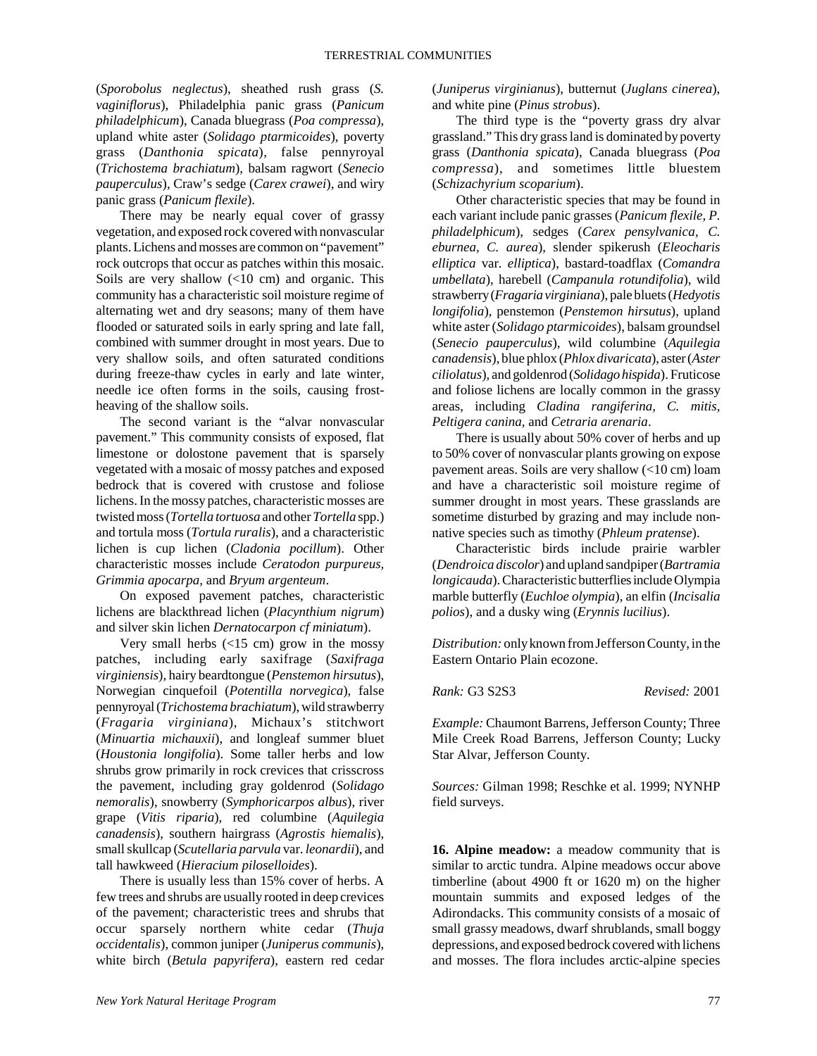(*Sporobolus neglectus*), sheathed rush grass (*S. vaginiflorus*), Philadelphia panic grass (*Panicum philadelphicum*), Canada bluegrass (*Poa compressa*), upland white aster (*Solidago ptarmicoides*), poverty grass (*Danthonia spicata*), false pennyroyal (*Trichostema brachiatum*), balsam ragwort (*Senecio pauperculus*), Craw's sedge (*Carex crawei*), and wiry panic grass (*Panicum flexile*).

There may be nearly equal cover of grassy vegetation, and exposed rock covered with nonvascular plants. Lichens and mosses are common on "pavement" rock outcrops that occur as patches within this mosaic. Soils are very shallow (<10 cm) and organic. This community has a characteristic soil moisture regime of alternating wet and dry seasons; many of them have flooded or saturated soils in early spring and late fall, combined with summer drought in most years. Due to very shallow soils, and often saturated conditions during freeze-thaw cycles in early and late winter, needle ice often forms in the soils, causing frost-heaving of the shallow soils.

The second variant is the "alvar nonvascular pavement." This community consists of exposed, flat limestone or dolostone pavement that is sparsely vegetated with a mosaic of mossy patches and exposed bedrock that is covered with crustose and foliose lichens. In the mossy patches, characteristic mosses are twisted moss (*Tortella tortuosa* and other *Tortella* spp.) and tortula moss (*Tortula ruralis*), and a characteristic lichen is cup lichen (*Cladonia pocillum*). Other characteristic mosses include *Ceratodon purpureus, Grimmia apocarpa,* and *Bryum argenteum*.

On exposed pavement patches, characteristic lichens are blackthread lichen (*Placynthium nigrum*) and silver skin lichen *Dernatocarpon cf miniatum*).

Very small herbs (<15 cm) grow in the mossy patches, including early saxifrage (*Saxifraga virginiensis*), hairy beardtongue (*Penstemon hirsutus*), Norwegian cinquefoil (*Potentilla norvegica*), false pennyroyal (*Trichostema brachiatum*), wild strawberry (*Fragaria virginiana*), Michaux's stitchwort (*Minuartia michauxii*), and longleaf summer bluet (*Houstonia longifolia*). Some taller herbs and low shrubs grow primarily in rock crevices that crisscross the pavement, including gray goldenrod (*Solidago nemoralis*), snowberry (*Symphoricarpos albus*), river grape (*Vitis riparia*), red columbine (*Aquilegia canadensis*), southern hairgrass (*Agrostis hiemalis*), small skullcap (*Scutellaria parvula* var. *leonardii*), and tall hawkweed (*Hieracium piloselloides*).

There is usually less than 15% cover of herbs. A few trees and shrubs are usually rooted in deep crevices of the pavement; characteristic trees and shrubs that occur sparsely northern white cedar (*Thuja occidentalis*), common juniper (*Juniperus communis*), white birch (*Betula papyrifera*), eastern red cedar (*Juniperus virginianus*), butternut (*Juglans cinerea*), and white pine (*Pinus strobus*).

The third type is the "poverty grass dry alvar grassland." This dry grass land is dominated by poverty grass (*Danthonia spicata*), Canada bluegrass (*Poa compressa*), and sometimes little bluestem (*Schizachyrium scoparium*).

Other characteristic species that may be found in each variant include panic grasses (*Panicum flexile, P. philadelphicum*), sedges (*Carex pensylvanica, C. eburnea, C. aurea*), slender spikerush (*Eleocharis elliptica* var. *elliptica*), bastard-toadflax (*Comandra umbellata*), harebell (*Campanula rotundifolia*), wild strawberry (*Fragaria virginiana*), pale bluets (*Hedyotis longifolia*), penstemon (*Penstemon hirsutus*), upland white aster (*Solidago ptarmicoides*), balsam groundsel (*Senecio pauperculus*), wild columbine (*Aquilegia canadensis*), blue phlox (*Phlox divaricata*), aster (*Aster ciliolatus*), and goldenrod (*Solidago hispida*). Fruticose and foliose lichens are locally common in the grassy areas, including *Cladina rangiferina, C. mitis, Peltigera canina,* and *Cetraria arenaria*.

There is usually about 50% cover of herbs and up to 50% cover of nonvascular plants growing on expose pavement areas. Soils are very shallow (<10 cm) loam and have a characteristic soil moisture regime of summer drought in most years. These grasslands are sometime disturbed by grazing and may include non-native species such as timothy (*Phleum pratense*).

Characteristic birds include prairie warbler (*Dendroica discolor*) and upland sandpiper (*Bartramia longicauda*). Characteristic butterflies include Olympia marble butterfly (*Euchloe olympia*), an elfin (*Incisalia polios*), and a dusky wing (*Erynnis lucilius*).

*Distribution:* only known from Jefferson County, in the Eastern Ontario Plain ecozone.

*Rank:* G3 S2S3 *Revised:* 2001

*Example:* Chaumont Barrens, Jefferson County; Three Mile Creek Road Barrens, Jefferson County; Lucky Star Alvar, Jefferson County.

*Sources:* Gilman 1998; Reschke et al. 1999; NYNHP field surveys.

**16. Alpine meadow:** a meadow community that is similar to arctic tundra. Alpine meadows occur above timberline (about 4900 ft or 1620 m) on the higher mountain summits and exposed ledges of the Adirondacks. This community consists of a mosaic of small grassy meadows, dwarf shrublands, small boggy depressions, and exposed bedrock covered with lichens and mosses. The flora includes arctic-alpine species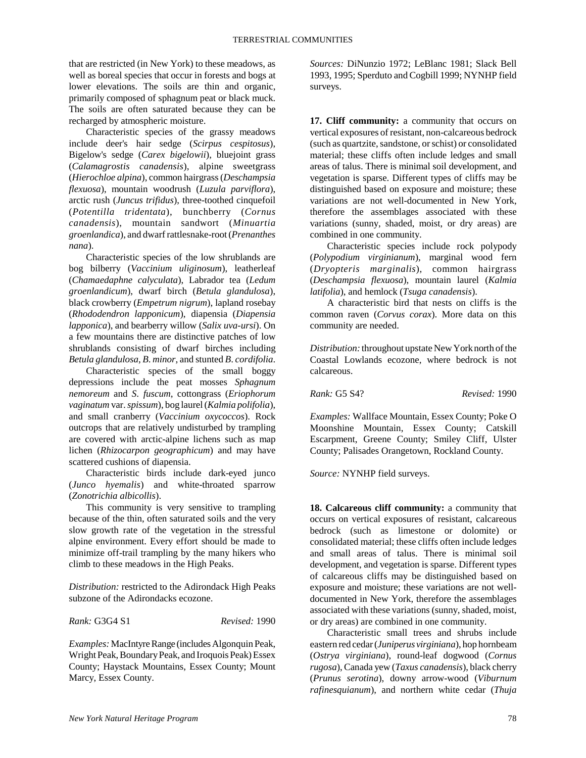that are restricted (in New York) to these meadows, as well as boreal species that occur in forests and bogs at lower elevations. The soils are thin and organic, primarily composed of sphagnum peat or black muck. The soils are often saturated because they can be recharged by atmospheric moisture.

Characteristic species of the grassy meadows include deer's hair sedge (*Scirpus cespitosus*), Bigelow's sedge (*Carex bigelowii*), bluejoint grass (*Calamagrostis canadensis*), alpine sweetgrass (*Hierochloe alpina*), common hairgrass (*Deschampsia flexuosa*), mountain woodrush (*Luzula parviflora*), arctic rush (*Juncus trifidus*), three-toothed cinquefoil (*Potentilla tridentata*), bunchberry (*Cornus canadensis*), mountain sandwort (*Minuartia groenlandica*), and dwarf rattlesnake-root (*Prenanthes nana*).

Characteristic species of the low shrublands are bog bilberry (*Vaccinium uliginosum*), leatherleaf (*Chamaedaphne calyculata*), Labrador tea (*Ledum groenlandicum*), dwarf birch (*Betula glandulosa*), black crowberry (*Empetrum nigrum*), lapland rosebay (*Rhododendron lapponicum*), diapensia (*Diapensia lapponica*), and bearberry willow (*Salix uva-ursi*). On a few mountains there are distinctive patches of low shrublands consisting of dwarf birches including *Betula glandulosa*, *B. minor*, and stunted *B. cordifolia*.

Characteristic species of the small boggy depressions include the peat mosses *Sphagnum nemoreum* and *S. fuscum*, cottongrass (*Eriophorum vaginatum* var. *spissum*), bog laurel (*Kalmia polifolia*), and small cranberry (*Vaccinium oxycoccos*). Rock outcrops that are relatively undisturbed by trampling are covered with arctic-alpine lichens such as map lichen (*Rhizocarpon geographicum*) and may have scattered cushions of diapensia.

Characteristic birds include dark-eyed junco (*Junco hyemalis*) and white-throated sparrow (*Zonotrichia albicollis*).

This community is very sensitive to trampling because of the thin, often saturated soils and the very slow growth rate of the vegetation in the stressful alpine environment. Every effort should be made to minimize off-trail trampling by the many hikers who climb to these meadows in the High Peaks.

*Distribution:* restricted to the Adirondack High Peaks subzone of the Adirondacks ecozone.

*Rank:* G3G4 S1 *Revised:* 1990

*Examples:* MacIntyre Range (includes Algonquin Peak, Wright Peak, Boundary Peak, and Iroquois Peak) Essex County; Haystack Mountains, Essex County; Mount Marcy, Essex County.

*Sources:* DiNunzio 1972; LeBlanc 1981; Slack Bell 1993, 1995; Sperduto and Cogbill 1999; NYNHP field surveys.

**17. Cliff community:** a community that occurs on vertical exposures of resistant, non-calcareous bedrock (such as quartzite, sandstone, or schist) or consolidated material; these cliffs often include ledges and small areas of talus. There is minimal soil development, and vegetation is sparse. Different types of cliffs may be distinguished based on exposure and moisture; these variations are not well-documented in New York, therefore the assemblages associated with these variations (sunny, shaded, moist, or dry areas) are combined in one community.

Characteristic species include rock polypody (*Polypodium virginianum*), marginal wood fern (*Dryopteris marginalis*), common hairgrass (*Deschampsia flexuosa*), mountain laurel (*Kalmia latifolia*), and hemlock (*Tsuga canadensis*).

A characteristic bird that nests on cliffs is the common raven (*Corvus corax*). More data on this community are needed.

*Distribution:* throughout upstate New York north of the Coastal Lowlands ecozone, where bedrock is not calcareous.

*Rank:* G5 S4? *Revised:* 1990

*Examples:* Wallface Mountain, Essex County; Poke O Moonshine Mountain, Essex County; Catskill Escarpment, Greene County; Smiley Cliff, Ulster County; Palisades Orangetown, Rockland County.

*Source:* NYNHP field surveys.

**18. Calcareous cliff community:** a community that occurs on vertical exposures of resistant, calcareous bedrock (such as limestone or dolomite) or consolidated material; these cliffs often include ledges and small areas of talus. There is minimal soil development, and vegetation is sparse. Different types of calcareous cliffs may be distinguished based on exposure and moisture; these variations are not well-documented in New York, therefore the assemblages associated with these variations (sunny, shaded, moist, or dry areas) are combined in one community.

Characteristic small trees and shrubs include eastern red cedar (*Juniperus virginiana*), hop hornbeam (*Ostrya virginiana*), round-leaf dogwood (*Cornus rugosa*), Canada yew (*Taxus canadensis*), black cherry (*Prunus serotina*), downy arrow-wood (*Viburnum rafinesquianum*), and northern white cedar (*Thuja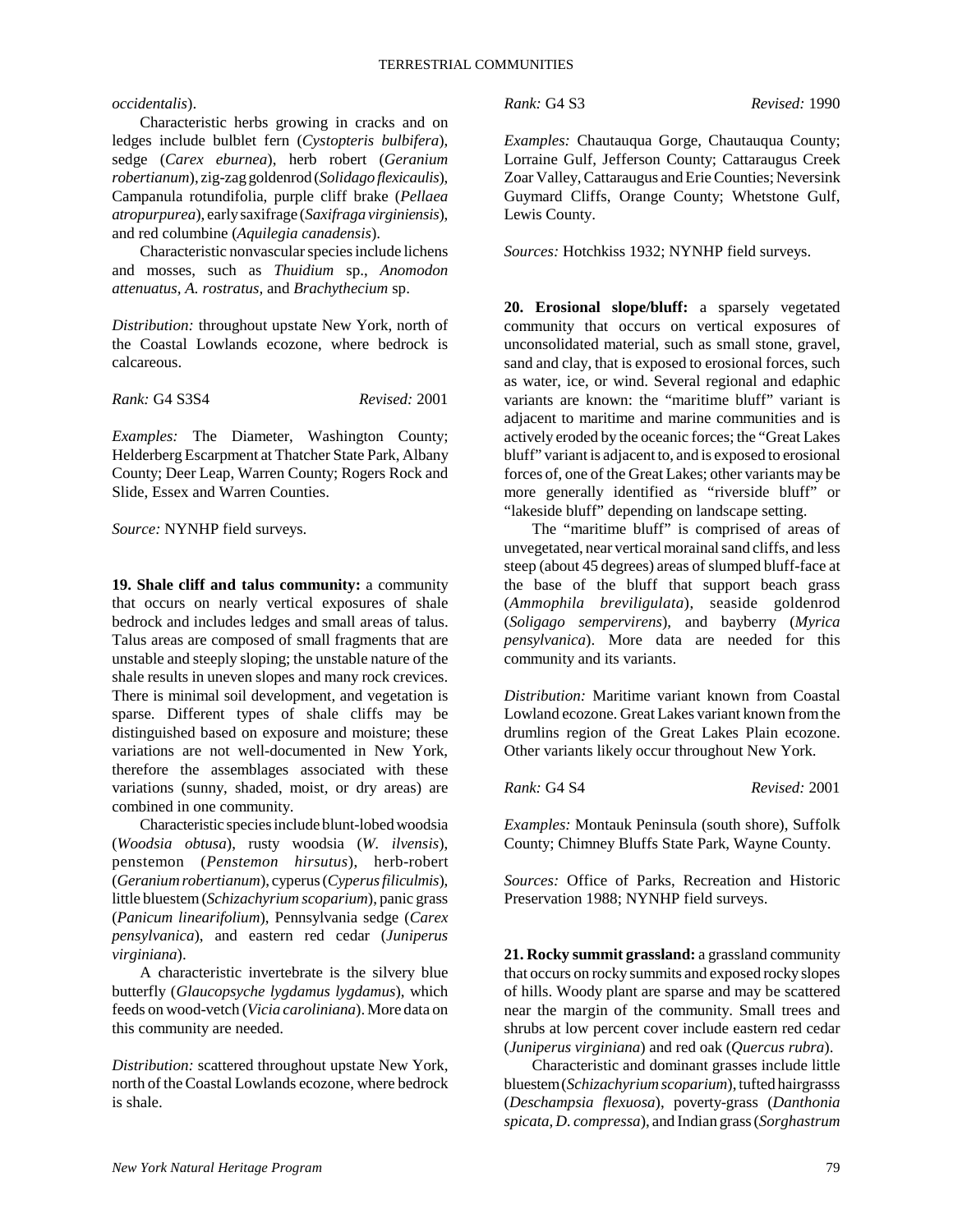*occidentalis*).

Characteristic herbs growing in cracks and on ledges include bulblet fern (*Cystopteris bulbifera*), sedge (*Carex eburnea*), herb robert (*Geranium robertianum*), zig-zag goldenrod (*Solidago flexicaulis*), Campanula rotundifolia, purple cliff brake (*Pellaea atropurpurea*), early saxifrage (*Saxifraga virginiensis*), and red columbine (*Aquilegia canadensis*).

Characteristic nonvascular species include lichens and mosses, such as *Thuidium* sp., *Anomodon attenuatus*, *A. rostratus*, and *Brachythecium* sp.

*Distribution:* throughout upstate New York, north of the Coastal Lowlands ecozone, where bedrock is calcareous.

*Rank:* G4 S3S4 *Revised:* 2001

*Examples:* The Diameter, Washington County; Helderberg Escarpment at Thatcher State Park, Albany County; Deer Leap, Warren County; Rogers Rock and Slide, Essex and Warren Counties.

*Source:* NYNHP field surveys.

**19. Shale cliff and talus community:** a community that occurs on nearly vertical exposures of shale bedrock and includes ledges and small areas of talus. Talus areas are composed of small fragments that are unstable and steeply sloping; the unstable nature of the shale results in uneven slopes and many rock crevices. There is minimal soil development, and vegetation is sparse. Different types of shale cliffs may be distinguished based on exposure and moisture; these variations are not well-documented in New York, therefore the assemblages associated with these variations (sunny, shaded, moist, or dry areas) are combined in one community.

Characteristic species include blunt-lobed woodsia (*Woodsia obtusa*), rusty woodsia (*W. ilvensis*), penstemon (*Penstemon hirsutus*), herb-robert (*Geranium robertianum*), cyperus (*Cyperus filiculmis*), little bluestem (*Schizachyrium scoparium*), panic grass (*Panicum linearifolium*), Pennsylvania sedge (*Carex pensylvanica*), and eastern red cedar (*Juniperus virginiana*).

A characteristic invertebrate is the silvery blue butterfly (*Glaucopsyche lygdamus lygdamus*), which feeds on wood-vetch (*Vicia caroliniana*). More data on this community are needed.

*Distribution:* scattered throughout upstate New York, north of the Coastal Lowlands ecozone, where bedrock is shale.

*Rank:* G4 S3 *Revised:* 1990

*Examples:* Chautauqua Gorge, Chautauqua County; Lorraine Gulf, Jefferson County; Cattaraugus Creek Zoar Valley, Cattaraugus and Erie Counties; Neversink Guymard Cliffs, Orange County; Whetstone Gulf, Lewis County.

*Sources:* Hotchkiss 1932; NYNHP field surveys.

**20. Erosional slope/bluff:** a sparsely vegetated community that occurs on vertical exposures of unconsolidated material, such as small stone, gravel, sand and clay, that is exposed to erosional forces, such as water, ice, or wind. Several regional and edaphic variants are known: the "maritime bluff" variant is adjacent to maritime and marine communities and is actively eroded by the oceanic forces; the "Great Lakes bluff" variant is adjacent to, and is exposed to erosional forces of, one of the Great Lakes; other variants may be more generally identified as "riverside bluff" or "lakeside bluff" depending on landscape setting.

The "maritime bluff" is comprised of areas of unvegetated, near vertical morainal sand cliffs, and less steep (about 45 degrees) areas of slumped bluff-face at the base of the bluff that support beach grass (*Ammophila breviligulata*), seaside goldenrod (*Soligago sempervirens*), and bayberry (*Myrica pensylvanica*). More data are needed for this community and its variants.

*Distribution:* Maritime variant known from Coastal Lowland ecozone. Great Lakes variant known from the drumlins region of the Great Lakes Plain ecozone. Other variants likely occur throughout New York.

*Rank:* G4 S4 *Revised:* 2001

*Examples:* Montauk Peninsula (south shore), Suffolk County; Chimney Bluffs State Park, Wayne County.

*Sources:* Office of Parks, Recreation and Historic Preservation 1988; NYNHP field surveys.

**21. Rocky summit grassland:** a grassland community that occurs on rocky summits and exposed rocky slopes of hills. Woody plant are sparse and may be scattered near the margin of the community. Small trees and shrubs at low percent cover include eastern red cedar (*Juniperus virginiana*) and red oak (*Quercus rubra*).

Characteristic and dominant grasses include little bluestem (*Schizachyrium scoparium*), tufted hairgrasss (*Deschampsia flexuosa*), poverty-grass (*Danthonia spicata*, *D. compressa*), and Indian grass (*Sorghastrum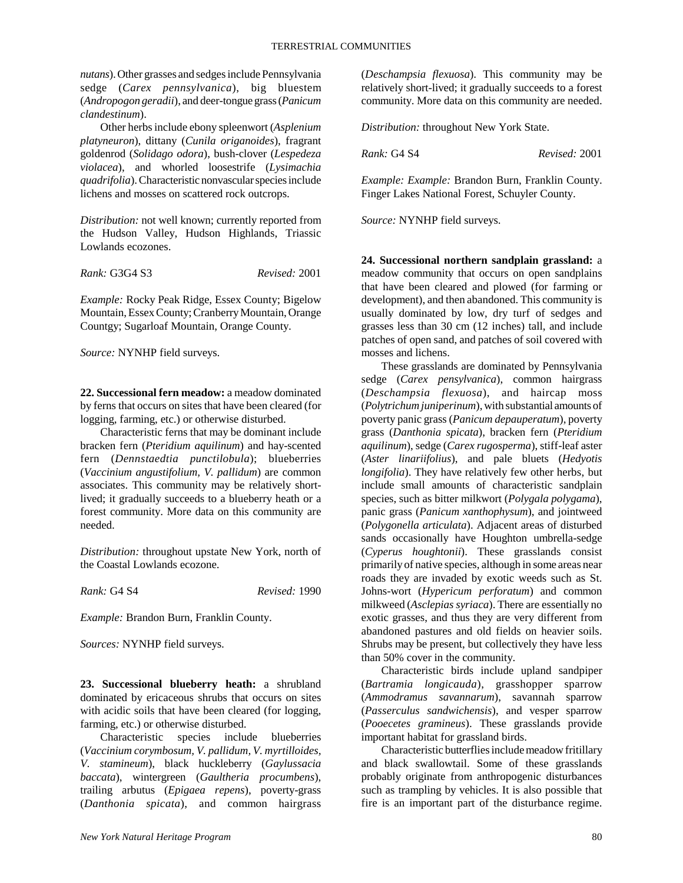*nutans*). Other grasses and sedges include Pennsylvania sedge (*Carex pennsylvanica*), big bluestem (*Andropogon geradii*), and deer-tongue grass (*Panicum clandestinum*).

Other herbs include ebony spleenwort (*Asplenium platyneuron*), dittany (*Cunila origanoides*), fragrant goldenrod (*Solidago odora*), bush-clover (*Lespedeza violacea*), and whorled loosestrife (*Lysimachia quadrifolia*). Characteristic nonvascular species include lichens and mosses on scattered rock outcrops.

*Distribution:* not well known; currently reported from the Hudson Valley, Hudson Highlands, Triassic Lowlands ecozones.

*Rank:* G3G4 S3 *Revised:* 2001

*Example:* Rocky Peak Ridge, Essex County; Bigelow Mountain, Essex County; Cranberry Mountain, Orange Countgy; Sugarloaf Mountain, Orange County.

*Source:* NYNHP field surveys.

**22. Successional fern meadow:** a meadow dominated by ferns that occurs on sites that have been cleared (for logging, farming, etc.) or otherwise disturbed.

Characteristic ferns that may be dominant include bracken fern (*Pteridium aquilinum*) and hay-scented fern (*Dennstaedtia punctilobula*); blueberries (*Vaccinium angustifolium, V. pallidum*) are common associates. This community may be relatively short-lived; it gradually succeeds to a blueberry heath or a forest community. More data on this community are needed.

*Distribution:* throughout upstate New York, north of the Coastal Lowlands ecozone.

*Rank:* G4 S4 *Revised:* 1990

*Example:* Brandon Burn, Franklin County.

*Sources:* NYNHP field surveys.

**23. Successional blueberry heath:** a shrubland dominated by ericaceous shrubs that occurs on sites with acidic soils that have been cleared (for logging, farming, etc.) or otherwise disturbed.

Characteristic species include blueberries (*Vaccinium corymbosum, V. pallidum, V. myrtilloides, V. stamineum*), black huckleberry (*Gaylussacia baccata*), wintergreen (*Gaultheria procumbens*), trailing arbutus (*Epigaea repens*), poverty-grass (*Danthonia spicata*), and common hairgrass (*Deschampsia flexuosa*). This community may be relatively short-lived; it gradually succeeds to a forest community. More data on this community are needed.

*Distribution:* throughout New York State.

*Rank:* G4 S4 *Revised:* 2001

*Example: Example:* Brandon Burn, Franklin County. Finger Lakes National Forest, Schuyler County.

*Source:* NYNHP field surveys.

**24. Successional northern sandplain grassland:** a meadow community that occurs on open sandplains that have been cleared and plowed (for farming or development), and then abandoned. This community is usually dominated by low, dry turf of sedges and grasses less than 30 cm (12 inches) tall, and include patches of open sand, and patches of soil covered with mosses and lichens.

These grasslands are dominated by Pennsylvania sedge (*Carex pensylvanica*), common hairgrass (*Deschampsia flexuosa*), and haircap moss (*Polytrichum juniperinum*), with substantial amounts of poverty panic grass (*Panicum depauperatum*), poverty grass (*Danthonia spicata*), bracken fern (*Pteridium aquilinum*), sedge (*Carex rugosperma*), stiff-leaf aster (*Aster linariifolius*), and pale bluets (*Hedyotis longifolia*). They have relatively few other herbs, but include small amounts of characteristic sandplain species, such as bitter milkwort (*Polygala polygama*), panic grass (*Panicum xanthophysum*), and jointweed (*Polygonella articulata*). Adjacent areas of disturbed sands occasionally have Houghton umbrella-sedge (*Cyperus houghtonii*). These grasslands consist primarily of native species, although in some areas near roads they are invaded by exotic weeds such as St. Johns-wort (*Hypericum perforatum*) and common milkweed (*Asclepias syriaca*). There are essentially no exotic grasses, and thus they are very different from abandoned pastures and old fields on heavier soils. Shrubs may be present, but collectively they have less than 50% cover in the community.

Characteristic birds include upland sandpiper (*Bartramia longicauda*), grasshopper sparrow (*Ammodramus savannarum*), savannah sparrow (*Passerculus sandwichensis*), and vesper sparrow (*Pooecetes gramineus*). These grasslands provide important habitat for grassland birds.

Characteristic butterflies include meadow fritillary and black swallowtail. Some of these grasslands probably originate from anthropogenic disturbances such as trampling by vehicles. It is also possible that fire is an important part of the disturbance regime.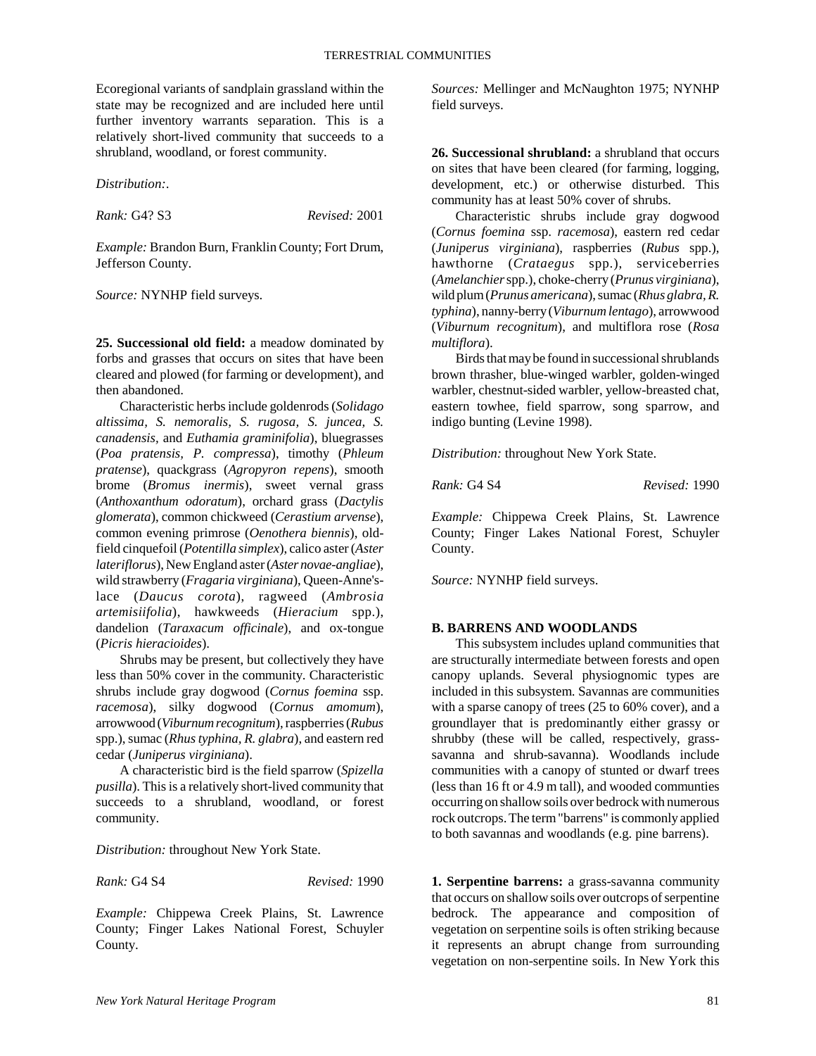Ecoregional variants of sandplain grassland within the state may be recognized and are included here until further inventory warrants separation. This is a relatively short-lived community that succeeds to a shrubland, woodland, or forest community.

*Distribution:*.

*Rank:* G4? S3 *Revised:* 2001

*Example:* Brandon Burn, Franklin County; Fort Drum, Jefferson County.

*Source:* NYNHP field surveys.

**25. Successional old field:** a meadow dominated by forbs and grasses that occurs on sites that have been cleared and plowed (for farming or development), and then abandoned.

Characteristic herbs include goldenrods (*Solidago altissima, S. nemoralis, S. rugosa, S. juncea, S. canadensis,* and *Euthamia graminifolia*), bluegrasses (*Poa pratensis, P. compressa*), timothy (*Phleum pratense*), quackgrass (*Agropyron repens*), smooth brome (*Bromus inermis*), sweet vernal grass (*Anthoxanthum odoratum*), orchard grass (*Dactylis glomerata*), common chickweed (*Cerastium arvense*), common evening primrose (*Oenothera biennis*), old-field cinquefoil (*Potentilla simplex*), calico aster (*Aster lateriflorus*), New England aster (*Aster novae-angliae*), wild strawberry (*Fragaria virginiana*), Queen-Anne's-lace (*Daucus corota*), ragweed (*Ambrosia artemisiifolia*), hawkweeds (*Hieracium* spp.), dandelion (*Taraxacum officinale*), and ox-tongue (*Picris hieracioides*).

Shrubs may be present, but collectively they have less than 50% cover in the community. Characteristic shrubs include gray dogwood (*Cornus foemina* ssp. *racemosa*), silky dogwood (*Cornus amomum*), arrowwood (*Viburnum recognitum*), raspberries (*Rubus* spp.), sumac (*Rhus typhina, R. glabra*), and eastern red cedar (*Juniperus virginiana*).

A characteristic bird is the field sparrow (*Spizella pusilla*). This is a relatively short-lived community that succeeds to a shrubland, woodland, or forest community.

*Distribution:* throughout New York State.

*Rank:* G4 S4 *Revised:* 1990

*Example:* Chippewa Creek Plains, St. Lawrence County; Finger Lakes National Forest, Schuyler County.

*Sources:* Mellinger and McNaughton 1975; NYNHP field surveys.

**26. Successional shrubland:** a shrubland that occurs on sites that have been cleared (for farming, logging, development, etc.) or otherwise disturbed. This community has at least 50% cover of shrubs.

Characteristic shrubs include gray dogwood (*Cornus foemina* ssp. *racemosa*), eastern red cedar (*Juniperus virginiana*), raspberries (*Rubus* spp.), hawthorne (*Crataegus* spp.), serviceberries (*Amelanchier* spp.), choke-cherry (*Prunus virginiana*), wild plum (*Prunus americana*), sumac (*Rhus glabra, R. typhina*), nanny-berry (*Viburnum lentago*), arrowwood (*Viburnum recognitum*), and multiflora rose (*Rosa multiflora*).

Birds that may be found in successional shrublands brown thrasher, blue-winged warbler, golden-winged warbler, chestnut-sided warbler, yellow-breasted chat, eastern towhee, field sparrow, song sparrow, and indigo bunting (Levine 1998).

*Distribution:* throughout New York State.

*Rank:* G4 S4 *Revised:* 1990

*Example:* Chippewa Creek Plains, St. Lawrence County; Finger Lakes National Forest, Schuyler County.

*Source:* NYNHP field surveys.

## B. BARRENS AND WOODLANDS

This subsystem includes upland communities that are structurally intermediate between forests and open canopy uplands. Several physiognomic types are included in this subsystem. Savannas are communities with a sparse canopy of trees (25 to 60% cover), and a groundlayer that is predominantly either grassy or shrubby (these will be called, respectively, grass-savanna and shrub-savanna). Woodlands include communities with a canopy of stunted or dwarf trees (less than 16 ft or 4.9 m tall), and wooded communties occurring on shallow soils over bedrock with numerous rock outcrops. The term "barrens" is commonly applied to both savannas and woodlands (e.g. pine barrens).

**1. Serpentine barrens:** a grass-savanna community that occurs on shallow soils over outcrops of serpentine bedrock. The appearance and composition of vegetation on serpentine soils is often striking because it represents an abrupt change from surrounding vegetation on non-serpentine soils. In New York this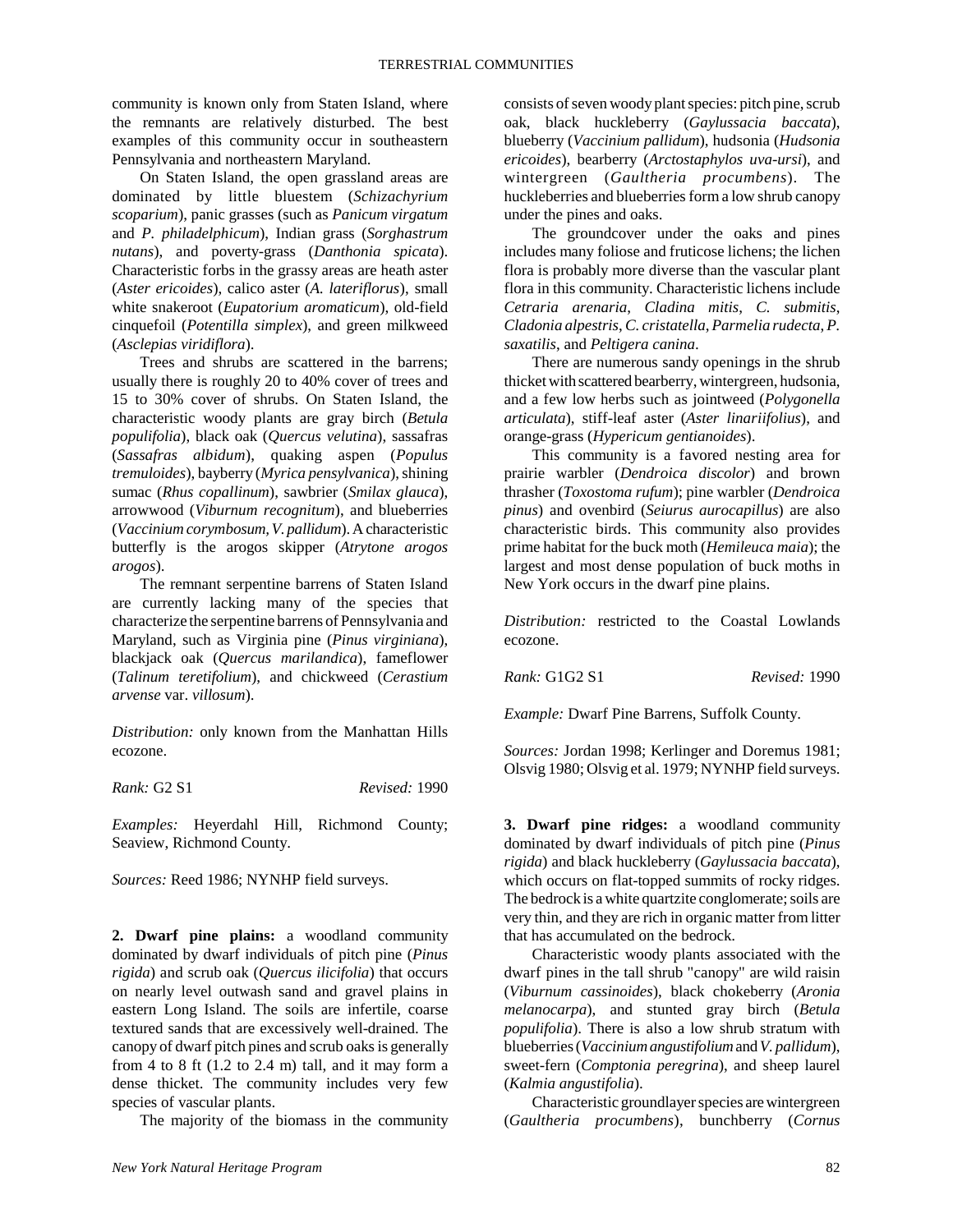community is known only from Staten Island, where the remnants are relatively disturbed. The best examples of this community occur in southeastern Pennsylvania and northeastern Maryland.

On Staten Island, the open grassland areas are dominated by little bluestem (*Schizachyrium scoparium*), panic grasses (such as *Panicum virgatum* and *P. philadelphicum*), Indian grass (*Sorghastrum nutans*), and poverty-grass (*Danthonia spicata*). Characteristic forbs in the grassy areas are heath aster (*Aster ericoides*), calico aster (*A. lateriflorus*), small white snakeroot (*Eupatorium aromaticum*), old-field cinquefoil (*Potentilla simplex*), and green milkweed (*Asclepias viridiflora*).

Trees and shrubs are scattered in the barrens; usually there is roughly 20 to 40% cover of trees and 15 to 30% cover of shrubs. On Staten Island, the characteristic woody plants are gray birch (*Betula populifolia*), black oak (*Quercus velutina*), sassafras (*Sassafras albidum*), quaking aspen (*Populus tremuloides*), bayberry (*Myrica pensylvanica*), shining sumac (*Rhus copallinum*), sawbrier (*Smilax glauca*), arrowwood (*Viburnum recognitum*), and blueberries (*Vaccinium corymbosum, V. pallidum*). A characteristic butterfly is the arogos skipper (*Atrytone arogos arogos*).

The remnant serpentine barrens of Staten Island are currently lacking many of the species that characterize the serpentine barrens of Pennsylvania and Maryland, such as Virginia pine (*Pinus virginiana*), blackjack oak (*Quercus marilandica*), fameflower (*Talinum teretifolium*), and chickweed (*Cerastium arvense* var. *villosum*).

*Distribution:* only known from the Manhattan Hills ecozone.

*Rank:* G2 S1 *Revised:* 1990

*Examples:* Heyerdahl Hill, Richmond County; Seaview, Richmond County.

*Sources:* Reed 1986; NYNHP field surveys.

**2. Dwarf pine plains:** a woodland community dominated by dwarf individuals of pitch pine (*Pinus rigida*) and scrub oak (*Quercus ilicifolia*) that occurs on nearly level outwash sand and gravel plains in eastern Long Island. The soils are infertile, coarse textured sands that are excessively well-drained. The canopy of dwarf pitch pines and scrub oaks is generally from 4 to 8 ft (1.2 to 2.4 m) tall, and it may form a dense thicket. The community includes very few species of vascular plants.

The majority of the biomass in the community consists of seven woody plant species: pitch pine, scrub oak, black huckleberry (*Gaylussacia baccata*), blueberry (*Vaccinium pallidum*), hudsonia (*Hudsonia ericoides*), bearberry (*Arctostaphylos uva-ursi*), and wintergreen (*Gaultheria procumbens*). The huckleberries and blueberries form a low shrub canopy under the pines and oaks.

The groundcover under the oaks and pines includes many foliose and fruticose lichens; the lichen flora is probably more diverse than the vascular plant flora in this community. Characteristic lichens include *Cetraria arenaria*, *Cladina mitis*, *C. submitis*, *Cladonia alpestris*, *C. cristatella*, *Parmelia rudecta*, *P. saxatilis*, and *Peltigera canina*.

There are numerous sandy openings in the shrub thicket with scattered bearberry, wintergreen, hudsonia, and a few low herbs such as jointweed (*Polygonella articulata*), stiff-leaf aster (*Aster linariifolius*), and orange-grass (*Hypericum gentianoides*).

This community is a favored nesting area for prairie warbler (*Dendroica discolor*) and brown thrasher (*Toxostoma rufum*); pine warbler (*Dendroica pinus*) and ovenbird (*Seiurus aurocapillus*) are also characteristic birds. This community also provides prime habitat for the buck moth (*Hemileuca maia*); the largest and most dense population of buck moths in New York occurs in the dwarf pine plains.

*Distribution:* restricted to the Coastal Lowlands ecozone.

*Rank:* G1G2 S1 *Revised:* 1990

*Example:* Dwarf Pine Barrens, Suffolk County.

*Sources:* Jordan 1998; Kerlinger and Doremus 1981; Olsvig 1980; Olsvig et al. 1979; NYNHP field surveys.

**3. Dwarf pine ridges:** a woodland community dominated by dwarf individuals of pitch pine (*Pinus rigida*) and black huckleberry (*Gaylussacia baccata*), which occurs on flat-topped summits of rocky ridges. The bedrock is a white quartzite conglomerate; soils are very thin, and they are rich in organic matter from litter that has accumulated on the bedrock.

Characteristic woody plants associated with the dwarf pines in the tall shrub "canopy" are wild raisin (*Viburnum cassinoides*), black chokeberry (*Aronia melanocarpa*), and stunted gray birch (*Betula populifolia*). There is also a low shrub stratum with blueberries (*Vaccinium angustifolium* and *V. pallidum*), sweet-fern (*Comptonia peregrina*), and sheep laurel (*Kalmia angustifolia*).

Characteristic groundlayer species are wintergreen (*Gaultheria procumbens*), bunchberry (*Cornus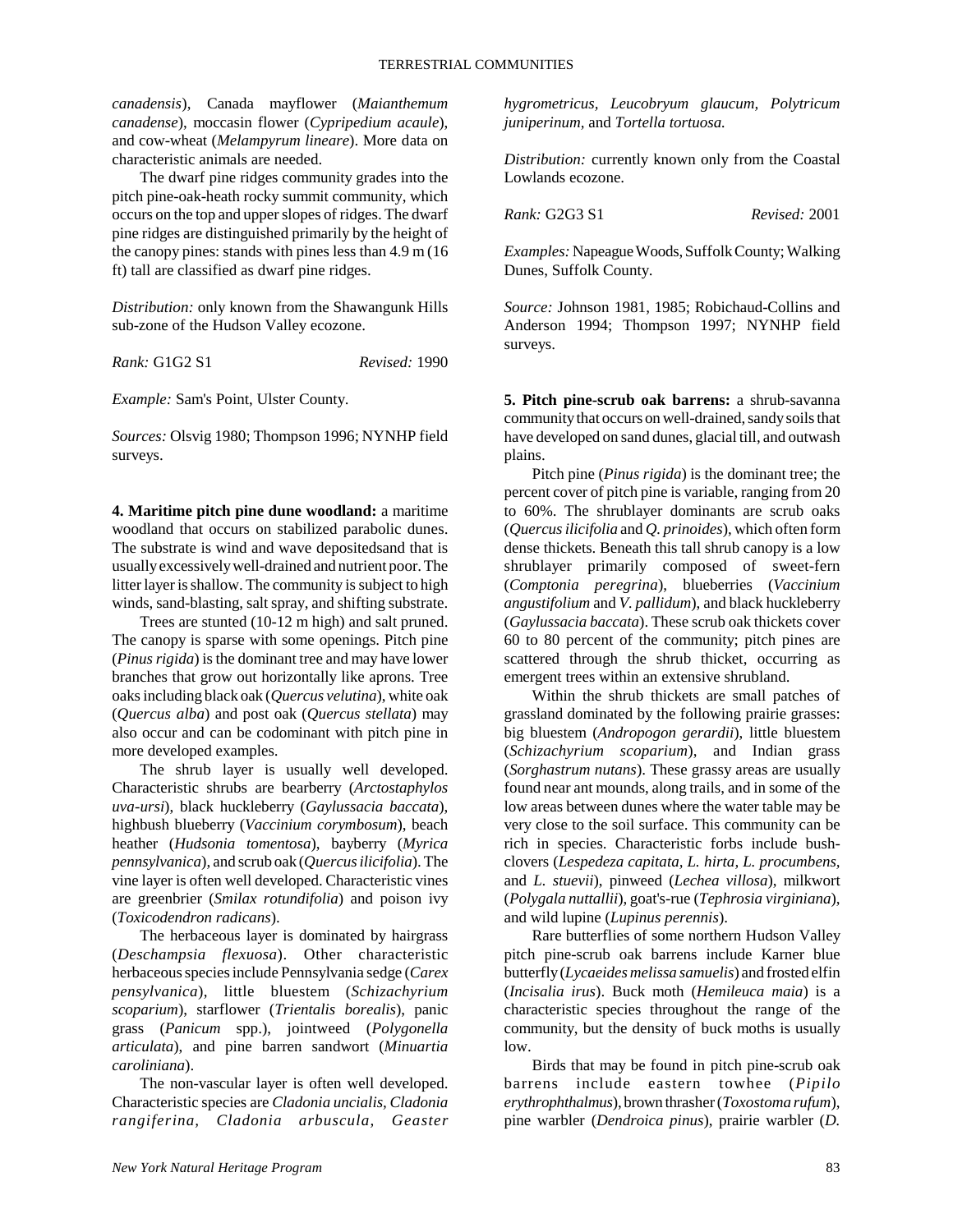*canadensis*), Canada mayflower (*Maianthemum canadense*), moccasin flower (*Cypripedium acaule*), and cow-wheat (*Melampyrum lineare*). More data on characteristic animals are needed.

The dwarf pine ridges community grades into the pitch pine-oak-heath rocky summit community, which occurs on the top and upper slopes of ridges. The dwarf pine ridges are distinguished primarily by the height of the canopy pines: stands with pines less than 4.9 m (16 ft) tall are classified as dwarf pine ridges.

*Distribution:* only known from the Shawangunk Hills sub-zone of the Hudson Valley ecozone.

*Rank:* G1G2 S1 *Revised:* 1990

*Example:* Sam's Point, Ulster County.

*Sources:* Olsvig 1980; Thompson 1996; NYNHP field surveys.

**4. Maritime pitch pine dune woodland:** a maritime woodland that occurs on stabilized parabolic dunes. The substrate is wind and wave depositedsand that is usually excessively well-drained and nutrient poor. The litter layer is shallow. The community is subject to high winds, sand-blasting, salt spray, and shifting substrate.

Trees are stunted (10-12 m high) and salt pruned. The canopy is sparse with some openings. Pitch pine (*Pinus rigida*) is the dominant tree and may have lower branches that grow out horizontally like aprons. Tree oaks including black oak (*Quercus velutina*), white oak (*Quercus alba*) and post oak (*Quercus stellata*) may also occur and can be codominant with pitch pine in more developed examples.

The shrub layer is usually well developed. Characteristic shrubs are bearberry (*Arctostaphylos uva-ursi*), black huckleberry (*Gaylussacia baccata*), highbush blueberry (*Vaccinium corymbosum*), beach heather (*Hudsonia tomentosa*), bayberry (*Myrica pennsylvanica*), and scrub oak (*Quercus ilicifolia*). The vine layer is often well developed. Characteristic vines are greenbrier (*Smilax rotundifolia*) and poison ivy (*Toxicodendron radicans*).

The herbaceous layer is dominated by hairgrass (*Deschampsia flexuosa*). Other characteristic herbaceous species include Pennsylvania sedge (*Carex pensylvanica*), little bluestem (*Schizachyrium scoparium*), starflower (*Trientalis borealis*), panic grass (*Panicum* spp.), jointweed (*Polygonella articulata*), and pine barren sandwort (*Minuartia caroliniana*).

The non-vascular layer is often well developed. Characteristic species are *Cladonia uncialis, Cladonia rangiferina, Cladonia arbuscula, Geaster hygrometricus, Leucobryum glaucum, Polytricum juniperinum,* and *Tortella tortuosa.*

*Distribution:* currently known only from the Coastal Lowlands ecozone.

*Rank:* G2G3 S1 *Revised:* 2001

*Examples:* Napeague Woods, Suffolk County; Walking Dunes, Suffolk County.

*Source:* Johnson 1981, 1985; Robichaud-Collins and Anderson 1994; Thompson 1997; NYNHP field surveys.

**5. Pitch pine-scrub oak barrens:** a shrub-savanna community that occurs on well-drained, sandy soils that have developed on sand dunes, glacial till, and outwash plains.

Pitch pine (*Pinus rigida*) is the dominant tree; the percent cover of pitch pine is variable, ranging from 20 to 60%. The shrublayer dominants are scrub oaks (*Quercus ilicifolia* and *Q. prinoides*), which often form dense thickets. Beneath this tall shrub canopy is a low shrublayer primarily composed of sweet-fern (*Comptonia peregrina*), blueberries (*Vaccinium angustifolium* and *V. pallidum*), and black huckleberry (*Gaylussacia baccata*). These scrub oak thickets cover 60 to 80 percent of the community; pitch pines are scattered through the shrub thicket, occurring as emergent trees within an extensive shrubland.

Within the shrub thickets are small patches of grassland dominated by the following prairie grasses: big bluestem (*Andropogon gerardii*), little bluestem (*Schizachyrium scoparium*), and Indian grass (*Sorghastrum nutans*). These grassy areas are usually found near ant mounds, along trails, and in some of the low areas between dunes where the water table may be very close to the soil surface. This community can be rich in species. Characteristic forbs include bush-clovers (*Lespedeza capitata, L. hirta, L. procumbens,* and *L. stuevii*), pinweed (*Lechea villosa*), milkwort (*Polygala nuttallii*), goat's-rue (*Tephrosia virginiana*), and wild lupine (*Lupinus perennis*).

Rare butterflies of some northern Hudson Valley pitch pine-scrub oak barrens include Karner blue butterfly (*Lycaeides melissa samuelis*) and frosted elfin (*Incisalia irus*). Buck moth (*Hemileuca maia*) is a characteristic species throughout the range of the community, but the density of buck moths is usually low.

Birds that may be found in pitch pine-scrub oak barrens include eastern towhee (*Pipilo erythrophthalmus*), brown thrasher (*Toxostoma rufum*), pine warbler (*Dendroica pinus*), prairie warbler (*D.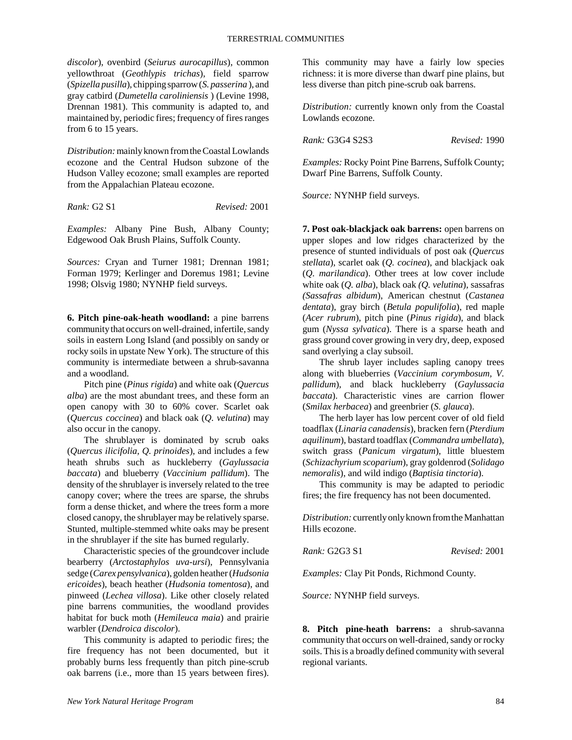*discolor*), ovenbird (*Seiurus aurocapillus*), common yellowthroat (*Geothlypis trichas*), field sparrow (*Spizella pusilla*), chipping sparrow (*S. passerina* ), and gray catbird (*Dumetella caroliniensis* ) (Levine 1998, Drennan 1981). This community is adapted to, and maintained by, periodic fires; frequency of fires ranges from 6 to 15 years.

*Distribution:* mainly known from the Coastal Lowlands ecozone and the Central Hudson subzone of the Hudson Valley ecozone; small examples are reported from the Appalachian Plateau ecozone.

*Rank:* G2 S1 *Revised:* 2001

*Examples:* Albany Pine Bush, Albany County; Edgewood Oak Brush Plains, Suffolk County.

*Sources:* Cryan and Turner 1981; Drennan 1981; Forman 1979; Kerlinger and Doremus 1981; Levine 1998; Olsvig 1980; NYNHP field surveys.

**6. Pitch pine-oak-heath woodland:** a pine barrens community that occurs on well-drained, infertile, sandy soils in eastern Long Island (and possibly on sandy or rocky soils in upstate New York). The structure of this community is intermediate between a shrub-savanna and a woodland.

Pitch pine (*Pinus rigida*) and white oak (*Quercus alba*) are the most abundant trees, and these form an open canopy with 30 to 60% cover. Scarlet oak (*Quercus coccinea*) and black oak (*Q. velutina*) may also occur in the canopy.

The shrublayer is dominated by scrub oaks (*Quercus ilicifolia*, *Q. prinoides*), and includes a few heath shrubs such as huckleberry (*Gaylussacia baccata*) and blueberry (*Vaccinium pallidum*). The density of the shrublayer is inversely related to the tree canopy cover; where the trees are sparse, the shrubs form a dense thicket, and where the trees form a more closed canopy, the shrublayer may be relatively sparse. Stunted, multiple-stemmed white oaks may be present in the shrublayer if the site has burned regularly.

Characteristic species of the groundcover include bearberry (*Arctostaphylos uva-ursi*), Pennsylvania sedge (*Carex pensylvanica*), golden heather (*Hudsonia ericoides*), beach heather (*Hudsonia tomentosa*), and pinweed (*Lechea villosa*). Like other closely related pine barrens communities, the woodland provides habitat for buck moth (*Hemileuca maia*) and prairie warbler (*Dendroica discolor*).

This community is adapted to periodic fires; the fire frequency has not been documented, but it probably burns less frequently than pitch pine-scrub oak barrens (i.e., more than 15 years between fires). This community may have a fairly low species richness: it is more diverse than dwarf pine plains, but less diverse than pitch pine-scrub oak barrens.

*Distribution:* currently known only from the Coastal Lowlands ecozone.

*Rank:* G3G4 S2S3 *Revised:* 1990

*Examples:* Rocky Point Pine Barrens, Suffolk County; Dwarf Pine Barrens, Suffolk County.

*Source:* NYNHP field surveys.

**7. Post oak-blackjack oak barrens:** open barrens on upper slopes and low ridges characterized by the presence of stunted individuals of post oak (*Quercus stellata*), scarlet oak (*Q. cocinea*), and blackjack oak (*Q. marilandica*). Other trees at low cover include white oak (*Q. alba*), black oak *(Q. velutina*), sassafras *(Sassafras albidum*), American chestnut (*Castanea dentata*), gray birch (*Betula populifolia*), red maple (*Acer rubrum*), pitch pine (*Pinus rigida*), and black gum (*Nyssa sylvatica*). There is a sparse heath and grass ground cover growing in very dry, deep, exposed sand overlying a clay subsoil.

The shrub layer includes sapling canopy trees along with blueberries (*Vaccinium corymbosum*, *V. pallidum*), and black huckleberry (*Gaylussacia baccata*). Characteristic vines are carrion flower (*Smilax herbacea*) and greenbrier (*S. glauca*).

The herb layer has low percent cover of old field toadflax (*Linaria canadensis*), bracken fern (*Pterdium aquilinum*), bastard toadflax (*Commandra umbellata*), switch grass (*Panicum virgatum*), little bluestem (*Schizachyrium scoparium*), gray goldenrod (*Solidago nemoralis*), and wild indigo (*Baptisia tinctoria*).

This community is may be adapted to periodic fires; the fire frequency has not been documented.

*Distribution:* currently only known from the Manhattan Hills ecozone.

*Rank:* G2G3 S1 *Revised:* 2001

*Examples:* Clay Pit Ponds, Richmond County.

*Source:* NYNHP field surveys.

**8. Pitch pine-heath barrens:** a shrub-savanna community that occurs on well-drained, sandy or rocky soils. This is a broadly defined community with several regional variants.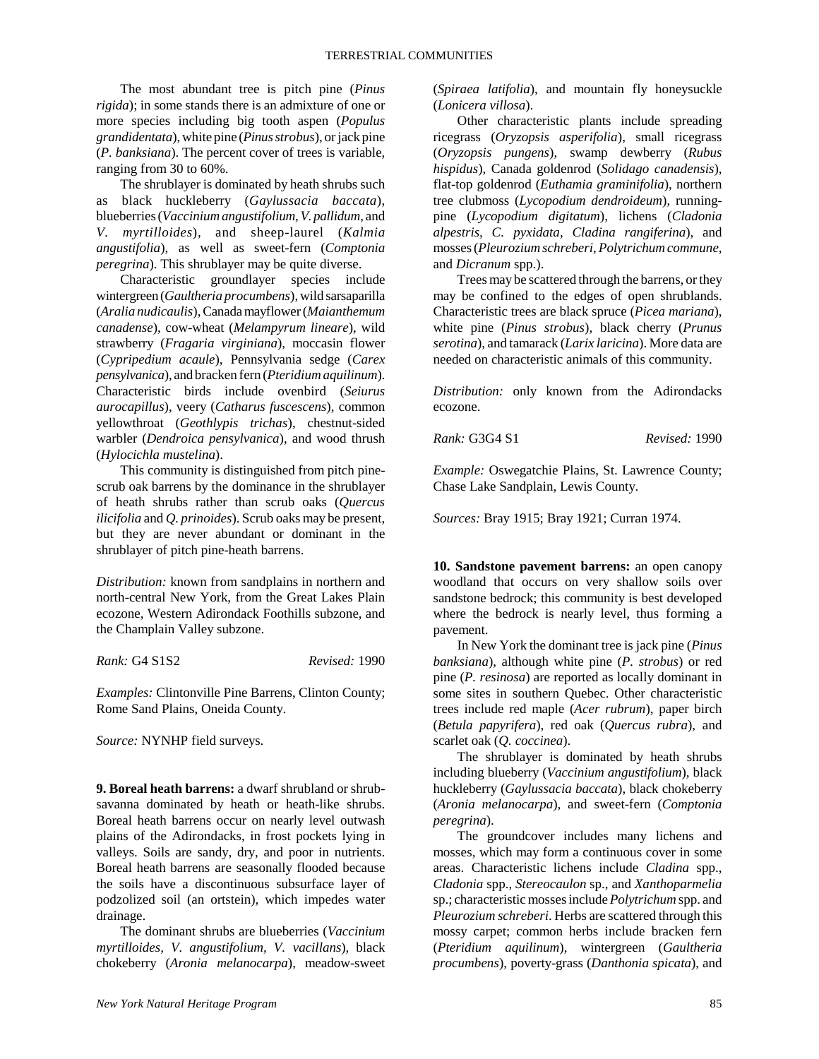The most abundant tree is pitch pine (*Pinus rigida*); in some stands there is an admixture of one or more species including big tooth aspen (*Populus grandidentata*), white pine (*Pinus strobus*), or jack pine (*P. banksiana*). The percent cover of trees is variable, ranging from 30 to 60%.

The shrublayer is dominated by heath shrubs such as black huckleberry (*Gaylussacia baccata*), blueberries (*Vaccinium angustifolium, V. pallidum,* and *V. myrtilloides*), and sheep-laurel (*Kalmia angustifolia*), as well as sweet-fern (*Comptonia peregrina*). This shrublayer may be quite diverse.

Characteristic groundlayer species include wintergreen (*Gaultheria procumbens*), wild sarsaparilla (*Aralia nudicaulis*), Canada mayflower (*Maianthemum canadense*), cow-wheat (*Melampyrum lineare*), wild strawberry (*Fragaria virginiana*), moccasin flower (*Cypripedium acaule*), Pennsylvania sedge (*Carex pensylvanica*), and bracken fern (*Pteridium aquilinum*). Characteristic birds include ovenbird (*Seiurus aurocapillus*), veery (*Catharus fuscescens*), common yellowthroat (*Geothlypis trichas*), chestnut-sided warbler (*Dendroica pensylvanica*), and wood thrush (*Hylocichla mustelina*).

This community is distinguished from pitch pine-scrub oak barrens by the dominance in the shrublayer of heath shrubs rather than scrub oaks (*Quercus ilicifolia* and *Q. prinoides*). Scrub oaks may be present, but they are never abundant or dominant in the shrublayer of pitch pine-heath barrens.

*Distribution:* known from sandplains in northern and north-central New York, from the Great Lakes Plain ecozone, Western Adirondack Foothills subzone, and the Champlain Valley subzone.

*Rank:* G4 S1S2 *Revised:* 1990

*Examples:* Clintonville Pine Barrens, Clinton County; Rome Sand Plains, Oneida County.

*Source:* NYNHP field surveys.

**9. Boreal heath barrens:** a dwarf shrubland or shrub-savanna dominated by heath or heath-like shrubs. Boreal heath barrens occur on nearly level outwash plains of the Adirondacks, in frost pockets lying in valleys. Soils are sandy, dry, and poor in nutrients. Boreal heath barrens are seasonally flooded because the soils have a discontinuous subsurface layer of podzolized soil (an ortstein), which impedes water drainage.

The dominant shrubs are blueberries (*Vaccinium myrtilloides, V. angustifolium, V. vacillans*), black chokeberry (*Aronia melanocarpa*), meadow-sweet (*Spiraea latifolia*), and mountain fly honeysuckle (*Lonicera villosa*).

Other characteristic plants include spreading ricegrass (*Oryzopsis asperifolia*), small ricegrass (*Oryzopsis pungens*), swamp dewberry (*Rubus hispidus*), Canada goldenrod (*Solidago canadensis*), flat-top goldenrod (*Euthamia graminifolia*), northern tree clubmoss (*Lycopodium dendroideum*), running-pine (*Lycopodium digitatum*), lichens (*Cladonia alpestris, C. pyxidata, Cladina rangiferina*), and mosses (*Pleurozium schreberi, Polytrichum commune,* and *Dicranum* spp.).

Trees may be scattered through the barrens, or they may be confined to the edges of open shrublands. Characteristic trees are black spruce (*Picea mariana*), white pine (*Pinus strobus*), black cherry (*Prunus serotina*), and tamarack (*Larix laricina*). More data are needed on characteristic animals of this community.

*Distribution:* only known from the Adirondacks ecozone.

*Rank:* G3G4 S1 *Revised:* 1990

*Example:* Oswegatchie Plains, St. Lawrence County; Chase Lake Sandplain, Lewis County.

*Sources:* Bray 1915; Bray 1921; Curran 1974.

**10. Sandstone pavement barrens:** an open canopy woodland that occurs on very shallow soils over sandstone bedrock; this community is best developed where the bedrock is nearly level, thus forming a pavement.

In New York the dominant tree is jack pine (*Pinus banksiana*), although white pine (*P. strobus*) or red pine (*P. resinosa*) are reported as locally dominant in some sites in southern Quebec. Other characteristic trees include red maple (*Acer rubrum*), paper birch (*Betula papyrifera*), red oak (*Quercus rubra*), and scarlet oak (*Q. coccinea*).

The shrublayer is dominated by heath shrubs including blueberry (*Vaccinium angustifolium*), black huckleberry (*Gaylussacia baccata*), black chokeberry (*Aronia melanocarpa*), and sweet-fern (*Comptonia peregrina*).

The groundcover includes many lichens and mosses, which may form a continuous cover in some areas. Characteristic lichens include *Cladina* spp., *Cladonia* spp., *Stereocaulon* sp., and *Xanthoparmelia* sp.; characteristic mosses include *Polytrichum* spp. and *Pleurozium schreberi*. Herbs are scattered through this mossy carpet; common herbs include bracken fern (*Pteridium aquilinum*), wintergreen (*Gaultheria procumbens*), poverty-grass (*Danthonia spicata*), and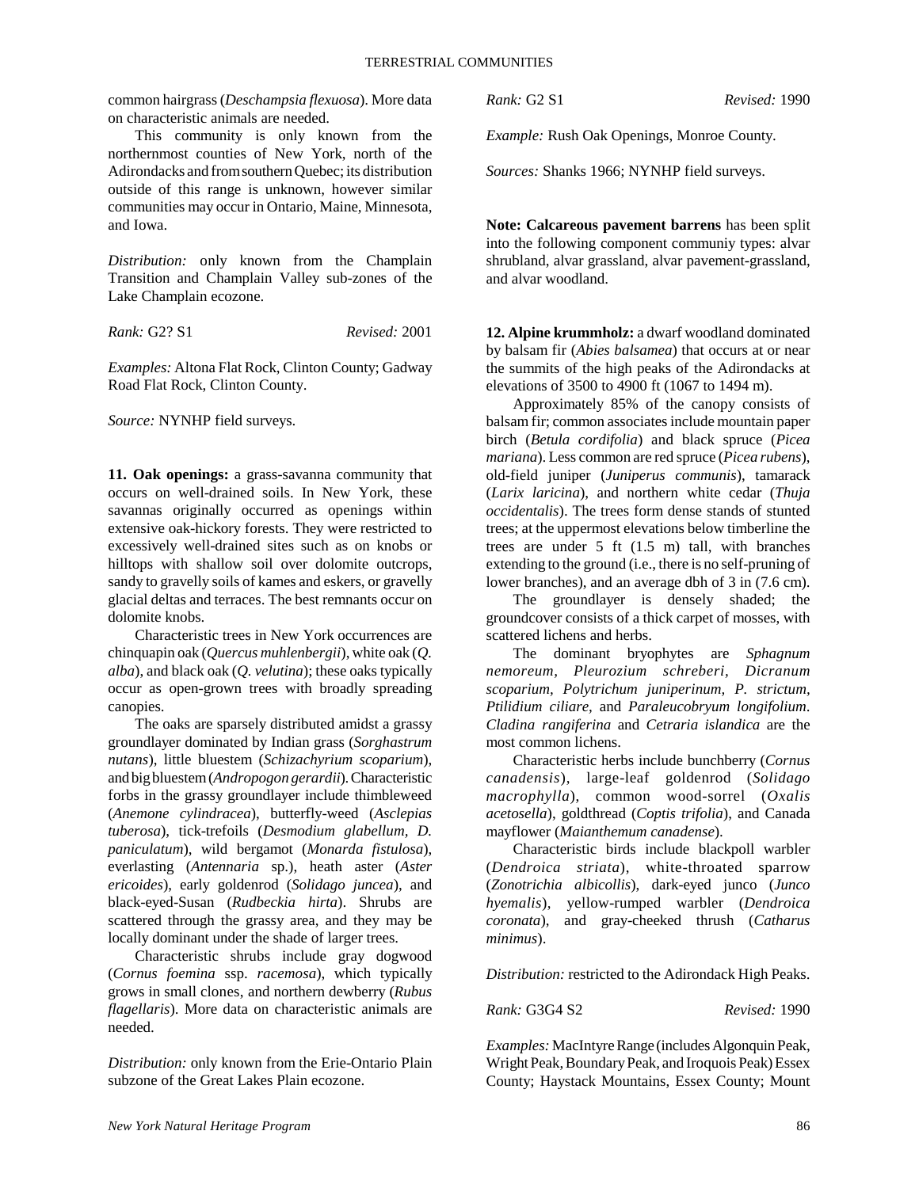common hairgrass (*Deschampsia flexuosa*). More data on characteristic animals are needed.

This community is only known from the northernmost counties of New York, north of the Adirondacks and from southern Quebec; its distribution outside of this range is unknown, however similar communities may occur in Ontario, Maine, Minnesota, and Iowa.

*Distribution:* only known from the Champlain Transition and Champlain Valley sub-zones of the Lake Champlain ecozone.

*Rank:* G2? S1 *Revised:* 2001

*Examples:* Altona Flat Rock, Clinton County; Gadway Road Flat Rock, Clinton County.

*Source:* NYNHP field surveys.

**11. Oak openings:** a grass-savanna community that occurs on well-drained soils. In New York, these savannas originally occurred as openings within extensive oak-hickory forests. They were restricted to excessively well-drained sites such as on knobs or hilltops with shallow soil over dolomite outcrops, sandy to gravelly soils of kames and eskers, or gravelly glacial deltas and terraces. The best remnants occur on dolomite knobs.

Characteristic trees in New York occurrences are chinquapin oak (*Quercus muhlenbergii*), white oak (*Q. alba*), and black oak (*Q. velutina*); these oaks typically occur as open-grown trees with broadly spreading canopies.

The oaks are sparsely distributed amidst a grassy groundlayer dominated by Indian grass (*Sorghastrum nutans*), little bluestem (*Schizachyrium scoparium*), and big bluestem (*Andropogon gerardii*). Characteristic forbs in the grassy groundlayer include thimbleweed (*Anemone cylindracea*), butterfly-weed (*Asclepias tuberosa*), tick-trefoils (*Desmodium glabellum, D. paniculatum*), wild bergamot (*Monarda fistulosa*), everlasting (*Antennaria* sp.), heath aster (*Aster ericoides*), early goldenrod (*Solidago juncea*), and black-eyed-Susan (*Rudbeckia hirta*). Shrubs are scattered through the grassy area, and they may be locally dominant under the shade of larger trees.

Characteristic shrubs include gray dogwood (*Cornus foemina* ssp. *racemosa*), which typically grows in small clones, and northern dewberry (*Rubus flagellaris*). More data on characteristic animals are needed.

*Distribution:* only known from the Erie-Ontario Plain subzone of the Great Lakes Plain ecozone.

*Rank:* G2 S1 *Revised:* 1990

*Example:* Rush Oak Openings, Monroe County.

*Sources:* Shanks 1966; NYNHP field surveys.

**Note: Calcareous pavement barrens** has been split into the following component communiy types: alvar shrubland, alvar grassland, alvar pavement-grassland, and alvar woodland.

**12. Alpine krummholz:** a dwarf woodland dominated by balsam fir (*Abies balsamea*) that occurs at or near the summits of the high peaks of the Adirondacks at elevations of 3500 to 4900 ft (1067 to 1494 m).

Approximately 85% of the canopy consists of balsam fir; common associates include mountain paper birch (*Betula cordifolia*) and black spruce (*Picea mariana*). Less common are red spruce (*Picea rubens*), old-field juniper (*Juniperus communis*), tamarack (*Larix laricina*), and northern white cedar (*Thuja occidentalis*). The trees form dense stands of stunted trees; at the uppermost elevations below timberline the trees are under 5 ft (1.5 m) tall, with branches extending to the ground (i.e., there is no self-pruning of lower branches), and an average dbh of 3 in (7.6 cm).

The groundlayer is densely shaded; the groundcover consists of a thick carpet of mosses, with scattered lichens and herbs.

The dominant bryophytes are *Sphagnum nemoreum, Pleurozium schreberi, Dicranum scoparium, Polytrichum juniperinum, P. strictum, Ptilidium ciliare,* and *Paraleucobryum longifolium*. *Cladina rangiferina* and *Cetraria islandica* are the most common lichens.

Characteristic herbs include bunchberry (*Cornus canadensis*), large-leaf goldenrod (*Solidago macrophylla*), common wood-sorrel (*Oxalis acetosella*), goldthread (*Coptis trifolia*), and Canada mayflower (*Maianthemum canadense*).

Characteristic birds include blackpoll warbler (*Dendroica striata*), white-throated sparrow (*Zonotrichia albicollis*), dark-eyed junco (*Junco hyemalis*), yellow-rumped warbler (*Dendroica coronata*), and gray-cheeked thrush (*Catharus minimus*).

*Distribution:* restricted to the Adirondack High Peaks.

*Rank:* G3G4 S2 *Revised:* 1990

*Examples:* MacIntyre Range (includes Algonquin Peak, Wright Peak, Boundary Peak, and Iroquois Peak) Essex County; Haystack Mountains, Essex County; Mount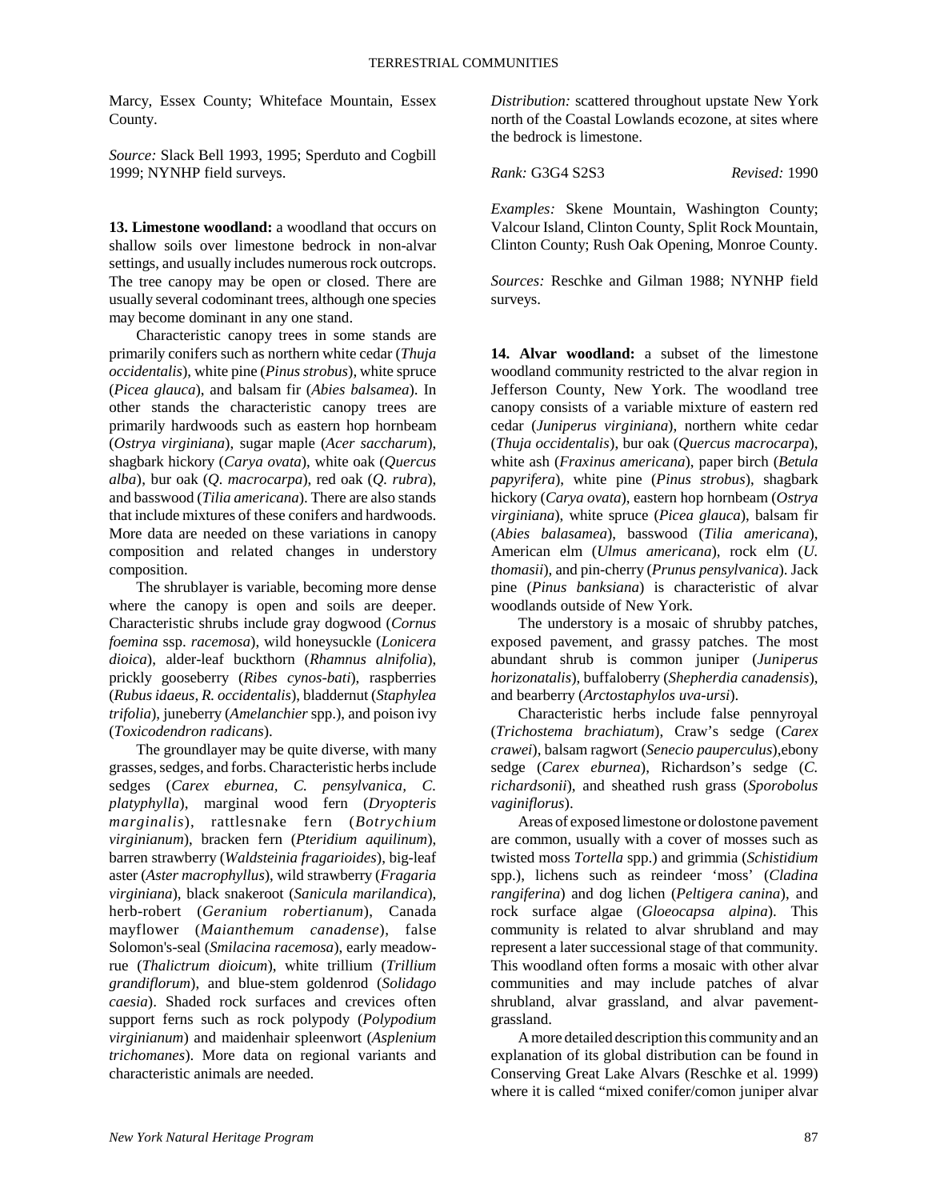Marcy, Essex County; Whiteface Mountain, Essex County.

*Source:* Slack Bell 1993, 1995; Sperduto and Cogbill 1999; NYNHP field surveys.

**13. Limestone woodland:** a woodland that occurs on shallow soils over limestone bedrock in non-alvar settings, and usually includes numerous rock outcrops. The tree canopy may be open or closed. There are usually several codominant trees, although one species may become dominant in any one stand.

Characteristic canopy trees in some stands are primarily conifers such as northern white cedar (*Thuja occidentalis*), white pine (*Pinus strobus*), white spruce (*Picea glauca*), and balsam fir (*Abies balsamea*). In other stands the characteristic canopy trees are primarily hardwoods such as eastern hop hornbeam (*Ostrya virginiana*), sugar maple (*Acer saccharum*), shagbark hickory (*Carya ovata*), white oak (*Quercus alba*), bur oak (*Q. macrocarpa*), red oak (*Q. rubra*), and basswood (*Tilia americana*). There are also stands that include mixtures of these conifers and hardwoods. More data are needed on these variations in canopy composition and related changes in understory composition.

The shrublayer is variable, becoming more dense where the canopy is open and soils are deeper. Characteristic shrubs include gray dogwood (*Cornus foemina* ssp. *racemosa*), wild honeysuckle (*Lonicera dioica*), alder-leaf buckthorn (*Rhamnus alnifolia*), prickly gooseberry (*Ribes cynos-bati*), raspberries (*Rubus idaeus, R. occidentalis*), bladdernut (*Staphylea trifolia*), juneberry (*Amelanchier* spp.), and poison ivy (*Toxicodendron radicans*).

The groundlayer may be quite diverse, with many grasses, sedges, and forbs. Characteristic herbs include sedges (*Carex eburnea, C. pensylvanica, C. platyphylla*), marginal wood fern (*Dryopteris marginalis*), rattlesnake fern (*Botrychium virginianum*), bracken fern (*Pteridium aquilinum*), barren strawberry (*Waldsteinia fragarioides*), big-leaf aster (*Aster macrophyllus*), wild strawberry (*Fragaria virginiana*), black snakeroot (*Sanicula marilandica*), herb-robert (*Geranium robertianum*), Canada mayflower (*Maianthemum canadense*), false Solomon's-seal (*Smilacina racemosa*), early meadow-rue (*Thalictrum dioicum*), white trillium (*Trillium grandiflorum*), and blue-stem goldenrod (*Solidago caesia*). Shaded rock surfaces and crevices often support ferns such as rock polypody (*Polypodium virginianum*) and maidenhair spleenwort (*Asplenium trichomanes*). More data on regional variants and characteristic animals are needed.

*Distribution:* scattered throughout upstate New York north of the Coastal Lowlands ecozone, at sites where the bedrock is limestone.

*Rank:* G3G4 S2S3 *Revised:* 1990

*Examples:* Skene Mountain, Washington County; Valcour Island, Clinton County, Split Rock Mountain, Clinton County; Rush Oak Opening, Monroe County.

*Sources:* Reschke and Gilman 1988; NYNHP field surveys.

**14. Alvar woodland:** a subset of the limestone woodland community restricted to the alvar region in Jefferson County, New York. The woodland tree canopy consists of a variable mixture of eastern red cedar (*Juniperus virginiana*), northern white cedar (*Thuja occidentalis*), bur oak (*Quercus macrocarpa*), white ash (*Fraxinus americana*), paper birch (*Betula papyrifera*), white pine (*Pinus strobus*), shagbark hickory (*Carya ovata*), eastern hop hornbeam (*Ostrya virginiana*), white spruce (*Picea glauca*), balsam fir (*Abies balasamea*), basswood (*Tilia americana*), American elm (*Ulmus americana*), rock elm (*U. thomasii*), and pin-cherry (*Prunus pensylvanica*). Jack pine (*Pinus banksiana*) is characteristic of alvar woodlands outside of New York.

The understory is a mosaic of shrubby patches, exposed pavement, and grassy patches. The most abundant shrub is common juniper (*Juniperus horizonatalis*), buffaloberry (*Shepherdia canadensis*), and bearberry (*Arctostaphylos uva-ursi*).

Characteristic herbs include false pennyroyal (*Trichostema brachiatum*), Craw's sedge (*Carex crawei*), balsam ragwort (*Senecio pauperculus*),ebony sedge (*Carex eburnea*), Richardson's sedge (*C. richardsonii*), and sheathed rush grass (*Sporobolus vaginiflorus*).

Areas of exposed limestone or dolostone pavement are common, usually with a cover of mosses such as twisted moss *Tortella* spp.) and grimmia (*Schistidium* spp.), lichens such as reindeer 'moss' (*Cladina rangiferina*) and dog lichen (*Peltigera canina*), and rock surface algae (*Gloeocapsa alpina*). This community is related to alvar shrubland and may represent a later successional stage of that community. This woodland often forms a mosaic with other alvar communities and may include patches of alvar shrubland, alvar grassland, and alvar pavement-grassland.

A more detailed description this community and an explanation of its global distribution can be found in Conserving Great Lake Alvars (Reschke et al. 1999) where it is called "mixed conifer/comon juniper alvar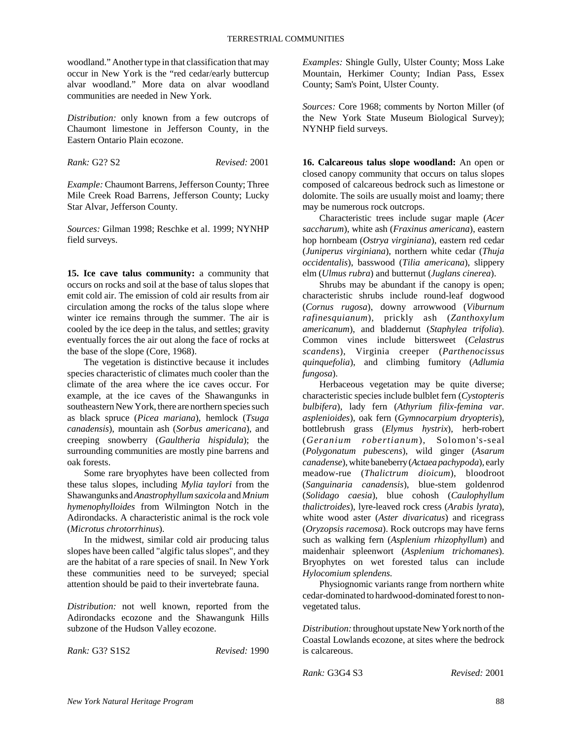woodland." Another type in that classification that may occur in New York is the "red cedar/early buttercup alvar woodland." More data on alvar woodland communities are needed in New York.

*Distribution:* only known from a few outcrops of Chaumont limestone in Jefferson County, in the Eastern Ontario Plain ecozone.

*Rank:* G2? S2 *Revised:* 2001

*Example:* Chaumont Barrens, Jefferson County; Three Mile Creek Road Barrens, Jefferson County; Lucky Star Alvar, Jefferson County.

*Sources:* Gilman 1998; Reschke et al. 1999; NYNHP field surveys.

**15. Ice cave talus community:** a community that occurs on rocks and soil at the base of talus slopes that emit cold air. The emission of cold air results from air circulation among the rocks of the talus slope where winter ice remains through the summer. The air is cooled by the ice deep in the talus, and settles; gravity eventually forces the air out along the face of rocks at the base of the slope (Core, 1968).

The vegetation is distinctive because it includes species characteristic of climates much cooler than the climate of the area where the ice caves occur. For example, at the ice caves of the Shawangunks in southeastern New York, there are northern species such as black spruce (*Picea mariana*), hemlock (*Tsuga canadensis*), mountain ash (*Sorbus americana*), and creeping snowberry (*Gaultheria hispidula*); the surrounding communities are mostly pine barrens and oak forests.

Some rare bryophytes have been collected from these talus slopes, including *Mylia taylori* from the Shawangunks and *Anastrophyllum saxicola* and *Mnium hymenophylloides* from Wilmington Notch in the Adirondacks. A characteristic animal is the rock vole (*Microtus chrotorrhinus*).

In the midwest, similar cold air producing talus slopes have been called "algific talus slopes", and they are the habitat of a rare species of snail. In New York these communities need to be surveyed; special attention should be paid to their invertebrate fauna.

*Distribution:* not well known, reported from the Adirondacks ecozone and the Shawangunk Hills subzone of the Hudson Valley ecozone.

*Rank:* G3? S1S2 *Revised:* 1990

*Examples:* Shingle Gully, Ulster County; Moss Lake Mountain, Herkimer County; Indian Pass, Essex County; Sam's Point, Ulster County.

*Sources:* Core 1968; comments by Norton Miller (of the New York State Museum Biological Survey); NYNHP field surveys.

**16. Calcareous talus slope woodland:** An open or closed canopy community that occurs on talus slopes composed of calcareous bedrock such as limestone or dolomite. The soils are usually moist and loamy; there may be numerous rock outcrops.

Characteristic trees include sugar maple (*Acer saccharum*), white ash (*Fraxinus americana*), eastern hop hornbeam (*Ostrya virginiana*), eastern red cedar (*Juniperus virginiana*), northern white cedar (*Thuja occidentalis*), basswood (*Tilia americana*), slippery elm (*Ulmus rubra*) and butternut (*Juglans cinerea*).

Shrubs may be abundant if the canopy is open; characteristic shrubs include round-leaf dogwood (*Cornus rugosa*), downy arrowwood (*Viburnum rafinesquianum*), prickly ash (*Zanthoxylum americanum*), and bladdernut (*Staphylea trifolia*). Common vines include bittersweet (*Celastrus scandens*), Virginia creeper (*Parthenocissus quinquefolia*), and climbing fumitory (*Adlumia fungosa*).

Herbaceous vegetation may be quite diverse; characteristic species include bulblet fern (*Cystopteris bulbifera*), lady fern (*Athyrium filix-femina var. asplenioides*), oak fern (*Gymnocarpium dryopteris*), bottlebrush grass (*Elymus hystrix*), herb-robert (*Geranium robertianum*), Solomon's-seal (*Polygonatum pubescens*), wild ginger (*Asarum canadense*), white baneberry (*Actaea pachypoda*), early meadow-rue (*Thalictrum dioicum*), bloodroot (*Sanguinaria canadensis*), blue-stem goldenrod (*Solidago caesia*), blue cohosh (*Caulophyllum thalictroides*), lyre-leaved rock cress (*Arabis lyrata*), white wood aster (*Aster divaricatus*) and ricegrass (*Oryzopsis racemosa*). Rock outcrops may have ferns such as walking fern (*Asplenium rhizophyllum*) and maidenhair spleenwort (*Asplenium trichomanes*). Bryophytes on wet forested talus can include *Hylocomium splendens.*

Physiognomic variants range from northern white cedar-dominated to hardwood-dominated forest to non-vegetated talus.

*Distribution:* throughout upstate New York north of the Coastal Lowlands ecozone, at sites where the bedrock is calcareous.

*Rank:* G3G4 S3 *Revised:* 2001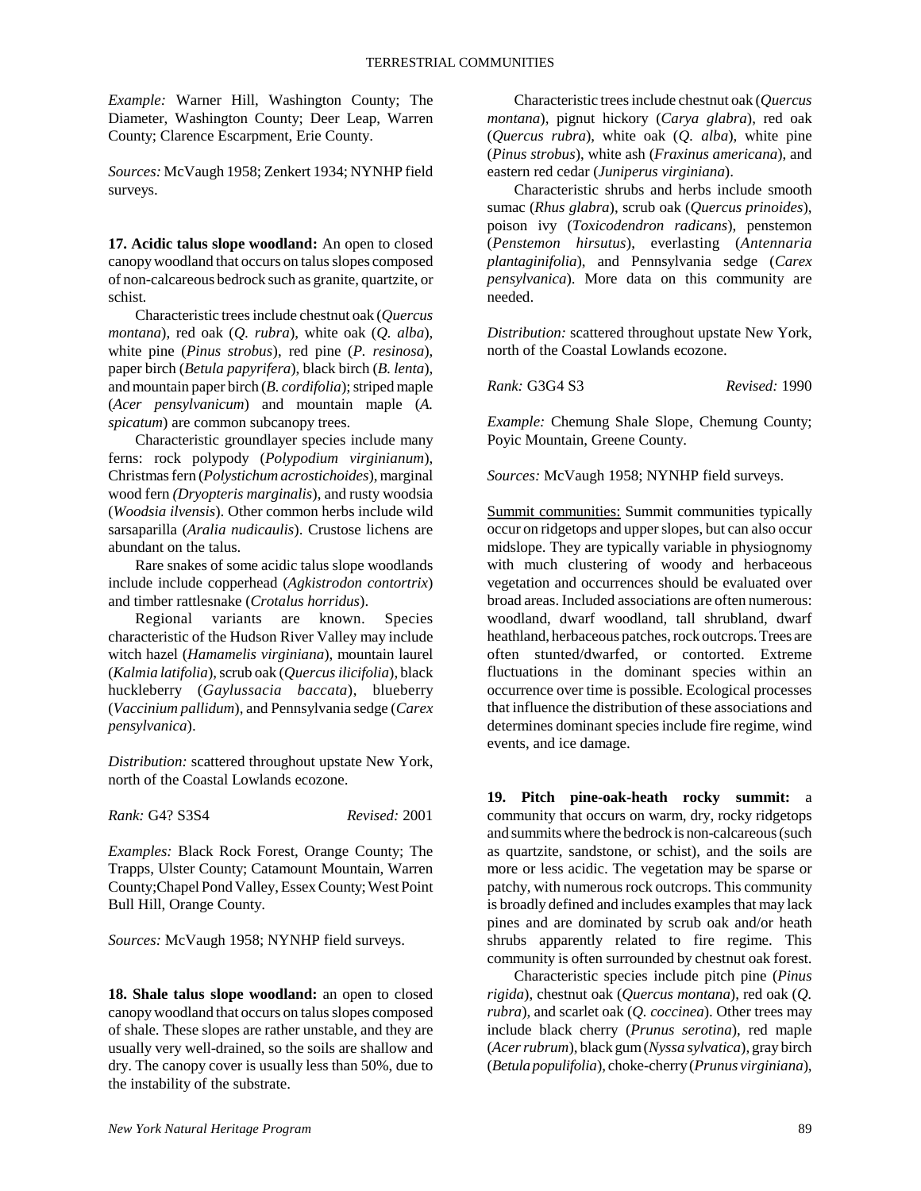*Example:* Warner Hill, Washington County; The Diameter, Washington County; Deer Leap, Warren County; Clarence Escarpment, Erie County.

*Sources:* McVaugh 1958; Zenkert 1934; NYNHP field surveys.

**17. Acidic talus slope woodland:** An open to closed canopy woodland that occurs on talus slopes composed of non-calcareous bedrock such as granite, quartzite, or schist.

Characteristic trees include chestnut oak (*Quercus montana*), red oak (*Q. rubra*), white oak (*Q. alba*), white pine (*Pinus strobus*), red pine (*P. resinosa*), paper birch (*Betula papyrifera*), black birch (*B. lenta*), and mountain paper birch (*B. cordifolia*); striped maple (*Acer pensylvanicum*) and mountain maple (*A. spicatum*) are common subcanopy trees.

Characteristic groundlayer species include many ferns: rock polypody (*Polypodium virginianum*), Christmas fern (*Polystichum acrostichoides*), marginal wood fern *(Dryopteris marginalis*), and rusty woodsia (*Woodsia ilvensis*). Other common herbs include wild sarsaparilla (*Aralia nudicaulis*). Crustose lichens are abundant on the talus.

Rare snakes of some acidic talus slope woodlands include include copperhead (*Agkistrodon contortrix*) and timber rattlesnake (*Crotalus horridus*).

Regional variants are known. Species characteristic of the Hudson River Valley may include witch hazel (*Hamamelis virginiana*), mountain laurel (*Kalmia latifolia*), scrub oak (*Quercus ilicifolia*), black huckleberry (*Gaylussacia baccata*), blueberry (*Vaccinium pallidum*), and Pennsylvania sedge (*Carex pensylvanica*).

*Distribution:* scattered throughout upstate New York, north of the Coastal Lowlands ecozone.

*Rank:* G4? S3S4 *Revised:* 2001

*Examples:* Black Rock Forest, Orange County; The Trapps, Ulster County; Catamount Mountain, Warren County;Chapel Pond Valley, Essex County; West Point Bull Hill, Orange County.

*Sources:* McVaugh 1958; NYNHP field surveys.

**18. Shale talus slope woodland:** an open to closed canopy woodland that occurs on talus slopes composed of shale. These slopes are rather unstable, and they are usually very well-drained, so the soils are shallow and dry. The canopy cover is usually less than 50%, due to the instability of the substrate.

Characteristic trees include chestnut oak (*Quercus montana*), pignut hickory (*Carya glabra*), red oak (*Quercus rubra*), white oak (*Q. alba*), white pine (*Pinus strobus*), white ash (*Fraxinus americana*), and eastern red cedar (*Juniperus virginiana*).

Characteristic shrubs and herbs include smooth sumac (*Rhus glabra*), scrub oak (*Quercus prinoides*), poison ivy (*Toxicodendron radicans*), penstemon (*Penstemon hirsutus*), everlasting (*Antennaria plantaginifolia*), and Pennsylvania sedge (*Carex pensylvanica*). More data on this community are needed.

*Distribution:* scattered throughout upstate New York, north of the Coastal Lowlands ecozone.

*Rank:* G3G4 S3 *Revised:* 1990

*Example:* Chemung Shale Slope, Chemung County; Poyic Mountain, Greene County.

*Sources:* McVaugh 1958; NYNHP field surveys.

Summit communities: Summit communities typically occur on ridgetops and upper slopes, but can also occur midslope. They are typically variable in physiognomy with much clustering of woody and herbaceous vegetation and occurrences should be evaluated over broad areas. Included associations are often numerous: woodland, dwarf woodland, tall shrubland, dwarf heathland, herbaceous patches, rock outcrops. Trees are often stunted/dwarfed, or contorted. Extreme fluctuations in the dominant species within an occurrence over time is possible. Ecological processes that influence the distribution of these associations and determines dominant species include fire regime, wind events, and ice damage.

**19. Pitch pine-oak-heath rocky summit:** a community that occurs on warm, dry, rocky ridgetops and summits where the bedrock is non-calcareous (such as quartzite, sandstone, or schist), and the soils are more or less acidic. The vegetation may be sparse or patchy, with numerous rock outcrops. This community is broadly defined and includes examples that may lack pines and are dominated by scrub oak and/or heath shrubs apparently related to fire regime. This community is often surrounded by chestnut oak forest.

Characteristic species include pitch pine (*Pinus rigida*), chestnut oak (*Quercus montana*), red oak (*Q. rubra*), and scarlet oak (*Q. coccinea*). Other trees may include black cherry (*Prunus serotina*), red maple (*Acer rubrum*), black gum (*Nyssa sylvatica*), gray birch (*Betula populifolia*), choke-cherry (*Prunus virginiana*),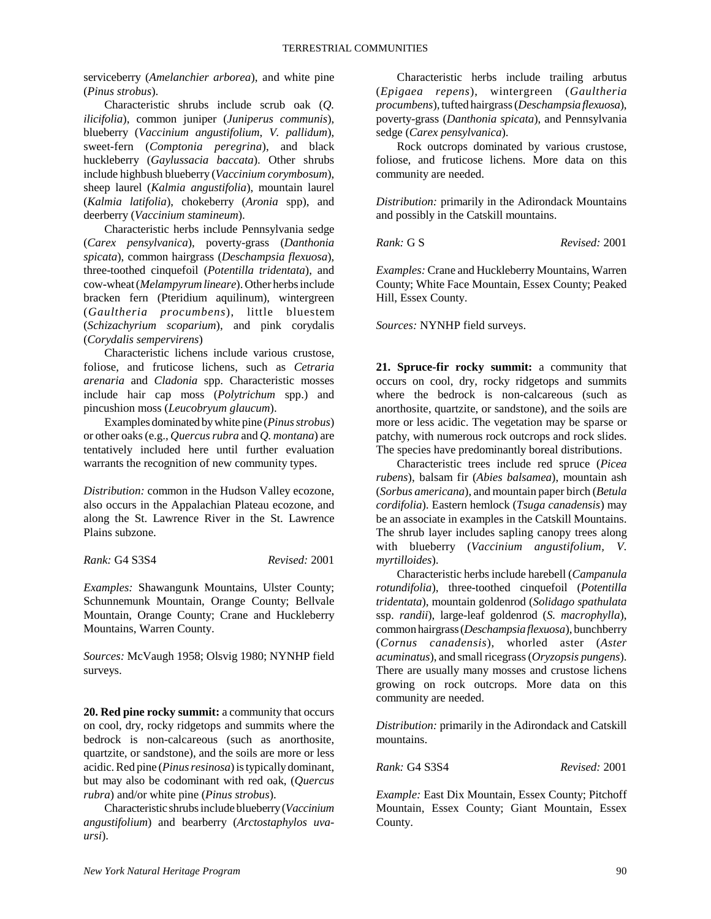serviceberry (*Amelanchier arborea*), and white pine (*Pinus strobus*).

Characteristic shrubs include scrub oak (*Q. ilicifolia*), common juniper (*Juniperus communis*), blueberry (*Vaccinium angustifolium, V. pallidum*), sweet-fern (*Comptonia peregrina*), and black huckleberry (*Gaylussacia baccata*). Other shrubs include highbush blueberry (*Vaccinium corymbosum*), sheep laurel (*Kalmia angustifolia*), mountain laurel (*Kalmia latifolia*), chokeberry (*Aronia* spp), and deerberry (*Vaccinium stamineum*).

Characteristic herbs include Pennsylvania sedge (*Carex pensylvanica*), poverty-grass (*Danthonia spicata*), common hairgrass (*Deschampsia flexuosa*), three-toothed cinquefoil (*Potentilla tridentata*), and cow-wheat (*Melampyrum lineare*). Other herbs include bracken fern (Pteridium aquilinum), wintergreen (*Gaultheria procumbens*), little bluestem (*Schizachyrium scoparium*), and pink corydalis (*Corydalis sempervirens*)

Characteristic lichens include various crustose, foliose, and fruticose lichens, such as *Cetraria arenaria* and *Cladonia* spp. Characteristic mosses include hair cap moss (*Polytrichum* spp.) and pincushion moss (*Leucobryum glaucum*).

Examples dominated by white pine (*Pinus strobus*) or other oaks (e.g., *Quercus rubra* and *Q. montana*) are tentatively included here until further evaluation warrants the recognition of new community types.

*Distribution:* common in the Hudson Valley ecozone, also occurs in the Appalachian Plateau ecozone, and along the St. Lawrence River in the St. Lawrence Plains subzone.

*Rank:* G4 S3S4 *Revised:* 2001

*Examples:* Shawangunk Mountains, Ulster County; Schunnemunk Mountain, Orange County; Bellvale Mountain, Orange County; Crane and Huckleberry Mountains, Warren County.

*Sources:* McVaugh 1958; Olsvig 1980; NYNHP field surveys.

**20. Red pine rocky summit:** a community that occurs on cool, dry, rocky ridgetops and summits where the bedrock is non-calcareous (such as anorthosite, quartzite, or sandstone), and the soils are more or less acidic. Red pine (*Pinus resinosa*) is typically dominant, but may also be codominant with red oak, (*Quercus rubra*) and/or white pine (*Pinus strobus*).

Characteristic shrubs include blueberry (*Vaccinium angustifolium*) and bearberry (*Arctostaphylos uva-ursi*).

Characteristic herbs include trailing arbutus (*Epigaea repens*), wintergreen (*Gaultheria procumbens*), tufted hairgrass (*Deschampsia flexuosa*), poverty-grass (*Danthonia spicata*), and Pennsylvania sedge (*Carex pensylvanica*).

Rock outcrops dominated by various crustose, foliose, and fruticose lichens. More data on this community are needed.

*Distribution:* primarily in the Adirondack Mountains and possibly in the Catskill mountains.

*Rank:* G S *Revised:* 2001

*Examples:* Crane and Huckleberry Mountains, Warren County; White Face Mountain, Essex County; Peaked Hill, Essex County.

*Sources:* NYNHP field surveys.

**21. Spruce-fir rocky summit:** a community that occurs on cool, dry, rocky ridgetops and summits where the bedrock is non-calcareous (such as anorthosite, quartzite, or sandstone), and the soils are more or less acidic. The vegetation may be sparse or patchy, with numerous rock outcrops and rock slides. The species have predominantly boreal distributions.

Characteristic trees include red spruce (*Picea rubens*), balsam fir (*Abies balsamea*), mountain ash (*Sorbus americana*), and mountain paper birch (*Betula cordifolia*). Eastern hemlock (*Tsuga canadensis*) may be an associate in examples in the Catskill Mountains. The shrub layer includes sapling canopy trees along with blueberry (*Vaccinium angustifolium, V. myrtilloides*).

Characteristic herbs include harebell (*Campanula rotundifolia*), three-toothed cinquefoil (*Potentilla tridentata*), mountain goldenrod (*Solidago spathulata* ssp. *randii*), large-leaf goldenrod (*S. macrophylla*), common hairgrass (*Deschampsia flexuosa*), bunchberry (*Cornus canadensis*), whorled aster (*Aster acuminatus*), and small ricegrass (*Oryzopsis pungens*). There are usually many mosses and crustose lichens growing on rock outcrops. More data on this community are needed.

*Distribution:* primarily in the Adirondack and Catskill mountains.

*Rank:* G4 S3S4 *Revised:* 2001

*Example:* East Dix Mountain, Essex County; Pitchoff Mountain, Essex County; Giant Mountain, Essex County.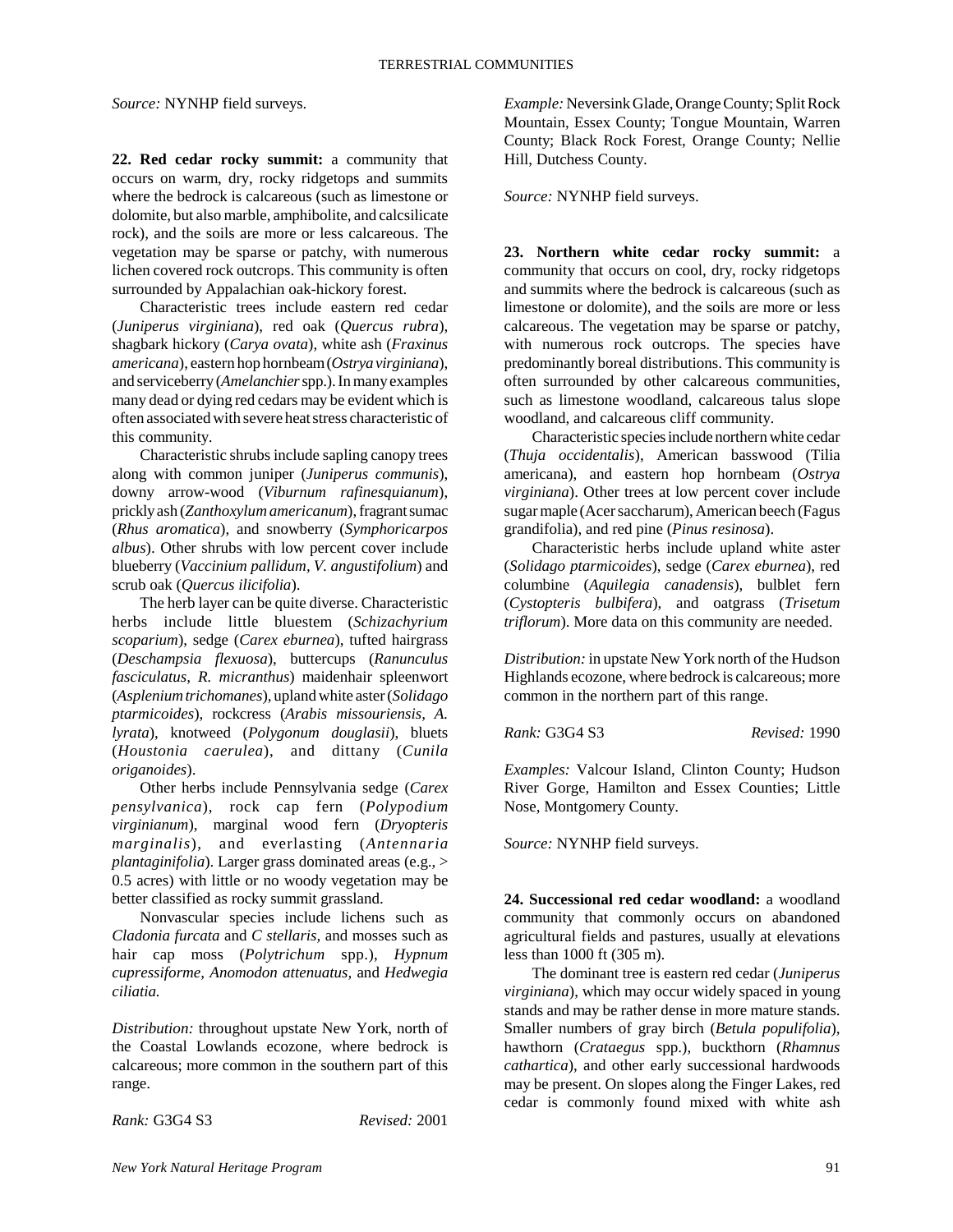*Source:* NYNHP field surveys.

**22. Red cedar rocky summit:** a community that occurs on warm, dry, rocky ridgetops and summits where the bedrock is calcareous (such as limestone or dolomite, but also marble, amphibolite, and calcsilicate rock), and the soils are more or less calcareous. The vegetation may be sparse or patchy, with numerous lichen covered rock outcrops. This community is often surrounded by Appalachian oak-hickory forest.

Characteristic trees include eastern red cedar (*Juniperus virginiana*), red oak (*Quercus rubra*), shagbark hickory (*Carya ovata*), white ash (*Fraxinus americana*), eastern hop hornbeam (*Ostrya virginiana*), and serviceberry (*Amelanchier* spp.). In many examples many dead or dying red cedars may be evident which is often associated with severe heat stress characteristic of this community.

Characteristic shrubs include sapling canopy trees along with common juniper (*Juniperus communis*), downy arrow-wood (*Viburnum rafinesquianum*), prickly ash (*Zanthoxylum americanum*), fragrant sumac (*Rhus aromatica*), and snowberry (*Symphoricarpos albus*). Other shrubs with low percent cover include blueberry (*Vaccinium pallidum, V. angustifolium*) and scrub oak (*Quercus ilicifolia*).

The herb layer can be quite diverse. Characteristic herbs include little bluestem (*Schizachyrium scoparium*), sedge (*Carex eburnea*), tufted hairgrass (*Deschampsia flexuosa*), buttercups (*Ranunculus fasciculatus, R. micranthus*) maidenhair spleenwort (*Asplenium trichomanes*), upland white aster (*Solidago ptarmicoides*), rockcress (*Arabis missouriensis, A. lyrata*), knotweed (*Polygonum douglasii*), bluets (*Houstonia caerulea*), and dittany (*Cunila origanoides*).

Other herbs include Pennsylvania sedge (*Carex pensylvanica*), rock cap fern (*Polypodium virginianum*), marginal wood fern (*Dryopteris marginalis*), and everlasting (*Antennaria plantaginifolia*). Larger grass dominated areas (e.g., > 0.5 acres) with little or no woody vegetation may be better classified as rocky summit grassland.

Nonvascular species include lichens such as *Cladonia furcata* and *C stellaris,* and mosses such as hair cap moss (*Polytrichum* spp.), *Hypnum cupressiforme, Anomodon attenuatus,* and *Hedwegia ciliatia.*

*Distribution:* throughout upstate New York, north of the Coastal Lowlands ecozone, where bedrock is calcareous; more common in the southern part of this range.

*Rank:* G3G4 S3 *Revised:* 2001

*Example:* Neversink Glade, Orange County; Split Rock Mountain, Essex County; Tongue Mountain, Warren County; Black Rock Forest, Orange County; Nellie Hill, Dutchess County.

*Source:* NYNHP field surveys.

**23. Northern white cedar rocky summit:** a community that occurs on cool, dry, rocky ridgetops and summits where the bedrock is calcareous (such as limestone or dolomite), and the soils are more or less calcareous. The vegetation may be sparse or patchy, with numerous rock outcrops. The species have predominantly boreal distributions. This community is often surrounded by other calcareous communities, such as limestone woodland, calcareous talus slope woodland, and calcareous cliff community.

Characteristic species include northern white cedar (*Thuja occidentalis*), American basswood (Tilia americana), and eastern hop hornbeam (*Ostrya virginiana*). Other trees at low percent cover include sugar maple (Acer saccharum), American beech (Fagus grandifolia), and red pine (*Pinus resinosa*).

Characteristic herbs include upland white aster (*Solidago ptarmicoides*), sedge (*Carex eburnea*), red columbine (*Aquilegia canadensis*), bulblet fern (*Cystopteris bulbifera*), and oatgrass (*Trisetum triflorum*). More data on this community are needed.

*Distribution:* in upstate New York north of the Hudson Highlands ecozone, where bedrock is calcareous; more common in the northern part of this range.

*Rank:* G3G4 S3 *Revised:* 1990

*Examples:* Valcour Island, Clinton County; Hudson River Gorge, Hamilton and Essex Counties; Little Nose, Montgomery County.

*Source:* NYNHP field surveys.

**24. Successional red cedar woodland:** a woodland community that commonly occurs on abandoned agricultural fields and pastures, usually at elevations less than 1000 ft (305 m).

The dominant tree is eastern red cedar (*Juniperus virginiana*), which may occur widely spaced in young stands and may be rather dense in more mature stands. Smaller numbers of gray birch (*Betula populifolia*), hawthorn (*Crataegus* spp.), buckthorn (*Rhamnus cathartica*), and other early successional hardwoods may be present. On slopes along the Finger Lakes, red cedar is commonly found mixed with white ash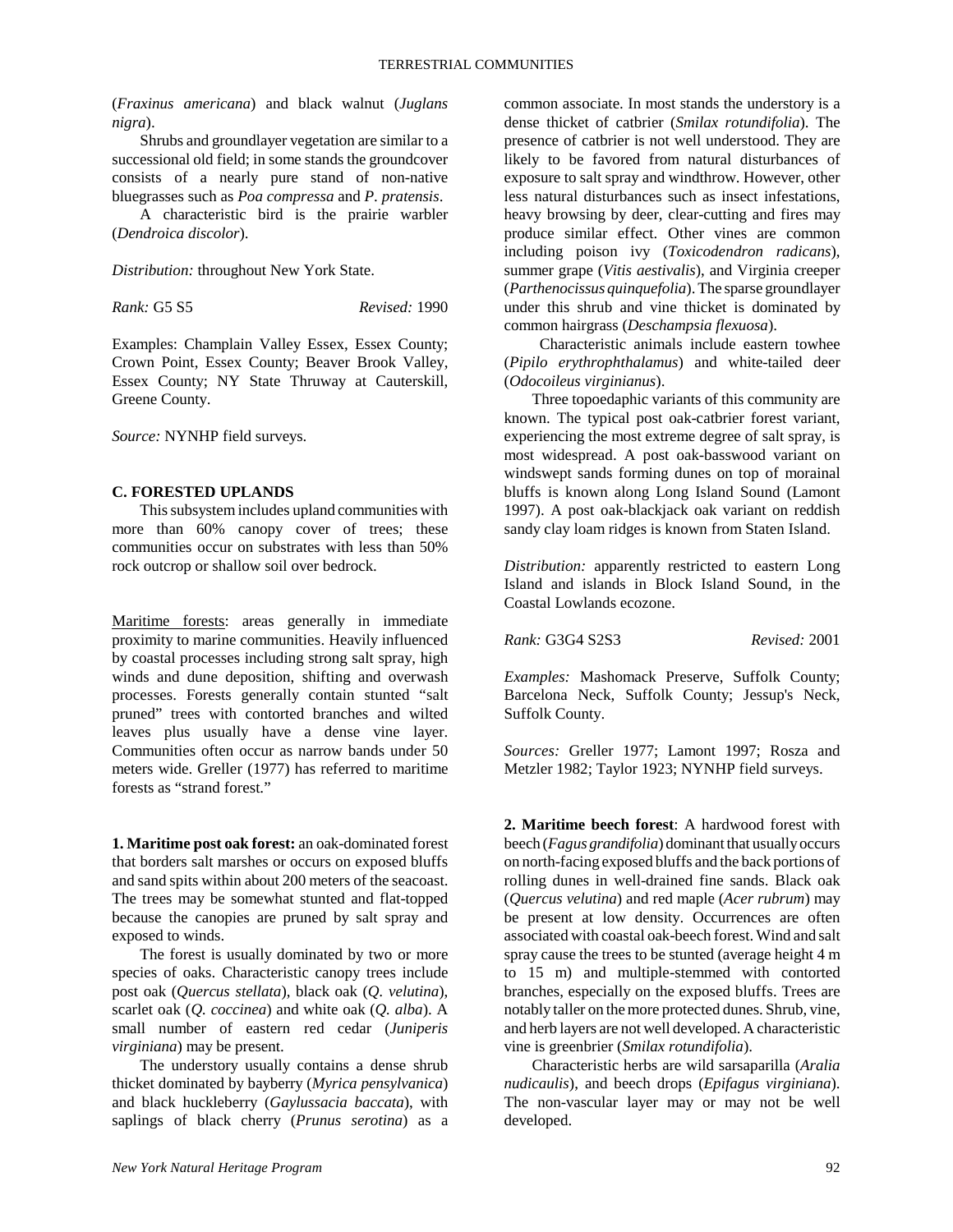(*Fraxinus americana*) and black walnut (*Juglans nigra*).

Shrubs and groundlayer vegetation are similar to a successional old field; in some stands the groundcover consists of a nearly pure stand of non-native bluegrasses such as *Poa compressa* and *P. pratensis*.

A characteristic bird is the prairie warbler (*Dendroica discolor*).

*Distribution:* throughout New York State.

*Rank:* G5 S5 *Revised:* 1990

Examples: Champlain Valley Essex, Essex County; Crown Point, Essex County; Beaver Brook Valley, Essex County; NY State Thruway at Cauterskill, Greene County.

*Source:* NYNHP field surveys.

### C. FORESTED UPLANDS

This subsystem includes upland communities with more than 60% canopy cover of trees; these communities occur on substrates with less than 50% rock outcrop or shallow soil over bedrock.

Maritime forests: areas generally in immediate proximity to marine communities. Heavily influenced by coastal processes including strong salt spray, high winds and dune deposition, shifting and overwash processes. Forests generally contain stunted "salt pruned" trees with contorted branches and wilted leaves plus usually have a dense vine layer. Communities often occur as narrow bands under 50 meters wide. Greller (1977) has referred to maritime forests as "strand forest."

**1. Maritime post oak forest:** an oak-dominated forest that borders salt marshes or occurs on exposed bluffs and sand spits within about 200 meters of the seacoast. The trees may be somewhat stunted and flat-topped because the canopies are pruned by salt spray and exposed to winds.

The forest is usually dominated by two or more species of oaks. Characteristic canopy trees include post oak (*Quercus stellata*), black oak (*Q. velutina*), scarlet oak (*Q. coccinea*) and white oak (*Q. alba*). A small number of eastern red cedar (*Juniperis virginiana*) may be present.

The understory usually contains a dense shrub thicket dominated by bayberry (*Myrica pensylvanica*) and black huckleberry (*Gaylussacia baccata*), with saplings of black cherry (*Prunus serotina*) as a common associate. In most stands the understory is a dense thicket of catbrier (*Smilax rotundifolia*). The presence of catbrier is not well understood. They are likely to be favored from natural disturbances of exposure to salt spray and windthrow. However, other less natural disturbances such as insect infestations, heavy browsing by deer, clear-cutting and fires may produce similar effect. Other vines are common including poison ivy (*Toxicodendron radicans*), summer grape (*Vitis aestivalis*), and Virginia creeper (*Parthenocissus quinquefolia*). The sparse groundlayer under this shrub and vine thicket is dominated by common hairgrass (*Deschampsia flexuosa*).

Characteristic animals include eastern towhee (*Pipilo erythrophthalamus*) and white-tailed deer (*Odocoileus virginianus*).

Three topoedaphic variants of this community are known. The typical post oak-catbrier forest variant, experiencing the most extreme degree of salt spray, is most widespread. A post oak-basswood variant on windswept sands forming dunes on top of morainal bluffs is known along Long Island Sound (Lamont 1997). A post oak-blackjack oak variant on reddish sandy clay loam ridges is known from Staten Island.

*Distribution:* apparently restricted to eastern Long Island and islands in Block Island Sound, in the Coastal Lowlands ecozone.

*Rank:* G3G4 S2S3 *Revised:* 2001

*Examples:* Mashomack Preserve, Suffolk County; Barcelona Neck, Suffolk County; Jessup's Neck, Suffolk County.

*Sources:* Greller 1977; Lamont 1997; Rosza and Metzler 1982; Taylor 1923; NYNHP field surveys.

**2. Maritime beech forest**: A hardwood forest with beech (*Fagus grandifolia*) dominant that usually occurs on north-facing exposed bluffs and the back portions of rolling dunes in well-drained fine sands. Black oak (*Quercus velutina*) and red maple (*Acer rubrum*) may be present at low density. Occurrences are often associated with coastal oak-beech forest. Wind and salt spray cause the trees to be stunted (average height 4 m to 15 m) and multiple-stemmed with contorted branches, especially on the exposed bluffs. Trees are notably taller on the more protected dunes. Shrub, vine, and herb layers are not well developed. A characteristic vine is greenbrier (*Smilax rotundifolia*).

Characteristic herbs are wild sarsaparilla (*Aralia nudicaulis*), and beech drops (*Epifagus virginiana*). The non-vascular layer may or may not be well developed.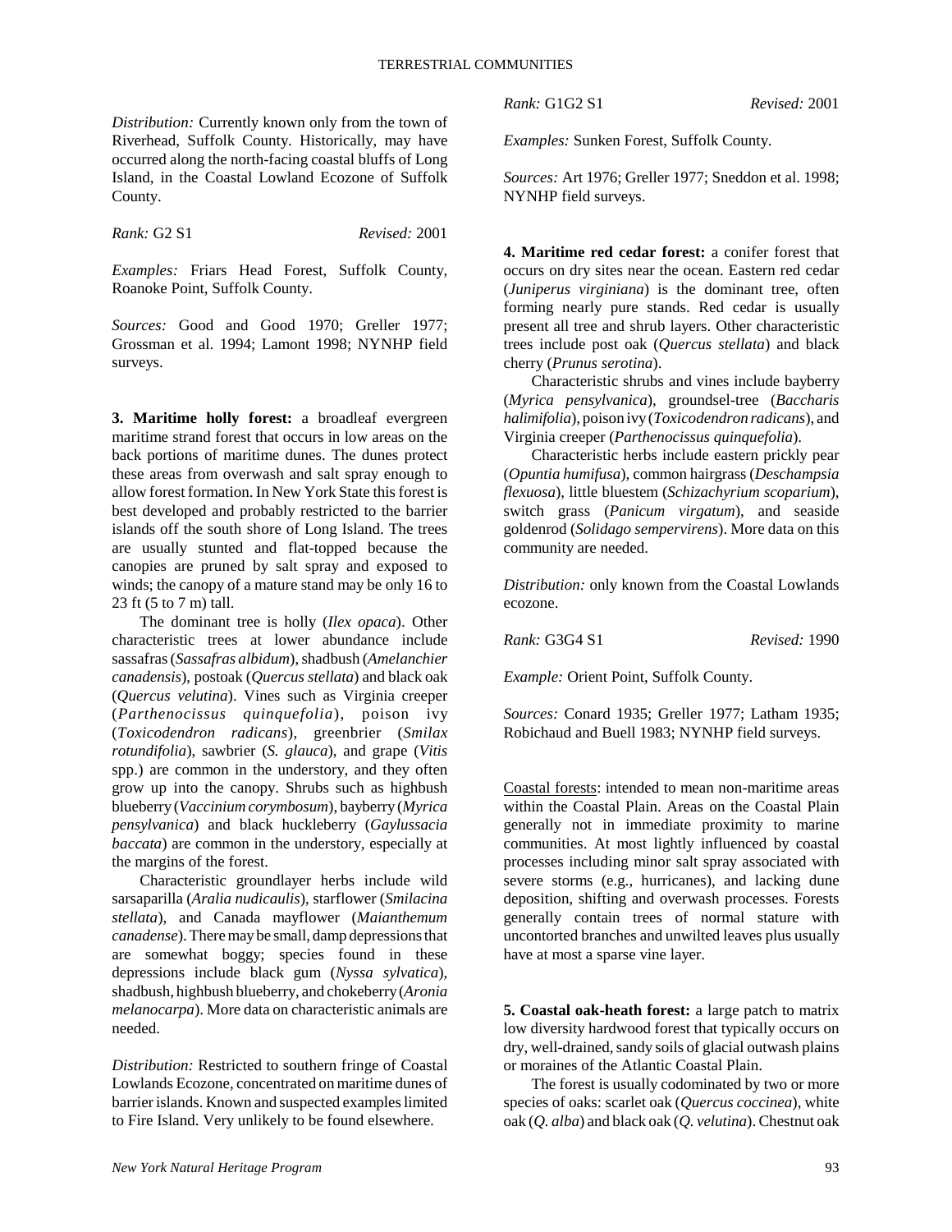*Distribution:* Currently known only from the town of Riverhead, Suffolk County. Historically, may have occurred along the north-facing coastal bluffs of Long Island, in the Coastal Lowland Ecozone of Suffolk County.

*Rank:* G2 S1 *Revised:* 2001

*Examples:* Friars Head Forest, Suffolk County, Roanoke Point, Suffolk County.

*Sources:* Good and Good 1970; Greller 1977; Grossman et al. 1994; Lamont 1998; NYNHP field surveys.

**3. Maritime holly forest:** a broadleaf evergreen maritime strand forest that occurs in low areas on the back portions of maritime dunes. The dunes protect these areas from overwash and salt spray enough to allow forest formation. In New York State this forest is best developed and probably restricted to the barrier islands off the south shore of Long Island. The trees are usually stunted and flat-topped because the canopies are pruned by salt spray and exposed to winds; the canopy of a mature stand may be only 16 to 23 ft (5 to 7 m) tall.

The dominant tree is holly (*Ilex opaca*). Other characteristic trees at lower abundance include sassafras (*Sassafras albidum*), shadbush (*Amelanchier canadensis*), postoak (*Quercus stellata*) and black oak (*Quercus velutina*). Vines such as Virginia creeper (*Parthenocissus quinquefolia*), poison ivy (*Toxicodendron radicans*), greenbrier (*Smilax rotundifolia*), sawbrier (*S. glauca*), and grape (*Vitis* spp.) are common in the understory, and they often grow up into the canopy. Shrubs such as highbush blueberry (*Vaccinium corymbosum*), bayberry (*Myrica pensylvanica*) and black huckleberry (*Gaylussacia baccata*) are common in the understory, especially at the margins of the forest.

Characteristic groundlayer herbs include wild sarsaparilla (*Aralia nudicaulis*), starflower (*Smilacina stellata*), and Canada mayflower (*Maianthemum canadense*). There may be small, damp depressions that are somewhat boggy; species found in these depressions include black gum (*Nyssa sylvatica*), shadbush, highbush blueberry, and chokeberry (*Aronia melanocarpa*). More data on characteristic animals are needed.

*Distribution:* Restricted to southern fringe of Coastal Lowlands Ecozone, concentrated on maritime dunes of barrier islands. Known and suspected examples limited to Fire Island. Very unlikely to be found elsewhere.

*Rank:* G1G2 S1 *Revised:* 2001

*Examples:* Sunken Forest, Suffolk County.

*Sources:* Art 1976; Greller 1977; Sneddon et al. 1998; NYNHP field surveys.

**4. Maritime red cedar forest:** a conifer forest that occurs on dry sites near the ocean. Eastern red cedar (*Juniperus virginiana*) is the dominant tree, often forming nearly pure stands. Red cedar is usually present all tree and shrub layers. Other characteristic trees include post oak (*Quercus stellata*) and black cherry (*Prunus serotina*).

Characteristic shrubs and vines include bayberry (*Myrica pensylvanica*), groundsel-tree (*Baccharis halimifolia*), poison ivy (*Toxicodendron radicans*), and Virginia creeper (*Parthenocissus quinquefolia*).

Characteristic herbs include eastern prickly pear (*Opuntia humifusa*), common hairgrass (*Deschampsia flexuosa*), little bluestem (*Schizachyrium scoparium*), switch grass (*Panicum virgatum*), and seaside goldenrod (*Solidago sempervirens*). More data on this community are needed.

*Distribution:* only known from the Coastal Lowlands ecozone.

*Rank:* G3G4 S1 *Revised:* 1990

*Example:* Orient Point, Suffolk County.

*Sources:* Conard 1935; Greller 1977; Latham 1935; Robichaud and Buell 1983; NYNHP field surveys.

Coastal forests: intended to mean non-maritime areas within the Coastal Plain. Areas on the Coastal Plain generally not in immediate proximity to marine communities. At most lightly influenced by coastal processes including minor salt spray associated with severe storms (e.g., hurricanes), and lacking dune deposition, shifting and overwash processes. Forests generally contain trees of normal stature with uncontorted branches and unwilted leaves plus usually have at most a sparse vine layer.

**5. Coastal oak-heath forest:** a large patch to matrix low diversity hardwood forest that typically occurs on dry, well-drained, sandy soils of glacial outwash plains or moraines of the Atlantic Coastal Plain.

The forest is usually codominated by two or more species of oaks: scarlet oak (*Quercus coccinea*), white oak (*Q. alba*) and black oak (*Q. velutina*). Chestnut oak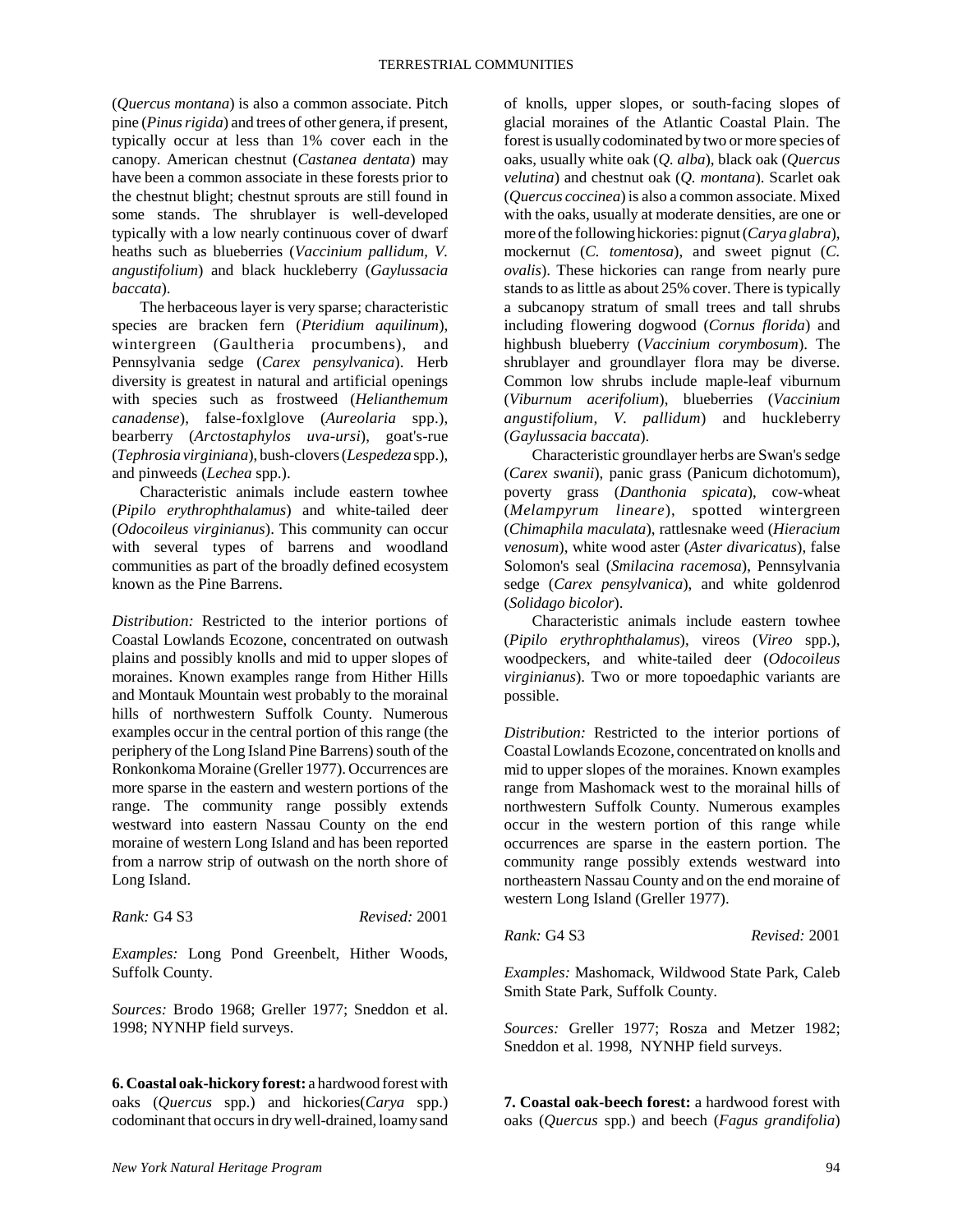(*Quercus montana*) is also a common associate. Pitch pine (*Pinus rigida*) and trees of other genera, if present, typically occur at less than 1% cover each in the canopy. American chestnut (*Castanea dentata*) may have been a common associate in these forests prior to the chestnut blight; chestnut sprouts are still found in some stands. The shrublayer is well-developed typically with a low nearly continuous cover of dwarf heaths such as blueberries (*Vaccinium pallidum, V. angustifolium*) and black huckleberry (*Gaylussacia baccata*).

The herbaceous layer is very sparse; characteristic species are bracken fern (*Pteridium aquilinum*), wintergreen (Gaultheria procumbens), and Pennsylvania sedge (*Carex pensylvanica*). Herb diversity is greatest in natural and artificial openings with species such as frostweed (*Helianthemum canadense*), false-foxlglove (*Aureolaria* spp.), bearberry (*Arctostaphylos uva-ursi*), goat's-rue (*Tephrosia virginiana*), bush-clovers (*Lespedeza* spp.), and pinweeds (*Lechea* spp.).

Characteristic animals include eastern towhee (*Pipilo erythrophthalamus*) and white-tailed deer (*Odocoileus virginianus*). This community can occur with several types of barrens and woodland communities as part of the broadly defined ecosystem known as the Pine Barrens.

*Distribution:* Restricted to the interior portions of Coastal Lowlands Ecozone, concentrated on outwash plains and possibly knolls and mid to upper slopes of moraines. Known examples range from Hither Hills and Montauk Mountain west probably to the morainal hills of northwestern Suffolk County. Numerous examples occur in the central portion of this range (the periphery of the Long Island Pine Barrens) south of the Ronkonkoma Moraine (Greller 1977). Occurrences are more sparse in the eastern and western portions of the range. The community range possibly extends westward into eastern Nassau County on the end moraine of western Long Island and has been reported from a narrow strip of outwash on the north shore of Long Island.

*Rank:* G4 S3 *Revised:* 2001

*Examples:* Long Pond Greenbelt, Hither Woods, Suffolk County.

*Sources:* Brodo 1968; Greller 1977; Sneddon et al. 1998; NYNHP field surveys.

**6. Coastal oak-hickory forest:** a hardwood forest with oaks (*Quercus* spp.) and hickories(*Carya* spp.) codominant that occurs in dry well-drained, loamy sand of knolls, upper slopes, or south-facing slopes of glacial moraines of the Atlantic Coastal Plain. The forest is usually codominated by two or more species of oaks, usually white oak (*Q. alba*), black oak (*Quercus velutina*) and chestnut oak (*Q. montana*). Scarlet oak (*Quercus coccinea*) is also a common associate. Mixed with the oaks, usually at moderate densities, are one or more of the following hickories: pignut (*Carya glabra*), mockernut (*C. tomentosa*), and sweet pignut (*C. ovalis*). These hickories can range from nearly pure stands to as little as about 25% cover. There is typically a subcanopy stratum of small trees and tall shrubs including flowering dogwood (*Cornus florida*) and highbush blueberry (*Vaccinium corymbosum*). The shrublayer and groundlayer flora may be diverse. Common low shrubs include maple-leaf viburnum (*Viburnum acerifolium*), blueberries (*Vaccinium angustifolium, V. pallidum*) and huckleberry (*Gaylussacia baccata*).

Characteristic groundlayer herbs are Swan's sedge (*Carex swanii*), panic grass (Panicum dichotomum), poverty grass (*Danthonia spicata*), cow-wheat (*Melampyrum lineare*), spotted wintergreen (*Chimaphila maculata*), rattlesnake weed (*Hieracium venosum*), white wood aster (*Aster divaricatus*), false Solomon's seal (*Smilacina racemosa*), Pennsylvania sedge (*Carex pensylvanica*), and white goldenrod (*Solidago bicolor*).

Characteristic animals include eastern towhee (*Pipilo erythrophthalamus*), vireos (*Vireo* spp.), woodpeckers, and white-tailed deer (*Odocoileus virginianus*). Two or more topoedaphic variants are possible.

*Distribution:* Restricted to the interior portions of Coastal Lowlands Ecozone, concentrated on knolls and mid to upper slopes of the moraines. Known examples range from Mashomack west to the morainal hills of northwestern Suffolk County. Numerous examples occur in the western portion of this range while occurrences are sparse in the eastern portion. The community range possibly extends westward into northeastern Nassau County and on the end moraine of western Long Island (Greller 1977).

*Rank:* G4 S3 *Revised:* 2001

*Examples:* Mashomack, Wildwood State Park, Caleb Smith State Park, Suffolk County.

*Sources:* Greller 1977; Rosza and Metzer 1982; Sneddon et al. 1998, NYNHP field surveys.

**7. Coastal oak-beech forest:** a hardwood forest with oaks (*Quercus* spp.) and beech (*Fagus grandifolia*)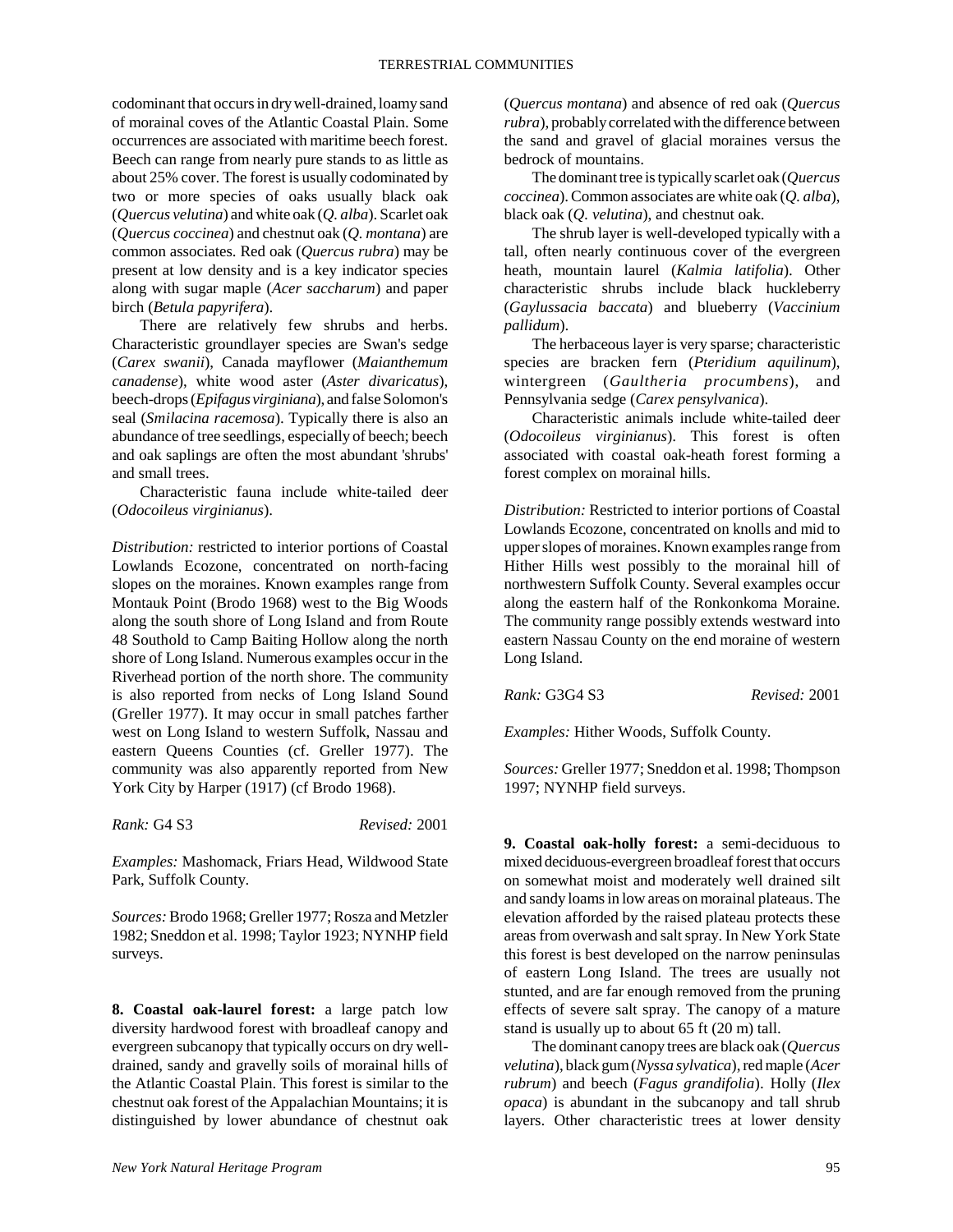codominant that occurs in dry well-drained, loamy sand of morainal coves of the Atlantic Coastal Plain. Some occurrences are associated with maritime beech forest. Beech can range from nearly pure stands to as little as about 25% cover. The forest is usually codominated by two or more species of oaks usually black oak (*Quercus velutina*) and white oak (*Q. alba*). Scarlet oak (*Quercus coccinea*) and chestnut oak (*Q. montana*) are common associates. Red oak (*Quercus rubra*) may be present at low density and is a key indicator species along with sugar maple (*Acer saccharum*) and paper birch (*Betula papyrifera*).

There are relatively few shrubs and herbs. Characteristic groundlayer species are Swan's sedge (*Carex swanii*), Canada mayflower (*Maianthemum canadense*), white wood aster (*Aster divaricatus*), beech-drops (*Epifagus virginiana*), and false Solomon's seal (*Smilacina racemosa*). Typically there is also an abundance of tree seedlings, especially of beech; beech and oak saplings are often the most abundant 'shrubs' and small trees.

Characteristic fauna include white-tailed deer (*Odocoileus virginianus*).

*Distribution:* restricted to interior portions of Coastal Lowlands Ecozone, concentrated on north-facing slopes on the moraines. Known examples range from Montauk Point (Brodo 1968) west to the Big Woods along the south shore of Long Island and from Route 48 Southold to Camp Baiting Hollow along the north shore of Long Island. Numerous examples occur in the Riverhead portion of the north shore. The community is also reported from necks of Long Island Sound (Greller 1977). It may occur in small patches farther west on Long Island to western Suffolk, Nassau and eastern Queens Counties (cf. Greller 1977). The community was also apparently reported from New York City by Harper (1917) (cf Brodo 1968).

*Rank:* G4 S3 *Revised:* 2001

*Examples:* Mashomack, Friars Head, Wildwood State Park, Suffolk County.

*Sources:* Brodo 1968; Greller 1977; Rosza and Metzler 1982; Sneddon et al. 1998; Taylor 1923; NYNHP field surveys.

**8. Coastal oak-laurel forest:** a large patch low diversity hardwood forest with broadleaf canopy and evergreen subcanopy that typically occurs on dry well-drained, sandy and gravelly soils of morainal hills of the Atlantic Coastal Plain. This forest is similar to the chestnut oak forest of the Appalachian Mountains; it is distinguished by lower abundance of chestnut oak (*Quercus montana*) and absence of red oak (*Quercus rubra*), probably correlated with the difference between the sand and gravel of glacial moraines versus the bedrock of mountains.

The dominant tree is typically scarlet oak (*Quercus coccinea*). Common associates are white oak (*Q. alba*), black oak (*Q. velutina*), and chestnut oak.

The shrub layer is well-developed typically with a tall, often nearly continuous cover of the evergreen heath, mountain laurel (*Kalmia latifolia*). Other characteristic shrubs include black huckleberry (*Gaylussacia baccata*) and blueberry (*Vaccinium pallidum*).

The herbaceous layer is very sparse; characteristic species are bracken fern (*Pteridium aquilinum*), wintergreen (*Gaultheria procumbens*), and Pennsylvania sedge (*Carex pensylvanica*).

Characteristic animals include white-tailed deer (*Odocoileus virginianus*). This forest is often associated with coastal oak-heath forest forming a forest complex on morainal hills.

*Distribution:* Restricted to interior portions of Coastal Lowlands Ecozone, concentrated on knolls and mid to upper slopes of moraines. Known examples range from Hither Hills west possibly to the morainal hill of northwestern Suffolk County. Several examples occur along the eastern half of the Ronkonkoma Moraine. The community range possibly extends westward into eastern Nassau County on the end moraine of western Long Island.

*Rank:* G3G4 S3 *Revised:* 2001

*Examples:* Hither Woods, Suffolk County.

*Sources:* Greller 1977; Sneddon et al. 1998; Thompson 1997; NYNHP field surveys.

**9. Coastal oak-holly forest:** a semi-deciduous to mixed deciduous-evergreen broadleaf forest that occurs on somewhat moist and moderately well drained silt and sandy loams in low areas on morainal plateaus. The elevation afforded by the raised plateau protects these areas from overwash and salt spray. In New York State this forest is best developed on the narrow peninsulas of eastern Long Island. The trees are usually not stunted, and are far enough removed from the pruning effects of severe salt spray. The canopy of a mature stand is usually up to about 65 ft (20 m) tall.

The dominant canopy trees are black oak (*Quercus velutina*), black gum (*Nyssa sylvatica*), red maple (*Acer rubrum*) and beech (*Fagus grandifolia*). Holly (*Ilex opaca*) is abundant in the subcanopy and tall shrub layers. Other characteristic trees at lower density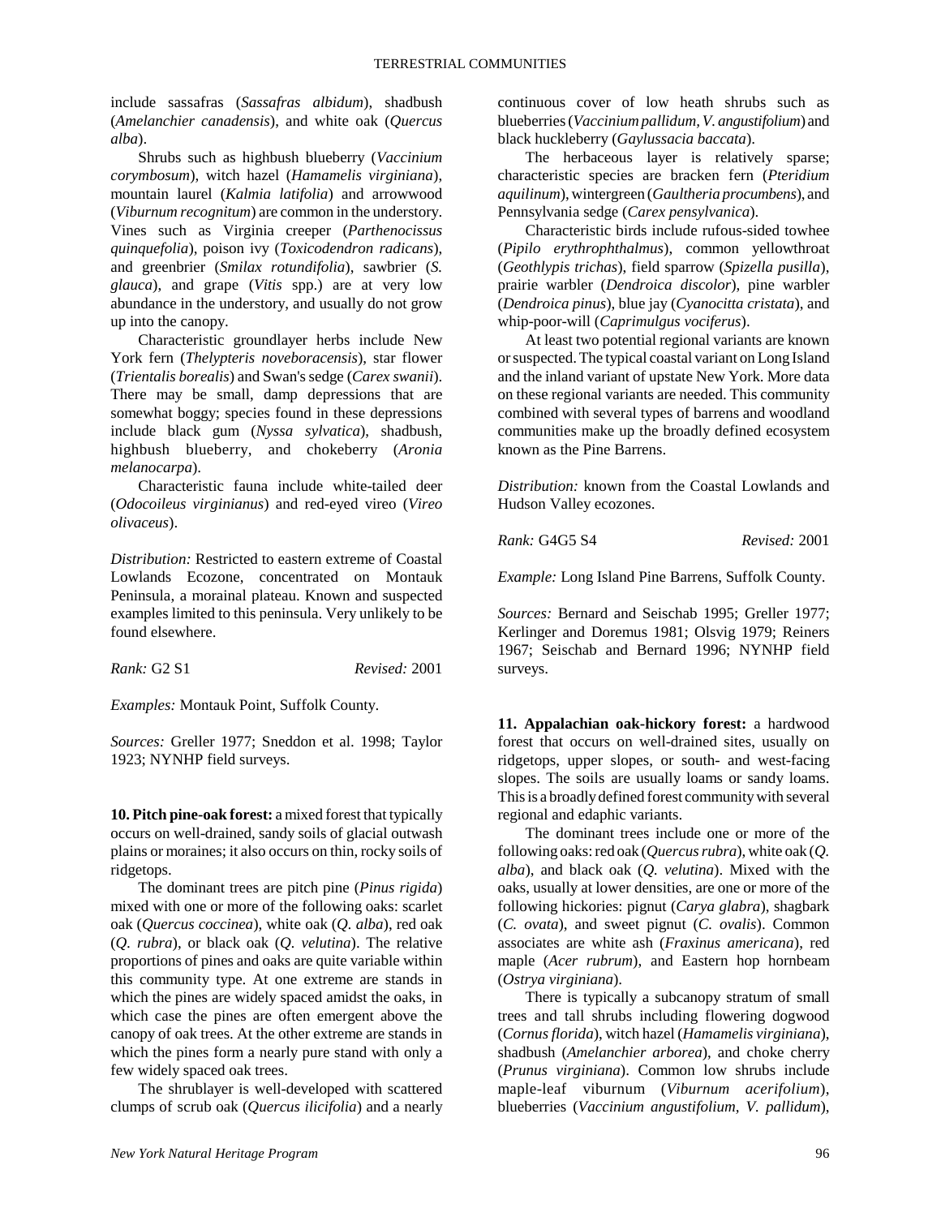include sassafras (*Sassafras albidum*), shadbush (*Amelanchier canadensis*), and white oak (*Quercus alba*).

Shrubs such as highbush blueberry (*Vaccinium corymbosum*), witch hazel (*Hamamelis virginiana*), mountain laurel (*Kalmia latifolia*) and arrowwood (*Viburnum recognitum*) are common in the understory. Vines such as Virginia creeper (*Parthenocissus quinquefolia*), poison ivy (*Toxicodendron radicans*), and greenbrier (*Smilax rotundifolia*), sawbrier (*S. glauca*), and grape (*Vitis* spp.) are at very low abundance in the understory, and usually do not grow up into the canopy.

Characteristic groundlayer herbs include New York fern (*Thelypteris noveboracensis*), star flower (*Trientalis borealis*) and Swan's sedge (*Carex swanii*). There may be small, damp depressions that are somewhat boggy; species found in these depressions include black gum (*Nyssa sylvatica*), shadbush, highbush blueberry, and chokeberry (*Aronia melanocarpa*).

Characteristic fauna include white-tailed deer (*Odocoileus virginianus*) and red-eyed vireo (*Vireo olivaceus*).

*Distribution:* Restricted to eastern extreme of Coastal Lowlands Ecozone, concentrated on Montauk Peninsula, a morainal plateau. Known and suspected examples limited to this peninsula. Very unlikely to be found elsewhere.

*Rank:* G2 S1 *Revised:* 2001

*Examples:* Montauk Point, Suffolk County.

*Sources:* Greller 1977; Sneddon et al. 1998; Taylor 1923; NYNHP field surveys.

**10. Pitch pine-oak forest:** a mixed forest that typically occurs on well-drained, sandy soils of glacial outwash plains or moraines; it also occurs on thin, rocky soils of ridgetops.

The dominant trees are pitch pine (*Pinus rigida*) mixed with one or more of the following oaks: scarlet oak (*Quercus coccinea*), white oak (*Q. alba*), red oak (*Q. rubra*), or black oak (*Q. velutina*). The relative proportions of pines and oaks are quite variable within this community type. At one extreme are stands in which the pines are widely spaced amidst the oaks, in which case the pines are often emergent above the canopy of oak trees. At the other extreme are stands in which the pines form a nearly pure stand with only a few widely spaced oak trees.

The shrublayer is well-developed with scattered clumps of scrub oak (*Quercus ilicifolia*) and a nearly continuous cover of low heath shrubs such as blueberries (*Vaccinium pallidum, V. angustifolium*) and black huckleberry (*Gaylussacia baccata*).

The herbaceous layer is relatively sparse; characteristic species are bracken fern (*Pteridium aquilinum*), wintergreen (*Gaultheria procumbens*), and Pennsylvania sedge (*Carex pensylvanica*).

Characteristic birds include rufous-sided towhee (*Pipilo erythrophthalmus*), common yellowthroat (*Geothlypis trichas*), field sparrow (*Spizella pusilla*), prairie warbler (*Dendroica discolor*), pine warbler (*Dendroica pinus*), blue jay (*Cyanocitta cristata*), and whip-poor-will (*Caprimulgus vociferus*).

At least two potential regional variants are known or suspected. The typical coastal variant on Long Island and the inland variant of upstate New York. More data on these regional variants are needed. This community combined with several types of barrens and woodland communities make up the broadly defined ecosystem known as the Pine Barrens.

*Distribution:* known from the Coastal Lowlands and Hudson Valley ecozones.

*Rank:* G4G5 S4 *Revised:* 2001

*Example:* Long Island Pine Barrens, Suffolk County.

*Sources:* Bernard and Seischab 1995; Greller 1977; Kerlinger and Doremus 1981; Olsvig 1979; Reiners 1967; Seischab and Bernard 1996; NYNHP field surveys.

**11. Appalachian oak-hickory forest:** a hardwood forest that occurs on well-drained sites, usually on ridgetops, upper slopes, or south- and west-facing slopes. The soils are usually loams or sandy loams. This is a broadly defined forest community with several regional and edaphic variants.

The dominant trees include one or more of the following oaks: red oak (*Quercus rubra*), white oak (*Q. alba*), and black oak (*Q. velutina*). Mixed with the oaks, usually at lower densities, are one or more of the following hickories: pignut (*Carya glabra*), shagbark (*C. ovata*), and sweet pignut (*C. ovalis*). Common associates are white ash (*Fraxinus americana*), red maple (*Acer rubrum*), and Eastern hop hornbeam (*Ostrya virginiana*).

There is typically a subcanopy stratum of small trees and tall shrubs including flowering dogwood (*Cornus florida*), witch hazel (*Hamamelis virginiana*), shadbush (*Amelanchier arborea*), and choke cherry (*Prunus virginiana*). Common low shrubs include maple-leaf viburnum (*Viburnum acerifolium*), blueberries (*Vaccinium angustifolium, V. pallidum*),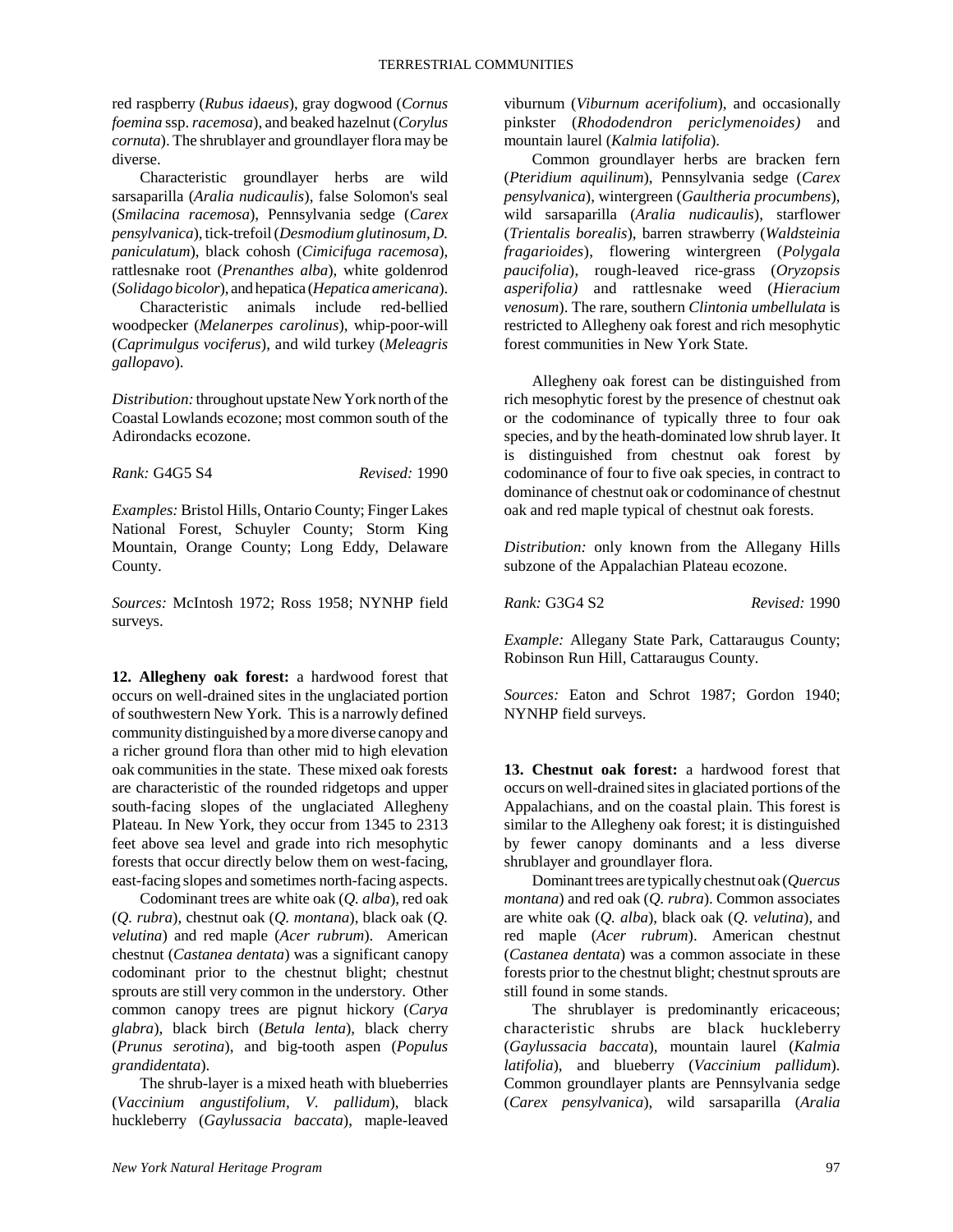red raspberry (*Rubus idaeus*), gray dogwood (*Cornus foemina* ssp. *racemosa*), and beaked hazelnut (*Corylus cornuta*). The shrublayer and groundlayer flora may be diverse.

Characteristic groundlayer herbs are wild sarsaparilla (*Aralia nudicaulis*), false Solomon's seal (*Smilacina racemosa*), Pennsylvania sedge (*Carex pensylvanica*), tick-trefoil (*Desmodium glutinosum*, *D. paniculatum*), black cohosh (*Cimicifuga racemosa*), rattlesnake root (*Prenanthes alba*), white goldenrod (*Solidago bicolor*), and hepatica (*Hepatica americana*).

Characteristic animals include red-bellied woodpecker (*Melanerpes carolinus*), whip-poor-will (*Caprimulgus vociferus*), and wild turkey (*Meleagris gallopavo*).

*Distribution:* throughout upstate New York north of the Coastal Lowlands ecozone; most common south of the Adirondacks ecozone.

*Rank:* G4G5 S4 *Revised:* 1990

*Examples:* Bristol Hills, Ontario County; Finger Lakes National Forest, Schuyler County; Storm King Mountain, Orange County; Long Eddy, Delaware County.

*Sources:* McIntosh 1972; Ross 1958; NYNHP field surveys.

**12. Allegheny oak forest:** a hardwood forest that occurs on well-drained sites in the unglaciated portion of southwestern New York. This is a narrowly defined community distinguished by a more diverse canopy and a richer ground flora than other mid to high elevation oak communities in the state. These mixed oak forests are characteristic of the rounded ridgetops and upper south-facing slopes of the unglaciated Allegheny Plateau. In New York, they occur from 1345 to 2313 feet above sea level and grade into rich mesophytic forests that occur directly below them on west-facing, east-facing slopes and sometimes north-facing aspects.

Codominant trees are white oak (*Q. alba*), red oak (*Q. rubra*), chestnut oak (*Q. montana*), black oak (*Q. velutina*) and red maple (*Acer rubrum*). American chestnut (*Castanea dentata*) was a significant canopy codominant prior to the chestnut blight; chestnut sprouts are still very common in the understory. Other common canopy trees are pignut hickory (*Carya glabra*), black birch (*Betula lenta*), black cherry (*Prunus serotina*), and big-tooth aspen (*Populus grandidentata*).

The shrub-layer is a mixed heath with blueberries (*Vaccinium angustifolium*, *V. pallidum*), black huckleberry (*Gaylussacia baccata*), maple-leaved viburnum (*Viburnum acerifolium*), and occasionally pinkster (*Rhododendron periclymenoides)* and mountain laurel (*Kalmia latifolia*).

Common groundlayer herbs are bracken fern (*Pteridium aquilinum*), Pennsylvania sedge (*Carex pensylvanica*), wintergreen (*Gaultheria procumbens*), wild sarsaparilla (*Aralia nudicaulis*), starflower (*Trientalis borealis*), barren strawberry (*Waldsteinia fragarioides*), flowering wintergreen (*Polygala paucifolia*), rough-leaved rice-grass (*Oryzopsis asperifolia)* and rattlesnake weed (*Hieracium venosum*). The rare, southern *Clintonia umbellulata* is restricted to Allegheny oak forest and rich mesophytic forest communities in New York State.

Allegheny oak forest can be distinguished from rich mesophytic forest by the presence of chestnut oak or the codominance of typically three to four oak species, and by the heath-dominated low shrub layer. It is distinguished from chestnut oak forest by codominance of four to five oak species, in contract to dominance of chestnut oak or codominance of chestnut oak and red maple typical of chestnut oak forests.

*Distribution:* only known from the Allegany Hills subzone of the Appalachian Plateau ecozone.

*Rank:* G3G4 S2 *Revised:* 1990

*Example:* Allegany State Park, Cattaraugus County; Robinson Run Hill, Cattaraugus County.

*Sources:* Eaton and Schrot 1987; Gordon 1940; NYNHP field surveys.

**13. Chestnut oak forest:** a hardwood forest that occurs on well-drained sites in glaciated portions of the Appalachians, and on the coastal plain. This forest is similar to the Allegheny oak forest; it is distinguished by fewer canopy dominants and a less diverse shrublayer and groundlayer flora.

Dominant trees are typically chestnut oak (*Quercus montana*) and red oak (*Q. rubra*). Common associates are white oak (*Q. alba*), black oak (*Q. velutina*), and red maple (*Acer rubrum*). American chestnut (*Castanea dentata*) was a common associate in these forests prior to the chestnut blight; chestnut sprouts are still found in some stands.

The shrublayer is predominantly ericaceous; characteristic shrubs are black huckleberry (*Gaylussacia baccata*), mountain laurel (*Kalmia latifolia*), and blueberry (*Vaccinium pallidum*). Common groundlayer plants are Pennsylvania sedge (*Carex pensylvanica*), wild sarsaparilla (*Aralia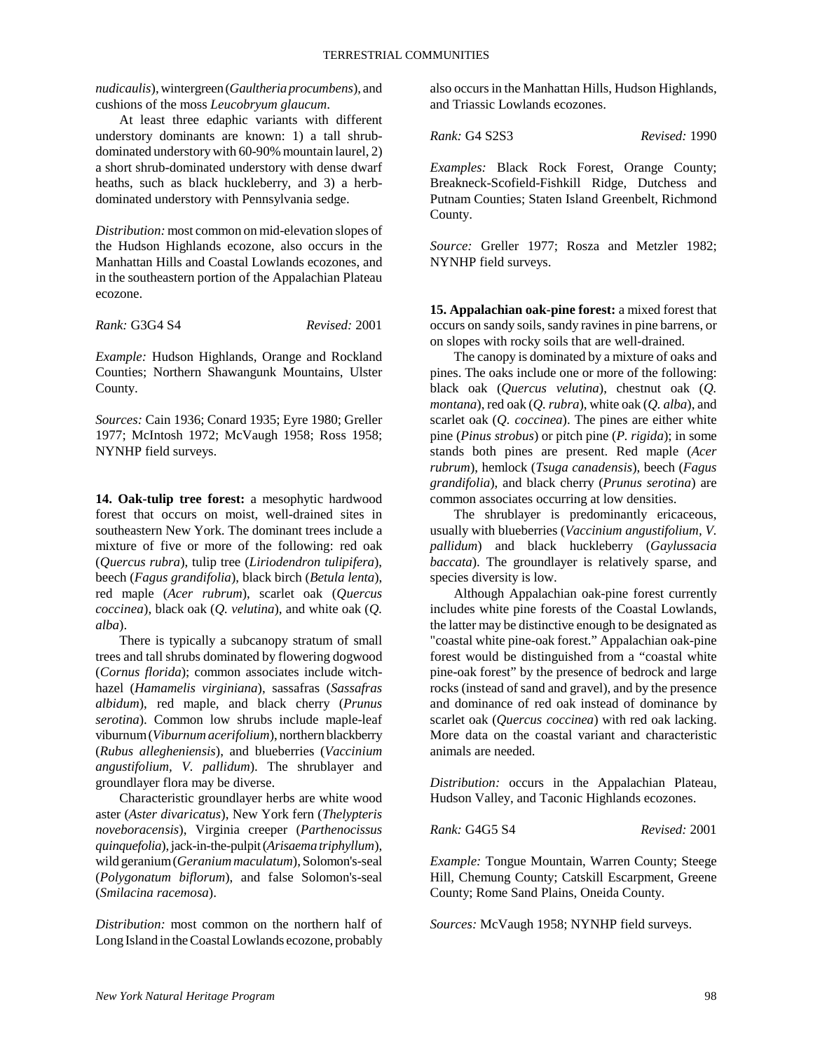*nudicaulis*), wintergreen (*Gaultheria procumbens*), and cushions of the moss *Leucobryum glaucum*.

At least three edaphic variants with different understory dominants are known: 1) a tall shrub-dominated understory with 60-90% mountain laurel, 2) a short shrub-dominated understory with dense dwarf heaths, such as black huckleberry, and 3) a herb-dominated understory with Pennsylvania sedge.

*Distribution:* most common on mid-elevation slopes of the Hudson Highlands ecozone, also occurs in the Manhattan Hills and Coastal Lowlands ecozones, and in the southeastern portion of the Appalachian Plateau ecozone.

*Rank:* G3G4 S4 *Revised:* 2001

*Example:* Hudson Highlands, Orange and Rockland Counties; Northern Shawangunk Mountains, Ulster County.

*Sources:* Cain 1936; Conard 1935; Eyre 1980; Greller 1977; McIntosh 1972; McVaugh 1958; Ross 1958; NYNHP field surveys.

**14. Oak-tulip tree forest:** a mesophytic hardwood forest that occurs on moist, well-drained sites in southeastern New York. The dominant trees include a mixture of five or more of the following: red oak (*Quercus rubra*), tulip tree (*Liriodendron tulipifera*), beech (*Fagus grandifolia*), black birch (*Betula lenta*), red maple (*Acer rubrum*), scarlet oak (*Quercus coccinea*), black oak (*Q. velutina*), and white oak (*Q. alba*).

There is typically a subcanopy stratum of small trees and tall shrubs dominated by flowering dogwood (*Cornus florida*); common associates include witch-hazel (*Hamamelis virginiana*), sassafras (*Sassafras albidum*), red maple, and black cherry (*Prunus serotina*). Common low shrubs include maple-leaf viburnum (*Viburnum acerifolium*), northern blackberry (*Rubus allegheniensis*), and blueberries (*Vaccinium angustifolium, V. pallidum*). The shrublayer and groundlayer flora may be diverse.

Characteristic groundlayer herbs are white wood aster (*Aster divaricatus*), New York fern (*Thelypteris noveboracensis*), Virginia creeper (*Parthenocissus quinquefolia*), jack-in-the-pulpit (*Arisaema triphyllum*), wild geranium (*Geranium maculatum*), Solomon's-seal (*Polygonatum biflorum*), and false Solomon's-seal (*Smilacina racemosa*).

*Distribution:* most common on the northern half of Long Island in the Coastal Lowlands ecozone, probably also occurs in the Manhattan Hills, Hudson Highlands, and Triassic Lowlands ecozones.

*Rank:* G4 S2S3 *Revised:* 1990

*Examples:* Black Rock Forest, Orange County; Breakneck-Scofield-Fishkill Ridge, Dutchess and Putnam Counties; Staten Island Greenbelt, Richmond County.

*Source:* Greller 1977; Rosza and Metzler 1982; NYNHP field surveys.

**15. Appalachian oak-pine forest:** a mixed forest that occurs on sandy soils, sandy ravines in pine barrens, or on slopes with rocky soils that are well-drained.

The canopy is dominated by a mixture of oaks and pines. The oaks include one or more of the following: black oak (*Quercus velutina*), chestnut oak (*Q. montana*), red oak (*Q. rubra*), white oak (*Q. alba*), and scarlet oak (*Q. coccinea*). The pines are either white pine (*Pinus strobus*) or pitch pine (*P. rigida*); in some stands both pines are present. Red maple (*Acer rubrum*), hemlock (*Tsuga canadensis*), beech (*Fagus grandifolia*), and black cherry (*Prunus serotina*) are common associates occurring at low densities.

The shrublayer is predominantly ericaceous, usually with blueberries (*Vaccinium angustifolium, V. pallidum*) and black huckleberry (*Gaylussacia baccata*). The groundlayer is relatively sparse, and species diversity is low.

Although Appalachian oak-pine forest currently includes white pine forests of the Coastal Lowlands, the latter may be distinctive enough to be designated as "coastal white pine-oak forest." Appalachian oak-pine forest would be distinguished from a "coastal white pine-oak forest" by the presence of bedrock and large rocks (instead of sand and gravel), and by the presence and dominance of red oak instead of dominance by scarlet oak (*Quercus coccinea*) with red oak lacking. More data on the coastal variant and characteristic animals are needed.

*Distribution:* occurs in the Appalachian Plateau, Hudson Valley, and Taconic Highlands ecozones.

*Rank:* G4G5 S4 *Revised:* 2001

*Example:* Tongue Mountain, Warren County; Steege Hill, Chemung County; Catskill Escarpment, Greene County; Rome Sand Plains, Oneida County.

*Sources:* McVaugh 1958; NYNHP field surveys.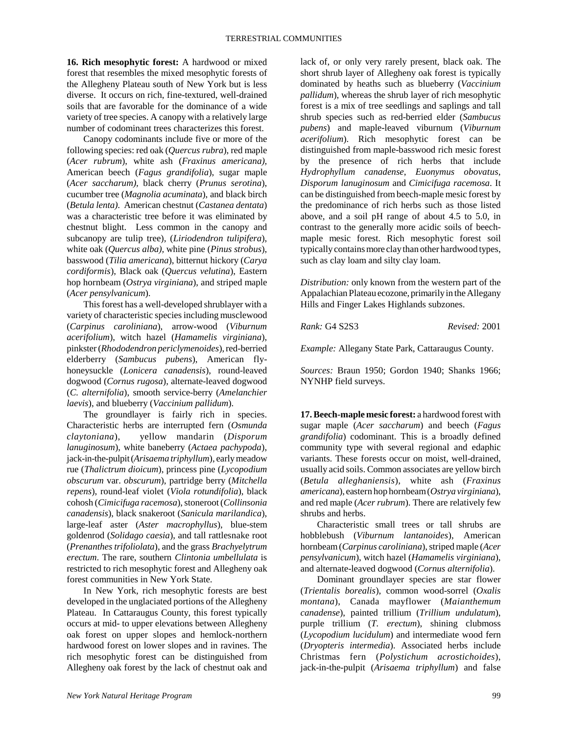**16. Rich mesophytic forest:** A hardwood or mixed forest that resembles the mixed mesophytic forests of the Allegheny Plateau south of New York but is less diverse. It occurs on rich, fine-textured, well-drained soils that are favorable for the dominance of a wide variety of tree species. A canopy with a relatively large number of codominant trees characterizes this forest.

Canopy codominants include five or more of the following species: red oak (*Quercus rubra*), red maple (*Acer rubrum*), white ash (*Fraxinus americana),* American beech (*Fagus grandifolia*), sugar maple (*Acer saccharum),* black cherry (*Prunus serotina*), cucumber tree (*Magnolia acuminata*), and black birch (*Betula lenta).* American chestnut (*Castanea dentata*) was a characteristic tree before it was eliminated by chestnut blight. Less common in the canopy and subcanopy are tulip tree), (*Liriodendron tulipifera*), white oak (*Quercus alba),* white pine (*Pinus strobus*), basswood (*Tilia americana*), bitternut hickory (*Carya cordiformis*), Black oak (*Quercus velutina*), Eastern hop hornbeam (*Ostrya virginiana*), and striped maple (*Acer pensylvanicum*).

This forest has a well-developed shrublayer with a variety of characteristic species including musclewood (*Carpinus caroliniana*), arrow-wood (*Viburnum acerifolium*), witch hazel (*Hamamelis virginiana*), pinkster (*Rhododendron periclymenoides*), red-berried elderberry (*Sambucus pubens*), American fly-honeysuckle (*Lonicera canadensis*), round-leaved dogwood (*Cornus rugosa*), alternate-leaved dogwood (*C. alternifolia*), smooth service-berry (*Amelanchier laevis*), and blueberry (*Vaccinium pallidum*).

The groundlayer is fairly rich in species. Characteristic herbs are interrupted fern (*Osmunda claytoniana*), yellow mandarin (*Disporum lanuginosum*), white baneberry (*Actaea pachypoda*), jack-in-the-pulpit (*Arisaema triphyllum*), early meadow rue (*Thalictrum dioicum*), princess pine (*Lycopodium obscurum* var. *obscurum*), partridge berry (*Mitchella repens*), round-leaf violet (*Viola rotundifolia*), black cohosh (*Cimicifuga racemosa*), stoneroot (*Collinsonia canadensis*), black snakeroot (*Sanicula marilandica*), large-leaf aster (*Aster macrophyllus*), blue-stem goldenrod (*Solidago caesia*), and tall rattlesnake root (*Prenanthes trifoliolata*), and the grass *Brachyelytrum erectum*. The rare, southern *Clintonia umbellulata* is restricted to rich mesophytic forest and Allegheny oak forest communities in New York State.

In New York, rich mesophytic forests are best developed in the unglaciated portions of the Allegheny Plateau. In Cattaraugus County, this forest typically occurs at mid- to upper elevations between Allegheny oak forest on upper slopes and hemlock-northern hardwood forest on lower slopes and in ravines. The rich mesophytic forest can be distinguished from Allegheny oak forest by the lack of chestnut oak and lack of, or only very rarely present, black oak. The short shrub layer of Allegheny oak forest is typically dominated by heaths such as blueberry (*Vaccinium pallidum*), whereas the shrub layer of rich mesophytic forest is a mix of tree seedlings and saplings and tall shrub species such as red-berried elder (*Sambucus pubens*) and maple-leaved viburnum (*Viburnum acerifolium*). Rich mesophytic forest can be distinguished from maple-basswood rich mesic forest by the presence of rich herbs that include *Hydrophyllum canadense*, *Euonymus obovatus*, *Disporum lanuginosum* and *Cimicifuga racemosa*. It can be distinguished from beech-maple mesic forest by the predominance of rich herbs such as those listed above, and a soil pH range of about 4.5 to 5.0, in contrast to the generally more acidic soils of beech-maple mesic forest. Rich mesophytic forest soil typically contains more clay than other hardwood types, such as clay loam and silty clay loam.

*Distribution:* only known from the western part of the Appalachian Plateau ecozone, primarily in the Allegany Hills and Finger Lakes Highlands subzones.

*Rank:* G4 S2S3 *Revised:* 2001

*Example:* Allegany State Park, Cattaraugus County.

*Sources:* Braun 1950; Gordon 1940; Shanks 1966; NYNHP field surveys.

**17. Beech-maple mesic forest:** a hardwood forest with sugar maple (*Acer saccharum*) and beech (*Fagus grandifolia*) codominant. This is a broadly defined community type with several regional and edaphic variants. These forests occur on moist, well-drained, usually acid soils. Common associates are yellow birch (*Betula alleghaniensis*), white ash (*Fraxinus americana*), eastern hop hornbeam (*Ostrya virginiana*), and red maple (*Acer rubrum*). There are relatively few shrubs and herbs.

Characteristic small trees or tall shrubs are hobblebush (*Viburnum lantanoides*), American hornbeam (*Carpinus caroliniana*), striped maple (*Acer pensylvanicum*), witch hazel (*Hamamelis virginiana*), and alternate-leaved dogwood (*Cornus alternifolia*).

Dominant groundlayer species are star flower (*Trientalis borealis*), common wood-sorrel (*Oxalis montana*), Canada mayflower (*Maianthemum canadense*), painted trillium (*Trillium undulatum*), purple trillium (*T. erectum*), shining clubmoss (*Lycopodium lucidulum*) and intermediate wood fern (*Dryopteris intermedia*). Associated herbs include Christmas fern (*Polystichum acrostichoides*), jack-in-the-pulpit (*Arisaema triphyllum*) and false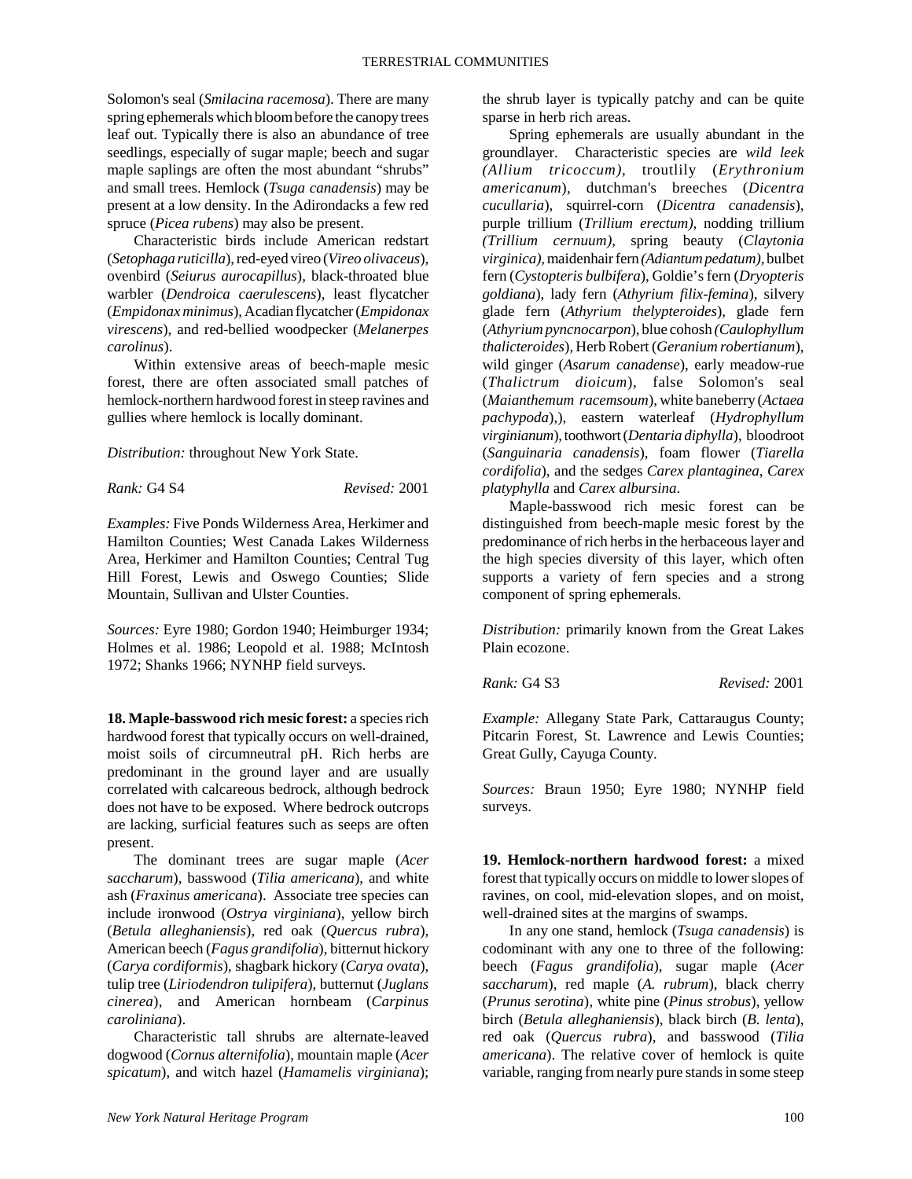Solomon's seal (*Smilacina racemosa*). There are many spring ephemerals which bloom before the canopy trees leaf out. Typically there is also an abundance of tree seedlings, especially of sugar maple; beech and sugar maple saplings are often the most abundant "shrubs" and small trees. Hemlock (*Tsuga canadensis*) may be present at a low density. In the Adirondacks a few red spruce (*Picea rubens*) may also be present.

Characteristic birds include American redstart (*Setophaga ruticilla*), red-eyed vireo (*Vireo olivaceus*), ovenbird (*Seiurus aurocapillus*), black-throated blue warbler (*Dendroica caerulescens*), least flycatcher (*Empidonax minimus*), Acadian flycatcher (*Empidonax virescens*), and red-bellied woodpecker (*Melanerpes carolinus*).

Within extensive areas of beech-maple mesic forest, there are often associated small patches of hemlock-northern hardwood forest in steep ravines and gullies where hemlock is locally dominant.

*Distribution:* throughout New York State.

*Rank:* G4 S4 *Revised:* 2001

*Examples:* Five Ponds Wilderness Area, Herkimer and Hamilton Counties; West Canada Lakes Wilderness Area, Herkimer and Hamilton Counties; Central Tug Hill Forest, Lewis and Oswego Counties; Slide Mountain, Sullivan and Ulster Counties.

*Sources:* Eyre 1980; Gordon 1940; Heimburger 1934; Holmes et al. 1986; Leopold et al. 1988; McIntosh 1972; Shanks 1966; NYNHP field surveys.

**18. Maple-basswood rich mesic forest:** a species rich hardwood forest that typically occurs on well-drained, moist soils of circumneutral pH. Rich herbs are predominant in the ground layer and are usually correlated with calcareous bedrock, although bedrock does not have to be exposed. Where bedrock outcrops are lacking, surficial features such as seeps are often present.

The dominant trees are sugar maple (*Acer saccharum*), basswood (*Tilia americana*), and white ash (*Fraxinus americana*). Associate tree species can include ironwood (*Ostrya virginiana*), yellow birch (*Betula alleghaniensis*), red oak (*Quercus rubra*), American beech (*Fagus grandifolia*), bitternut hickory (*Carya cordiformis*), shagbark hickory (*Carya ovata*), tulip tree (*Liriodendron tulipifera*), butternut (*Juglans cinerea*), and American hornbeam (*Carpinus caroliniana*).

Characteristic tall shrubs are alternate-leaved dogwood (*Cornus alternifolia*), mountain maple (*Acer spicatum*), and witch hazel (*Hamamelis virginiana*); the shrub layer is typically patchy and can be quite sparse in herb rich areas.

Spring ephemerals are usually abundant in the groundlayer. Characteristic species are *wild leek (Allium tricoccum),* troutlily (*Erythronium americanum*), dutchman's breeches (*Dicentra cucullaria*), squirrel-corn (*Dicentra canadensis*), purple trillium (*Trillium erectum),* nodding trillium *(Trillium cernuum),* spring beauty (*Claytonia virginica),* maidenhair fern *(Adiantum pedatum),* bulbet fern (*Cystopteris bulbifera*), Goldie's fern (*Dryopteris goldiana*), lady fern (*Athyrium filix-femina*), silvery glade fern (*Athyrium thelypteroides*), glade fern (*Athyrium pyncnocarpon*), blue cohosh *(Caulophyllum thalicteroides*), Herb Robert (*Geranium robertianum*), wild ginger (*Asarum canadense*), early meadow-rue (*Thalictrum dioicum*), false Solomon's seal (*Maianthemum racemsoum*), white baneberry (*Actaea pachypoda*),), eastern waterleaf (*Hydrophyllum virginianum*), toothwort (*Dentaria diphylla*), bloodroot (*Sanguinaria canadensis*), foam flower (*Tiarella cordifolia*), and the sedges *Carex plantaginea*, *Carex platyphylla* and *Carex albursina*.

Maple-basswood rich mesic forest can be distinguished from beech-maple mesic forest by the predominance of rich herbs in the herbaceous layer and the high species diversity of this layer, which often supports a variety of fern species and a strong component of spring ephemerals.

*Distribution:* primarily known from the Great Lakes Plain ecozone.

*Rank:* G4 S3 *Revised:* 2001

*Example:* Allegany State Park, Cattaraugus County; Pitcarin Forest, St. Lawrence and Lewis Counties; Great Gully, Cayuga County.

*Sources:* Braun 1950; Eyre 1980; NYNHP field surveys.

**19. Hemlock-northern hardwood forest:** a mixed forest that typically occurs on middle to lower slopes of ravines, on cool, mid-elevation slopes, and on moist, well-drained sites at the margins of swamps.

In any one stand, hemlock (*Tsuga canadensis*) is codominant with any one to three of the following: beech (*Fagus grandifolia*), sugar maple (*Acer saccharum*), red maple (*A. rubrum*), black cherry (*Prunus serotina*), white pine (*Pinus strobus*), yellow birch (*Betula alleghaniensis*), black birch (*B. lenta*), red oak (*Quercus rubra*), and basswood (*Tilia americana*). The relative cover of hemlock is quite variable, ranging from nearly pure stands in some steep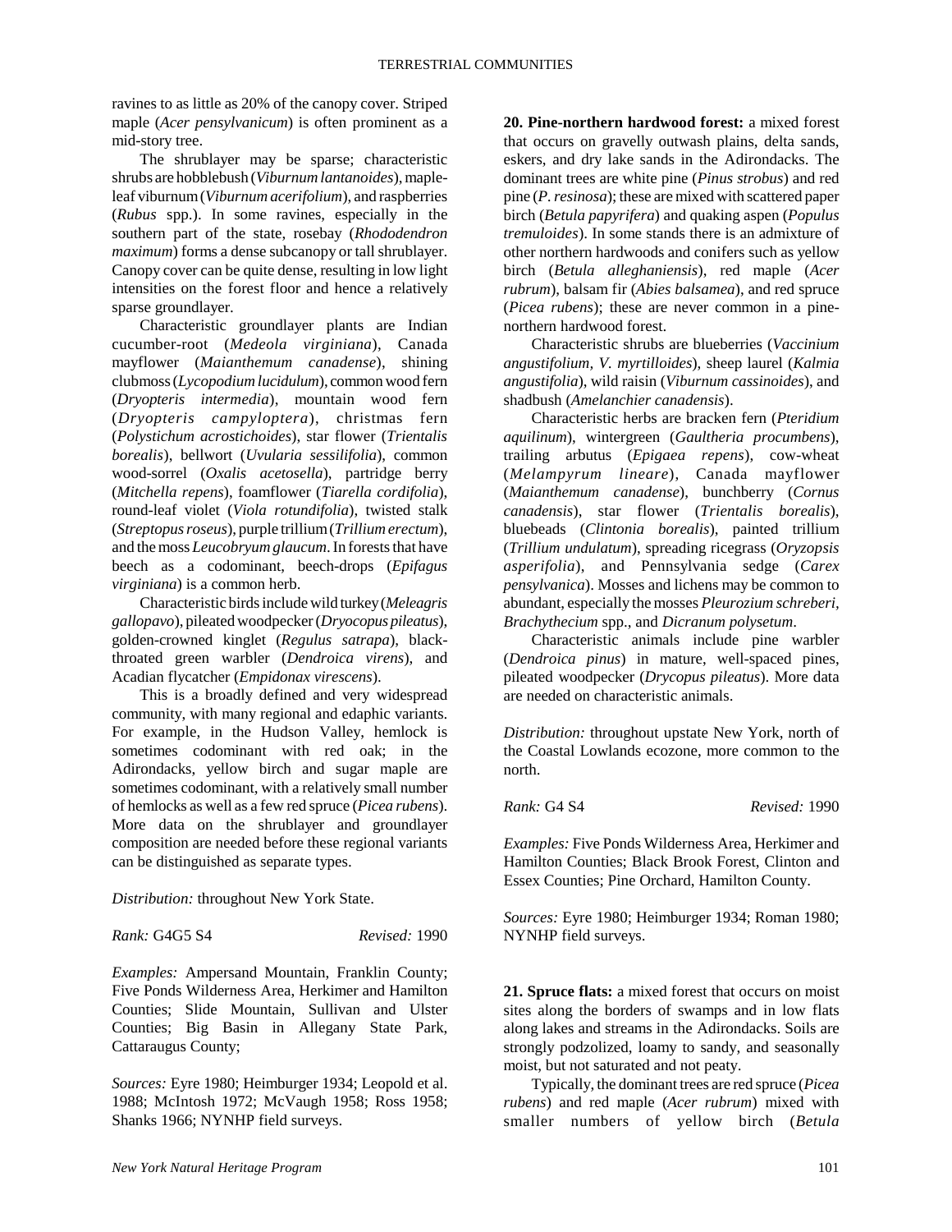ravines to as little as 20% of the canopy cover. Striped maple (*Acer pensylvanicum*) is often prominent as a mid-story tree.

The shrublayer may be sparse; characteristic shrubs are hobblebush (*Viburnum lantanoides*), mapleleaf viburnum (*Viburnum acerifolium*), and raspberries (*Rubus* spp.). In some ravines, especially in the southern part of the state, rosebay (*Rhododendron maximum*) forms a dense subcanopy or tall shrublayer. Canopy cover can be quite dense, resulting in low light intensities on the forest floor and hence a relatively sparse groundlayer.

Characteristic groundlayer plants are Indian cucumber-root (*Medeola virginiana*), Canada mayflower (*Maianthemum canadense*), shining clubmoss (*Lycopodium lucidulum*), common wood fern (*Dryopteris intermedia*), mountain wood fern (*Dryopteris campyloptera*), christmas fern (*Polystichum acrostichoides*), star flower (*Trientalis borealis*), bellwort (*Uvularia sessilifolia*), common wood-sorrel (*Oxalis acetosella*), partridge berry (*Mitchella repens*), foamflower (*Tiarella cordifolia*), round-leaf violet (*Viola rotundifolia*), twisted stalk (*Streptopus roseus*), purple trillium (*Trillium erectum*), and the moss *Leucobryum glaucum*. In forests that have beech as a codominant, beech-drops (*Epifagus virginiana*) is a common herb.

Characteristic birds include wild turkey (*Meleagris gallopavo*), pileated woodpecker (*Dryocopus pileatus*), golden-crowned kinglet (*Regulus satrapa*), black-throated green warbler (*Dendroica virens*), and Acadian flycatcher (*Empidonax virescens*).

This is a broadly defined and very widespread community, with many regional and edaphic variants. For example, in the Hudson Valley, hemlock is sometimes codominant with red oak; in the Adirondacks, yellow birch and sugar maple are sometimes codominant, with a relatively small number of hemlocks as well as a few red spruce (*Picea rubens*). More data on the shrublayer and groundlayer composition are needed before these regional variants can be distinguished as separate types.

*Distribution:* throughout New York State.

*Rank:* G4G5 S4 *Revised:* 1990

*Examples:* Ampersand Mountain, Franklin County; Five Ponds Wilderness Area, Herkimer and Hamilton Counties; Slide Mountain, Sullivan and Ulster Counties; Big Basin in Allegany State Park, Cattaraugus County;

*Sources:* Eyre 1980; Heimburger 1934; Leopold et al. 1988; McIntosh 1972; McVaugh 1958; Ross 1958; Shanks 1966; NYNHP field surveys.

**20. Pine-northern hardwood forest:** a mixed forest that occurs on gravelly outwash plains, delta sands, eskers, and dry lake sands in the Adirondacks. The dominant trees are white pine (*Pinus strobus*) and red pine (*P. resinosa*); these are mixed with scattered paper birch (*Betula papyrifera*) and quaking aspen (*Populus tremuloides*). In some stands there is an admixture of other northern hardwoods and conifers such as yellow birch (*Betula alleghaniensis*), red maple (*Acer rubrum*), balsam fir (*Abies balsamea*), and red spruce (*Picea rubens*); these are never common in a pine-northern hardwood forest.

Characteristic shrubs are blueberries (*Vaccinium angustifolium, V. myrtilloides*), sheep laurel (*Kalmia angustifolia*), wild raisin (*Viburnum cassinoides*), and shadbush (*Amelanchier canadensis*).

Characteristic herbs are bracken fern (*Pteridium aquilinum*), wintergreen (*Gaultheria procumbens*), trailing arbutus (*Epigaea repens*), cow-wheat (*Melampyrum lineare*), Canada mayflower (*Maianthemum canadense*), bunchberry (*Cornus canadensis*), star flower (*Trientalis borealis*), bluebeads (*Clintonia borealis*), painted trillium (*Trillium undulatum*), spreading ricegrass (*Oryzopsis asperifolia*), and Pennsylvania sedge (*Carex pensylvanica*). Mosses and lichens may be common to abundant, especially the mosses *Pleurozium schreberi, Brachythecium* spp., and *Dicranum polysetum*.

Characteristic animals include pine warbler (*Dendroica pinus*) in mature, well-spaced pines, pileated woodpecker (*Drycopus pileatus*). More data are needed on characteristic animals.

*Distribution:* throughout upstate New York, north of the Coastal Lowlands ecozone, more common to the north.

*Rank:* G4 S4 *Revised:* 1990

*Examples:* Five Ponds Wilderness Area, Herkimer and Hamilton Counties; Black Brook Forest, Clinton and Essex Counties; Pine Orchard, Hamilton County.

*Sources:* Eyre 1980; Heimburger 1934; Roman 1980; NYNHP field surveys.

**21. Spruce flats:** a mixed forest that occurs on moist sites along the borders of swamps and in low flats along lakes and streams in the Adirondacks. Soils are strongly podzolized, loamy to sandy, and seasonally moist, but not saturated and not peaty.

Typically, the dominant trees are red spruce (*Picea rubens*) and red maple (*Acer rubrum*) mixed with smaller numbers of yellow birch (*Betula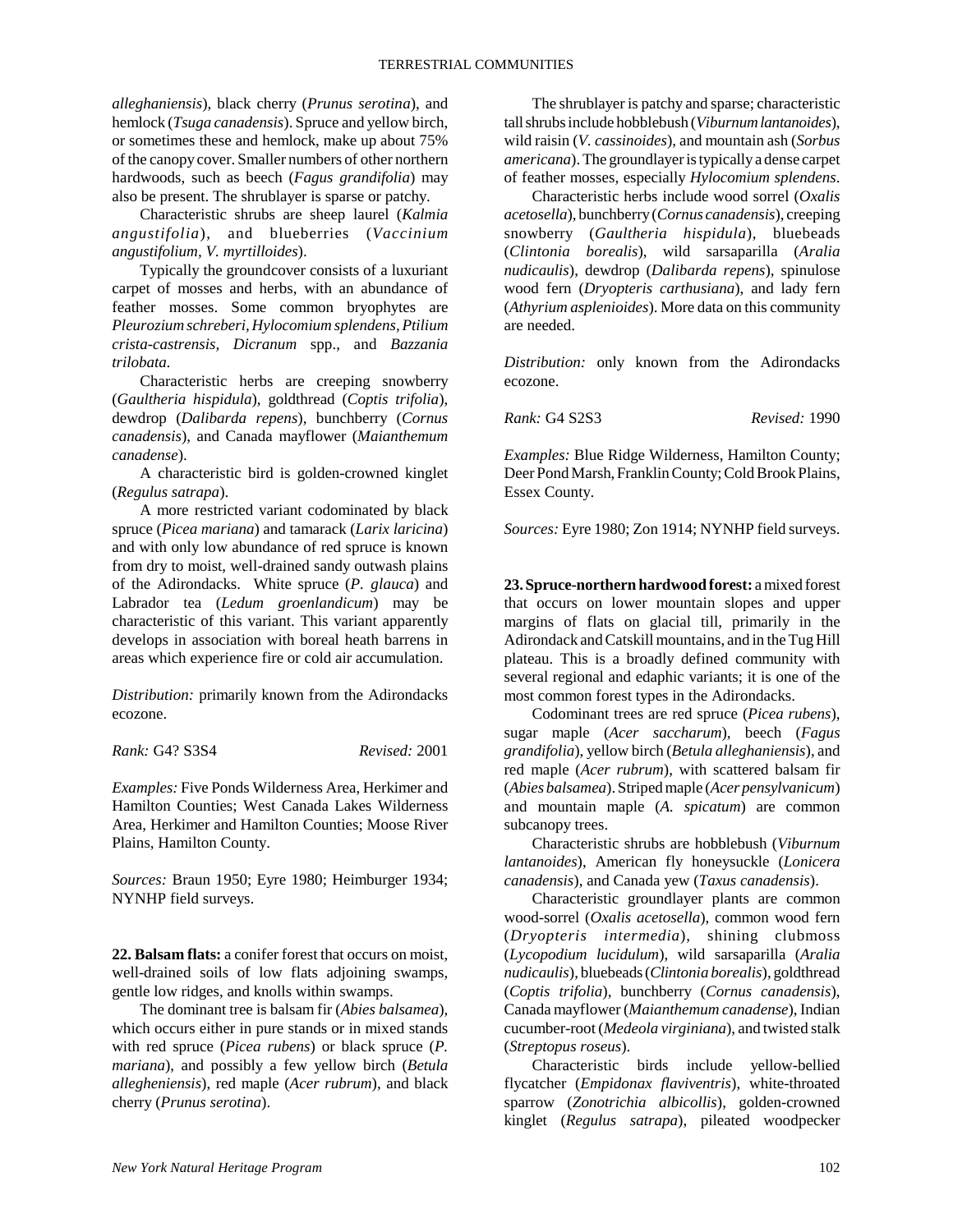*alleghaniensis*), black cherry (*Prunus serotina*), and hemlock (*Tsuga canadensis*). Spruce and yellow birch, or sometimes these and hemlock, make up about 75% of the canopy cover. Smaller numbers of other northern hardwoods, such as beech (*Fagus grandifolia*) may also be present. The shrublayer is sparse or patchy.

Characteristic shrubs are sheep laurel (*Kalmia angustifolia*), and blueberries (*Vaccinium angustifolium, V. myrtilloides*).

Typically the groundcover consists of a luxuriant carpet of mosses and herbs, with an abundance of feather mosses. Some common bryophytes are *Pleurozium schreberi, Hylocomium splendens, Ptilium crista-castrensis, Dicranum* spp., and *Bazzania trilobata*.

Characteristic herbs are creeping snowberry (*Gaultheria hispidula*), goldthread (*Coptis trifolia*), dewdrop (*Dalibarda repens*), bunchberry (*Cornus canadensis*), and Canada mayflower (*Maianthemum canadense*).

A characteristic bird is golden-crowned kinglet (*Regulus satrapa*).

A more restricted variant codominated by black spruce (*Picea mariana*) and tamarack (*Larix laricina*) and with only low abundance of red spruce is known from dry to moist, well-drained sandy outwash plains of the Adirondacks. White spruce (*P. glauca*) and Labrador tea (*Ledum groenlandicum*) may be characteristic of this variant. This variant apparently develops in association with boreal heath barrens in areas which experience fire or cold air accumulation.

*Distribution:* primarily known from the Adirondacks ecozone.

*Rank:* G4? S3S4 *Revised:* 2001

*Examples:* Five Ponds Wilderness Area, Herkimer and Hamilton Counties; West Canada Lakes Wilderness Area, Herkimer and Hamilton Counties; Moose River Plains, Hamilton County.

*Sources:* Braun 1950; Eyre 1980; Heimburger 1934; NYNHP field surveys.

**22. Balsam flats:** a conifer forest that occurs on moist, well-drained soils of low flats adjoining swamps, gentle low ridges, and knolls within swamps.

The dominant tree is balsam fir (*Abies balsamea*), which occurs either in pure stands or in mixed stands with red spruce (*Picea rubens*) or black spruce (*P. mariana*), and possibly a few yellow birch (*Betula allegheniensis*), red maple (*Acer rubrum*), and black cherry (*Prunus serotina*).

The shrublayer is patchy and sparse; characteristic tall shrubs include hobblebush (*Viburnum lantanoides*), wild raisin (*V. cassinoides*), and mountain ash (*Sorbus americana*). The groundlayer is typically a dense carpet of feather mosses, especially *Hylocomium splendens*.

Characteristic herbs include wood sorrel (*Oxalis acetosella*), bunchberry (*Cornus canadensis*), creeping snowberry (*Gaultheria hispidula*), bluebeads (*Clintonia borealis*), wild sarsaparilla (*Aralia nudicaulis*), dewdrop (*Dalibarda repens*), spinulose wood fern (*Dryopteris carthusiana*), and lady fern (*Athyrium asplenioides*). More data on this community are needed.

*Distribution:* only known from the Adirondacks ecozone.

*Rank:* G4 S2S3 *Revised:* 1990

*Examples:* Blue Ridge Wilderness, Hamilton County; Deer Pond Marsh, Franklin County; Cold Brook Plains, Essex County.

*Sources:* Eyre 1980; Zon 1914; NYNHP field surveys.

**23. Spruce-northern hardwood forest:** a mixed forest that occurs on lower mountain slopes and upper margins of flats on glacial till, primarily in the Adirondack and Catskill mountains, and in the Tug Hill plateau. This is a broadly defined community with several regional and edaphic variants; it is one of the most common forest types in the Adirondacks.

Codominant trees are red spruce (*Picea rubens*), sugar maple (*Acer saccharum*), beech (*Fagus grandifolia*), yellow birch (*Betula alleghaniensis*), and red maple (*Acer rubrum*), with scattered balsam fir (*Abies balsamea*). Striped maple (*Acer pensylvanicum*) and mountain maple (*A. spicatum*) are common subcanopy trees.

Characteristic shrubs are hobblebush (*Viburnum lantanoides*), American fly honeysuckle (*Lonicera canadensis*), and Canada yew (*Taxus canadensis*).

Characteristic groundlayer plants are common wood-sorrel (*Oxalis acetosella*), common wood fern (*Dryopteris intermedia*), shining clubmoss (*Lycopodium lucidulum*), wild sarsaparilla (*Aralia nudicaulis*), bluebeads (*Clintonia borealis*), goldthread (*Coptis trifolia*), bunchberry (*Cornus canadensis*), Canada mayflower (*Maianthemum canadense*), Indian cucumber-root (*Medeola virginiana*), and twisted stalk (*Streptopus roseus*).

Characteristic birds include yellow-bellied flycatcher (*Empidonax flaviventris*), white-throated sparrow (*Zonotrichia albicollis*), golden-crowned kinglet (*Regulus satrapa*), pileated woodpecker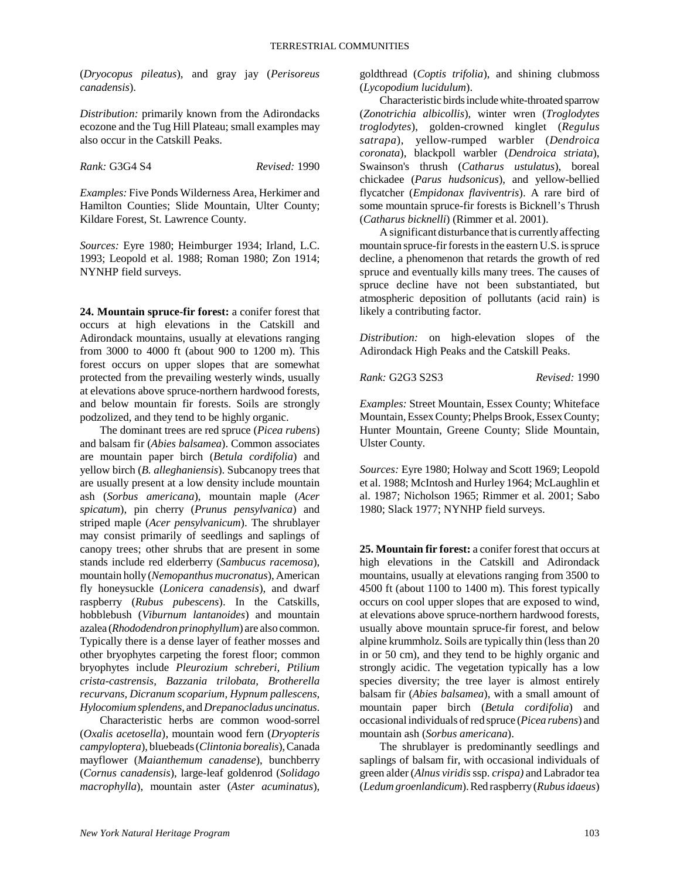(*Dryocopus pileatus*), and gray jay (*Perisoreus canadensis*).

*Distribution:* primarily known from the Adirondacks ecozone and the Tug Hill Plateau; small examples may also occur in the Catskill Peaks.

*Rank:* G3G4 S4 *Revised:* 1990

*Examples:* Five Ponds Wilderness Area, Herkimer and Hamilton Counties; Slide Mountain, Ulter County; Kildare Forest, St. Lawrence County.

*Sources:* Eyre 1980; Heimburger 1934; Irland, L.C. 1993; Leopold et al. 1988; Roman 1980; Zon 1914; NYNHP field surveys.

**24. Mountain spruce-fir forest:** a conifer forest that occurs at high elevations in the Catskill and Adirondack mountains, usually at elevations ranging from 3000 to 4000 ft (about 900 to 1200 m). This forest occurs on upper slopes that are somewhat protected from the prevailing westerly winds, usually at elevations above spruce-northern hardwood forests, and below mountain fir forests. Soils are strongly podzolized, and they tend to be highly organic.

The dominant trees are red spruce (*Picea rubens*) and balsam fir (*Abies balsamea*). Common associates are mountain paper birch (*Betula cordifolia*) and yellow birch (*B. alleghaniensis*). Subcanopy trees that are usually present at a low density include mountain ash (*Sorbus americana*), mountain maple (*Acer spicatum*), pin cherry (*Prunus pensylvanica*) and striped maple (*Acer pensylvanicum*). The shrublayer may consist primarily of seedlings and saplings of canopy trees; other shrubs that are present in some stands include red elderberry (*Sambucus racemosa*), mountain holly (*Nemopanthus mucronatus*), American fly honeysuckle (*Lonicera canadensis*), and dwarf raspberry (*Rubus pubescens*). In the Catskills, hobblebush (*Viburnum lantanoides*) and mountain azalea (*Rhododendron prinophyllum*) are also common. Typically there is a dense layer of feather mosses and other bryophytes carpeting the forest floor; common bryophytes include *Pleurozium schreberi, Ptilium crista-castrensis, Bazzania trilobata, Brotherella recurvans, Dicranum scoparium, Hypnum pallescens, Hylocomium splendens,* and *Drepanocladus uncinatus*.

Characteristic herbs are common wood-sorrel (*Oxalis acetosella*), mountain wood fern (*Dryopteris campyloptera*), bluebeads (*Clintonia borealis*), Canada mayflower (*Maianthemum canadense*), bunchberry (*Cornus canadensis*), large-leaf goldenrod (*Solidago macrophylla*), mountain aster (*Aster acuminatus*), goldthread (*Coptis trifolia*), and shining clubmoss (*Lycopodium lucidulum*).

Characteristic birds include white-throated sparrow (*Zonotrichia albicollis*), winter wren (*Troglodytes troglodytes*), golden-crowned kinglet (*Regulus satrapa*), yellow-rumped warbler (*Dendroica coronata*), blackpoll warbler (*Dendroica striata*), Swainson's thrush (*Catharus ustulatus*), boreal chickadee (*Parus hudsonicus*), and yellow-bellied flycatcher (*Empidonax flaviventris*). A rare bird of some mountain spruce-fir forests is Bicknell's Thrush (*Catharus bicknelli*) (Rimmer et al. 2001).

A significant disturbance that is currently affecting mountain spruce-fir forests in the eastern U.S. is spruce decline, a phenomenon that retards the growth of red spruce and eventually kills many trees. The causes of spruce decline have not been substantiated, but atmospheric deposition of pollutants (acid rain) is likely a contributing factor.

*Distribution:* on high-elevation slopes of the Adirondack High Peaks and the Catskill Peaks.

*Rank:* G2G3 S2S3 *Revised:* 1990

*Examples:* Street Mountain, Essex County; Whiteface Mountain, Essex County; Phelps Brook, Essex County; Hunter Mountain, Greene County; Slide Mountain, Ulster County.

*Sources:* Eyre 1980; Holway and Scott 1969; Leopold et al. 1988; McIntosh and Hurley 1964; McLaughlin et al. 1987; Nicholson 1965; Rimmer et al. 2001; Sabo 1980; Slack 1977; NYNHP field surveys.

**25. Mountain fir forest:** a conifer forest that occurs at high elevations in the Catskill and Adirondack mountains, usually at elevations ranging from 3500 to 4500 ft (about 1100 to 1400 m). This forest typically occurs on cool upper slopes that are exposed to wind, at elevations above spruce-northern hardwood forests, usually above mountain spruce-fir forest, and below alpine krummholz. Soils are typically thin (less than 20 in or 50 cm), and they tend to be highly organic and strongly acidic. The vegetation typically has a low species diversity; the tree layer is almost entirely balsam fir (*Abies balsamea*), with a small amount of mountain paper birch (*Betula cordifolia*) and occasional individuals of red spruce (*Picea rubens*) and mountain ash (*Sorbus americana*).

The shrublayer is predominantly seedlings and saplings of balsam fir, with occasional individuals of green alder (*Alnus viridis* ssp. *crispa)* and Labrador tea (*Ledum groenlandicum*). Red raspberry (*Rubus idaeus*)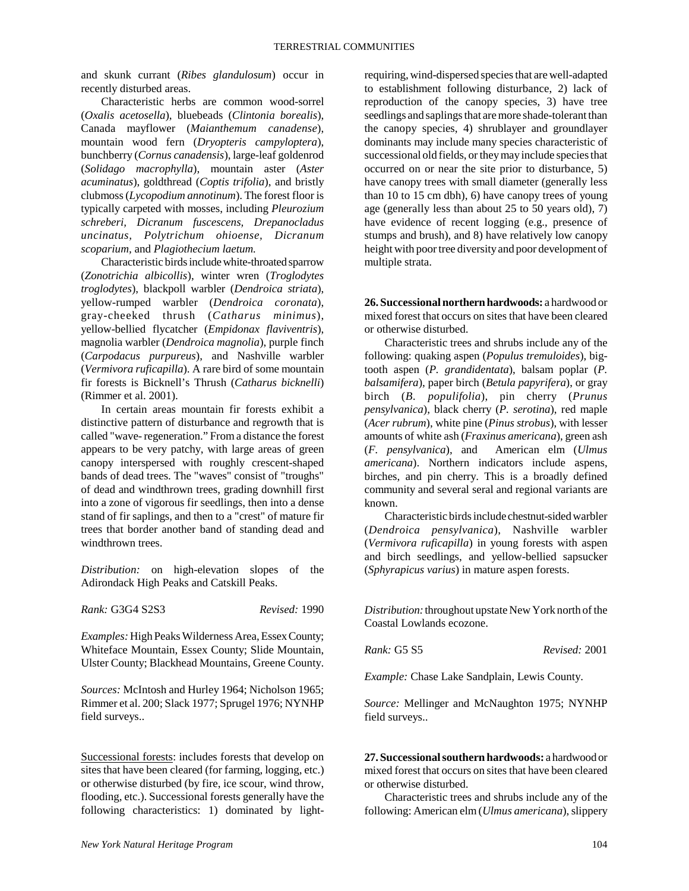and skunk currant (*Ribes glandulosum*) occur in recently disturbed areas.

Characteristic herbs are common wood-sorrel (*Oxalis acetosella*), bluebeads (*Clintonia borealis*), Canada mayflower (*Maianthemum canadense*), mountain wood fern (*Dryopteris campyloptera*), bunchberry (*Cornus canadensis*), large-leaf goldenrod (*Solidago macrophylla*), mountain aster (*Aster acuminatus*), goldthread (*Coptis trifolia*), and bristly clubmoss (*Lycopodium annotinum*). The forest floor is typically carpeted with mosses, including *Pleurozium schreberi, Dicranum fuscescens, Drepanocladus uncinatus, Polytrichum ohioense, Dicranum scoparium,* and *Plagiothecium laetum.*

Characteristic birds include white-throated sparrow (*Zonotrichia albicollis*), winter wren (*Troglodytes troglodytes*), blackpoll warbler (*Dendroica striata*), yellow-rumped warbler (*Dendroica coronata*), gray-cheeked thrush (*Catharus minimus*), yellow-bellied flycatcher (*Empidonax flaviventris*), magnolia warbler (*Dendroica magnolia*), purple finch (*Carpodacus purpureus*), and Nashville warbler (*Vermivora ruficapilla*). A rare bird of some mountain fir forests is Bicknell's Thrush (*Catharus bicknelli*) (Rimmer et al. 2001).

In certain areas mountain fir forests exhibit a distinctive pattern of disturbance and regrowth that is called "wave- regeneration." From a distance the forest appears to be very patchy, with large areas of green canopy interspersed with roughly crescent-shaped bands of dead trees. The "waves" consist of "troughs" of dead and windthrown trees, grading downhill first into a zone of vigorous fir seedlings, then into a dense stand of fir saplings, and then to a "crest" of mature fir trees that border another band of standing dead and windthrown trees.

*Distribution:* on high-elevation slopes of the Adirondack High Peaks and Catskill Peaks.

*Rank:* G3G4 S2S3 *Revised:* 1990

*Examples:* High Peaks Wilderness Area, Essex County; Whiteface Mountain, Essex County; Slide Mountain, Ulster County; Blackhead Mountains, Greene County.

*Sources:* McIntosh and Hurley 1964; Nicholson 1965; Rimmer et al. 200; Slack 1977; Sprugel 1976; NYNHP field surveys..

Successional forests: includes forests that develop on sites that have been cleared (for farming, logging, etc.) or otherwise disturbed (by fire, ice scour, wind throw, flooding, etc.). Successional forests generally have the following characteristics: 1) dominated by light-requiring, wind-dispersed species that are well-adapted to establishment following disturbance, 2) lack of reproduction of the canopy species, 3) have tree seedlings and saplings that are more shade-tolerant than the canopy species, 4) shrublayer and groundlayer dominants may include many species characteristic of successional old fields, or they may include species that occurred on or near the site prior to disturbance, 5) have canopy trees with small diameter (generally less than 10 to 15 cm dbh), 6) have canopy trees of young age (generally less than about 25 to 50 years old), 7) have evidence of recent logging (e.g., presence of stumps and brush), and 8) have relatively low canopy height with poor tree diversity and poor development of multiple strata.

**26. Successional northern hardwoods:** a hardwood or mixed forest that occurs on sites that have been cleared or otherwise disturbed.

Characteristic trees and shrubs include any of the following: quaking aspen (*Populus tremuloides*), big-tooth aspen (*P. grandidentata*), balsam poplar (*P. balsamifera*), paper birch (*Betula papyrifera*), or gray birch (*B. populifolia*), pin cherry (*Prunus pensylvanica*), black cherry (*P. serotina*), red maple (*Acer rubrum*), white pine (*Pinus strobus*), with lesser amounts of white ash (*Fraxinus americana*), green ash (*F. pensylvanica*), and American elm (*Ulmus americana*). Northern indicators include aspens, birches, and pin cherry. This is a broadly defined community and several seral and regional variants are known.

Characteristic birds include chestnut-sided warbler (*Dendroica pensylvanica*), Nashville warbler (*Vermivora ruficapilla*) in young forests with aspen and birch seedlings, and yellow-bellied sapsucker (*Sphyrapicus varius*) in mature aspen forests.

*Distribution:* throughout upstate New York north of the Coastal Lowlands ecozone.

*Rank:* G5 S5 *Revised:* 2001

*Example:* Chase Lake Sandplain, Lewis County.

*Source:* Mellinger and McNaughton 1975; NYNHP field surveys..

**27. Successional southern hardwoods:** a hardwood or mixed forest that occurs on sites that have been cleared or otherwise disturbed.

Characteristic trees and shrubs include any of the following: American elm (*Ulmus americana*), slippery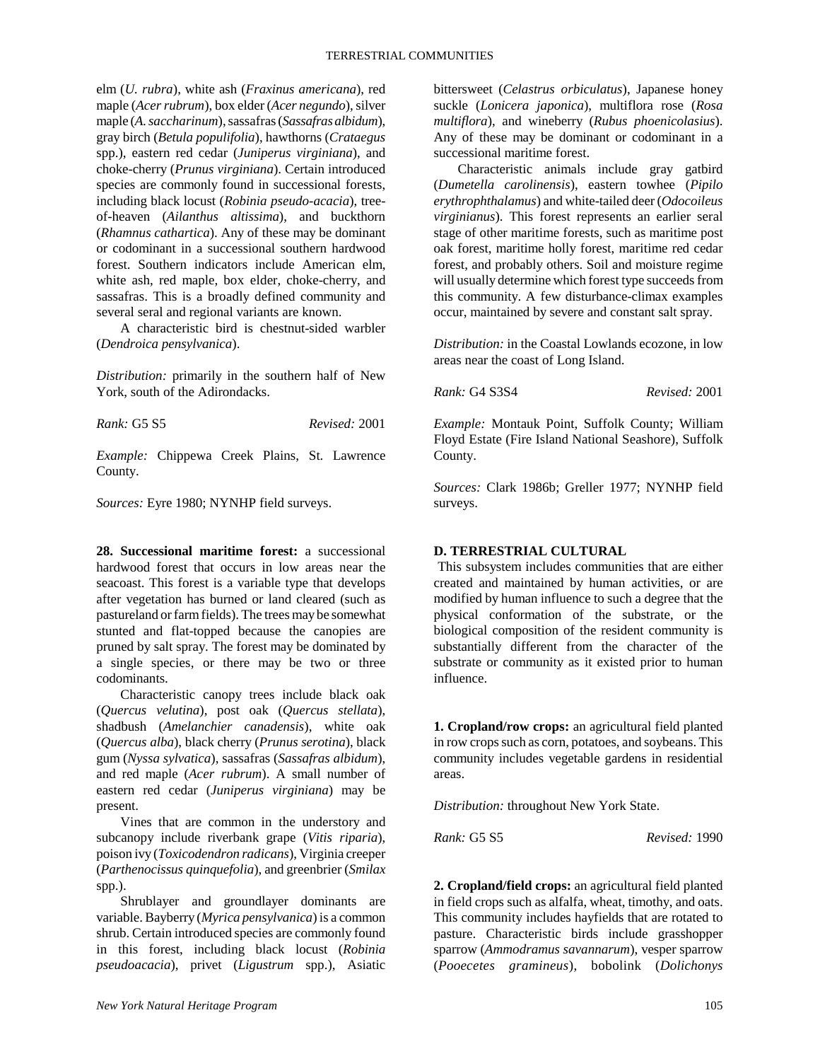elm (*U. rubra*), white ash (*Fraxinus americana*), red maple (*Acer rubrum*), box elder (*Acer negundo*), silver maple (*A. saccharinum*), sassafras (*Sassafras albidum*), gray birch (*Betula populifolia*), hawthorns (*Crataegus* spp.), eastern red cedar (*Juniperus virginiana*), and choke-cherry (*Prunus virginiana*). Certain introduced species are commonly found in successional forests, including black locust (*Robinia pseudo-acacia*), tree-of-heaven (*Ailanthus altissima*), and buckthorn (*Rhamnus cathartica*). Any of these may be dominant or codominant in a successional southern hardwood forest. Southern indicators include American elm, white ash, red maple, box elder, choke-cherry, and sassafras. This is a broadly defined community and several seral and regional variants are known.

A characteristic bird is chestnut-sided warbler (*Dendroica pensylvanica*).

*Distribution:* primarily in the southern half of New York, south of the Adirondacks.

*Rank:* G5 S5 *Revised:* 2001

*Example:* Chippewa Creek Plains, St. Lawrence County.

*Sources:* Eyre 1980; NYNHP field surveys.

**28. Successional maritime forest:** a successional hardwood forest that occurs in low areas near the seacoast. This forest is a variable type that develops after vegetation has burned or land cleared (such as pastureland or farm fields). The trees may be somewhat stunted and flat-topped because the canopies are pruned by salt spray. The forest may be dominated by a single species, or there may be two or three codominants.

Characteristic canopy trees include black oak (*Quercus velutina*), post oak (*Quercus stellata*), shadbush (*Amelanchier canadensis*), white oak (*Quercus alba*), black cherry (*Prunus serotina*), black gum (*Nyssa sylvatica*), sassafras (*Sassafras albidum*), and red maple (*Acer rubrum*). A small number of eastern red cedar (*Juniperus virginiana*) may be present.

Vines that are common in the understory and subcanopy include riverbank grape (*Vitis riparia*), poison ivy (*Toxicodendron radicans*), Virginia creeper (*Parthenocissus quinquefolia*), and greenbrier (*Smilax* spp.).

Shrublayer and groundlayer dominants are variable. Bayberry (*Myrica pensylvanica*) is a common shrub. Certain introduced species are commonly found in this forest, including black locust (*Robinia pseudoacacia*), privet (*Ligustrum* spp.), Asiatic bittersweet (*Celastrus orbiculatus*), Japanese honey suckle (*Lonicera japonica*), multiflora rose (*Rosa multiflora*), and wineberry (*Rubus phoenicolasius*). Any of these may be dominant or codominant in a successional maritime forest.

Characteristic animals include gray gatbird (*Dumetella carolinensis*), eastern towhee (*Pipilo erythrophthalamus*) and white-tailed deer (*Odocoileus virginianus*). This forest represents an earlier seral stage of other maritime forests, such as maritime post oak forest, maritime holly forest, maritime red cedar forest, and probably others. Soil and moisture regime will usually determine which forest type succeeds from this community. A few disturbance-climax examples occur, maintained by severe and constant salt spray.

*Distribution:* in the Coastal Lowlands ecozone, in low areas near the coast of Long Island.

*Rank:* G4 S3S4 *Revised:* 2001

*Example:* Montauk Point, Suffolk County; William Floyd Estate (Fire Island National Seashore), Suffolk County.

*Sources:* Clark 1986b; Greller 1977; NYNHP field surveys.

## D. TERRESTRIAL CULTURAL

This subsystem includes communities that are either created and maintained by human activities, or are modified by human influence to such a degree that the physical conformation of the substrate, or the biological composition of the resident community is substantially different from the character of the substrate or community as it existed prior to human influence.

**1. Cropland/row crops:** an agricultural field planted in row crops such as corn, potatoes, and soybeans. This community includes vegetable gardens in residential areas.

*Distribution:* throughout New York State.

*Rank:* G5 S5 *Revised:* 1990

**2. Cropland/field crops:** an agricultural field planted in field crops such as alfalfa, wheat, timothy, and oats. This community includes hayfields that are rotated to pasture. Characteristic birds include grasshopper sparrow (*Ammodramus savannarum*), vesper sparrow (*Pooecetes gramineus*), bobolink (*Dolichonys*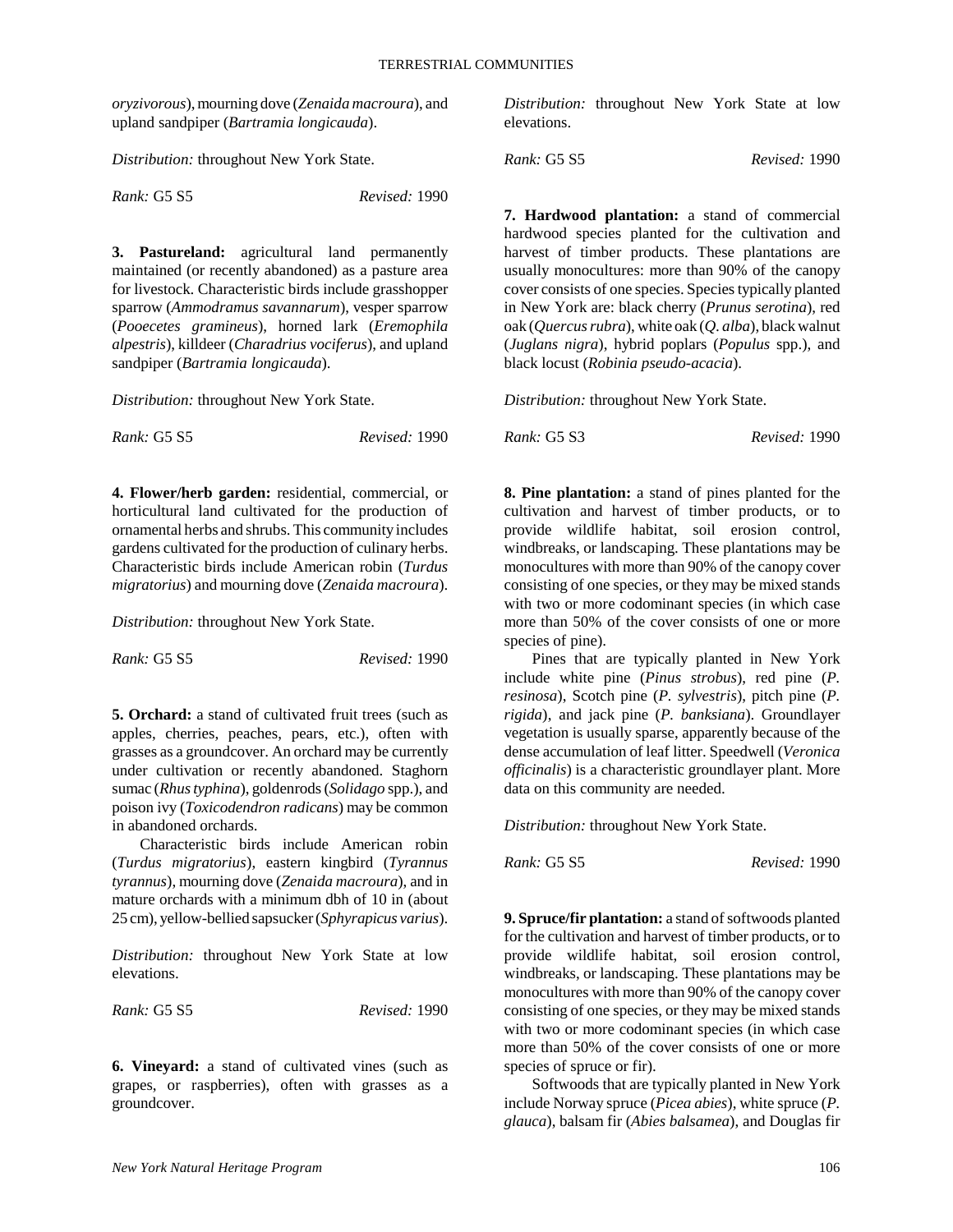*oryzivorous*), mourning dove (*Zenaida macroura*), and upland sandpiper (*Bartramia longicauda*).

*Distribution:* throughout New York State.

*Rank:* G5 S5 *Revised:* 1990

**3. Pastureland:** agricultural land permanently maintained (or recently abandoned) as a pasture area for livestock. Characteristic birds include grasshopper sparrow (*Ammodramus savannarum*), vesper sparrow (*Pooecetes gramineus*), horned lark (*Eremophila alpestris*), killdeer (*Charadrius vociferus*), and upland sandpiper (*Bartramia longicauda*).

*Distribution:* throughout New York State.

*Rank:* G5 S5 *Revised:* 1990

**4. Flower/herb garden:** residential, commercial, or horticultural land cultivated for the production of ornamental herbs and shrubs. This community includes gardens cultivated for the production of culinary herbs. Characteristic birds include American robin (*Turdus migratorius*) and mourning dove (*Zenaida macroura*).

*Distribution:* throughout New York State.

*Rank:* G5 S5 *Revised:* 1990

**5. Orchard:** a stand of cultivated fruit trees (such as apples, cherries, peaches, pears, etc.), often with grasses as a groundcover. An orchard may be currently under cultivation or recently abandoned. Staghorn sumac (*Rhus typhina*), goldenrods (*Solidago* spp.), and poison ivy (*Toxicodendron radicans*) may be common in abandoned orchards.

Characteristic birds include American robin (*Turdus migratorius*), eastern kingbird (*Tyrannus tyrannus*), mourning dove (*Zenaida macroura*), and in mature orchards with a minimum dbh of 10 in (about 25 cm), yellow-bellied sapsucker (*Sphyrapicus varius*).

*Distribution:* throughout New York State at low elevations.

*Rank:* G5 S5 *Revised:* 1990

**6. Vineyard:** a stand of cultivated vines (such as grapes, or raspberries), often with grasses as a groundcover.

*Distribution:* throughout New York State at low elevations.

*Rank:* G5 S5 *Revised:* 1990

**7. Hardwood plantation:** a stand of commercial hardwood species planted for the cultivation and harvest of timber products. These plantations are usually monocultures: more than 90% of the canopy cover consists of one species. Species typically planted in New York are: black cherry (*Prunus serotina*), red oak (*Quercus rubra*), white oak (*Q. alba*), black walnut (*Juglans nigra*), hybrid poplars (*Populus* spp.), and black locust (*Robinia pseudo-acacia*).

*Distribution:* throughout New York State.

*Rank:* G5 S3 *Revised:* 1990

**8. Pine plantation:** a stand of pines planted for the cultivation and harvest of timber products, or to provide wildlife habitat, soil erosion control, windbreaks, or landscaping. These plantations may be monocultures with more than 90% of the canopy cover consisting of one species, or they may be mixed stands with two or more codominant species (in which case more than 50% of the cover consists of one or more species of pine).

Pines that are typically planted in New York include white pine (*Pinus strobus*), red pine (*P. resinosa*), Scotch pine (*P. sylvestris*), pitch pine (*P. rigida*), and jack pine (*P. banksiana*). Groundlayer vegetation is usually sparse, apparently because of the dense accumulation of leaf litter. Speedwell (*Veronica officinalis*) is a characteristic groundlayer plant. More data on this community are needed.

*Distribution:* throughout New York State.

*Rank:* G5 S5 *Revised:* 1990

**9. Spruce/fir plantation:** a stand of softwoods planted for the cultivation and harvest of timber products, or to provide wildlife habitat, soil erosion control, windbreaks, or landscaping. These plantations may be monocultures with more than 90% of the canopy cover consisting of one species, or they may be mixed stands with two or more codominant species (in which case more than 50% of the cover consists of one or more species of spruce or fir).

Softwoods that are typically planted in New York include Norway spruce (*Picea abies*), white spruce (*P. glauca*), balsam fir (*Abies balsamea*), and Douglas fir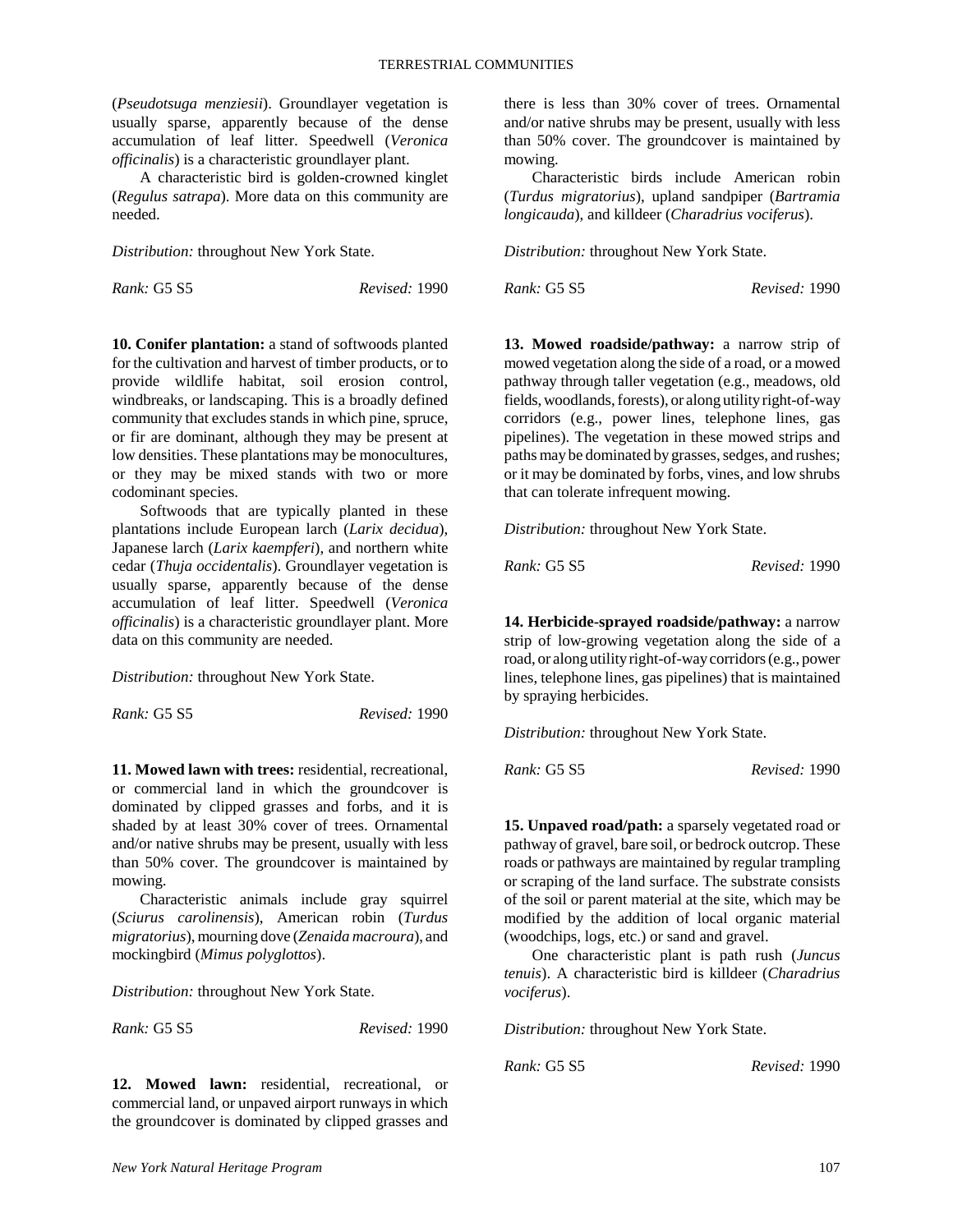(*Pseudotsuga menziesii*). Groundlayer vegetation is usually sparse, apparently because of the dense accumulation of leaf litter. Speedwell (*Veronica officinalis*) is a characteristic groundlayer plant.

A characteristic bird is golden-crowned kinglet (*Regulus satrapa*). More data on this community are needed.

*Distribution:* throughout New York State.

*Rank:* G5 S5 *Revised:* 1990

**10. Conifer plantation:** a stand of softwoods planted for the cultivation and harvest of timber products, or to provide wildlife habitat, soil erosion control, windbreaks, or landscaping. This is a broadly defined community that excludes stands in which pine, spruce, or fir are dominant, although they may be present at low densities. These plantations may be monocultures, or they may be mixed stands with two or more codominant species.

Softwoods that are typically planted in these plantations include European larch (*Larix decidua*), Japanese larch (*Larix kaempferi*), and northern white cedar (*Thuja occidentalis*). Groundlayer vegetation is usually sparse, apparently because of the dense accumulation of leaf litter. Speedwell (*Veronica officinalis*) is a characteristic groundlayer plant. More data on this community are needed.

*Distribution:* throughout New York State.

*Rank:* G5 S5 *Revised:* 1990

**11. Mowed lawn with trees:** residential, recreational, or commercial land in which the groundcover is dominated by clipped grasses and forbs, and it is shaded by at least 30% cover of trees. Ornamental and/or native shrubs may be present, usually with less than 50% cover. The groundcover is maintained by mowing.

Characteristic animals include gray squirrel (*Sciurus carolinensis*), American robin (*Turdus migratorius*), mourning dove (*Zenaida macroura*), and mockingbird (*Mimus polyglottos*).

*Distribution:* throughout New York State.

*Rank:* G5 S5 *Revised:* 1990

**12. Mowed lawn:** residential, recreational, or commercial land, or unpaved airport runways in which the groundcover is dominated by clipped grasses and there is less than 30% cover of trees. Ornamental and/or native shrubs may be present, usually with less than 50% cover. The groundcover is maintained by mowing.

Characteristic birds include American robin (*Turdus migratorius*), upland sandpiper (*Bartramia longicauda*), and killdeer (*Charadrius vociferus*).

*Distribution:* throughout New York State.

*Rank:* G5 S5 *Revised:* 1990

**13. Mowed roadside/pathway:** a narrow strip of mowed vegetation along the side of a road, or a mowed pathway through taller vegetation (e.g., meadows, old fields, woodlands, forests), or along utility right-of-way corridors (e.g., power lines, telephone lines, gas pipelines). The vegetation in these mowed strips and paths may be dominated by grasses, sedges, and rushes; or it may be dominated by forbs, vines, and low shrubs that can tolerate infrequent mowing.

*Distribution:* throughout New York State.

*Rank:* G5 S5 *Revised:* 1990

**14. Herbicide-sprayed roadside/pathway:** a narrow strip of low-growing vegetation along the side of a road, or along utility right-of-way corridors (e.g., power lines, telephone lines, gas pipelines) that is maintained by spraying herbicides.

*Distribution:* throughout New York State.

*Rank:* G5 S5 *Revised:* 1990

**15. Unpaved road/path:** a sparsely vegetated road or pathway of gravel, bare soil, or bedrock outcrop. These roads or pathways are maintained by regular trampling or scraping of the land surface. The substrate consists of the soil or parent material at the site, which may be modified by the addition of local organic material (woodchips, logs, etc.) or sand and gravel.

One characteristic plant is path rush (*Juncus tenuis*). A characteristic bird is killdeer (*Charadrius vociferus*).

*Distribution:* throughout New York State.

*Rank:* G5 S5 *Revised:* 1990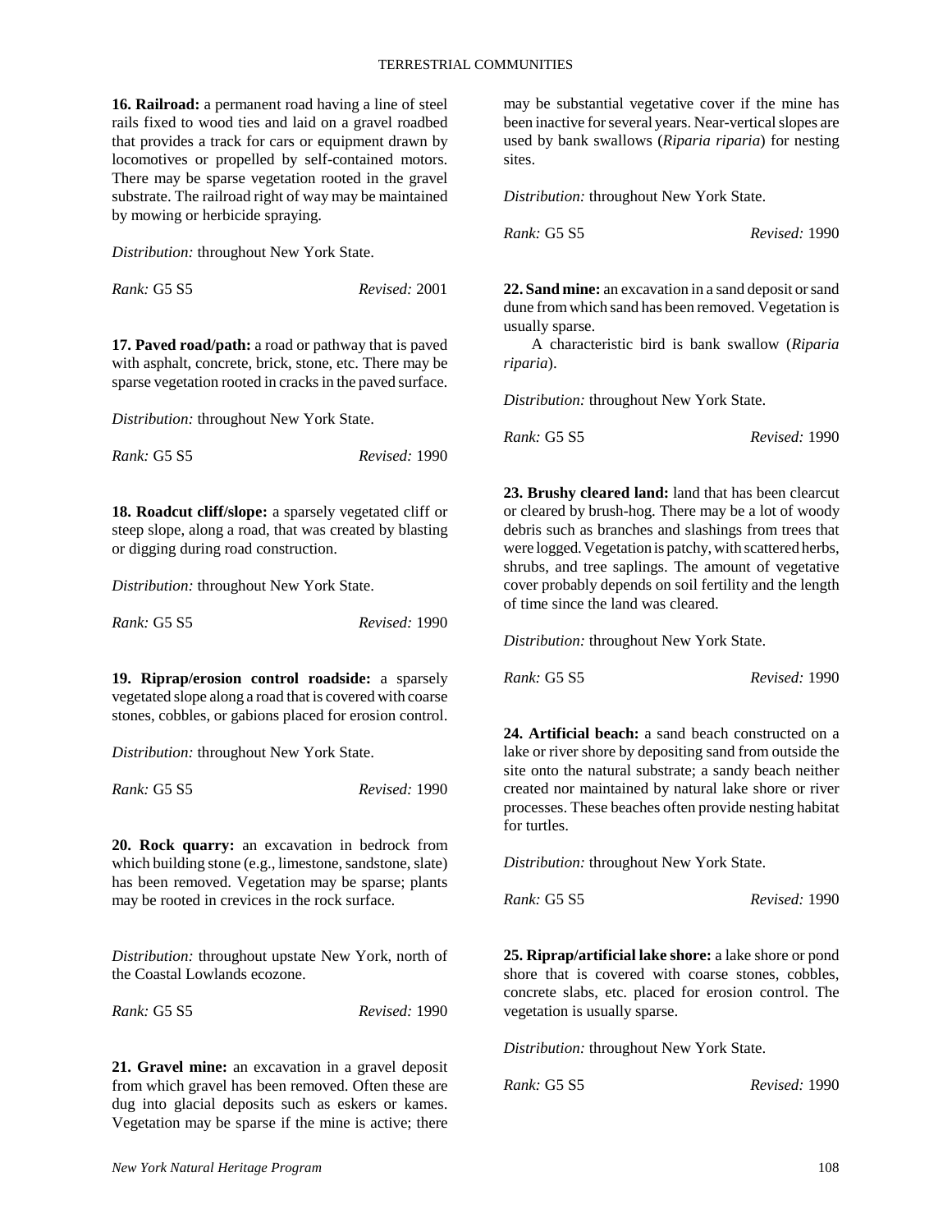**16. Railroad:** a permanent road having a line of steel rails fixed to wood ties and laid on a gravel roadbed that provides a track for cars or equipment drawn by locomotives or propelled by self-contained motors. There may be sparse vegetation rooted in the gravel substrate. The railroad right of way may be maintained by mowing or herbicide spraying.

*Distribution:* throughout New York State.

*Rank:* G5 S5 *Revised:* 2001

**17. Paved road/path:** a road or pathway that is paved with asphalt, concrete, brick, stone, etc. There may be sparse vegetation rooted in cracks in the paved surface.

*Distribution:* throughout New York State.

*Rank:* G5 S5 *Revised:* 1990

**18. Roadcut cliff/slope:** a sparsely vegetated cliff or steep slope, along a road, that was created by blasting or digging during road construction.

*Distribution:* throughout New York State.

*Rank:* G5 S5 *Revised:* 1990

**19. Riprap/erosion control roadside:** a sparsely vegetated slope along a road that is covered with coarse stones, cobbles, or gabions placed for erosion control.

*Distribution:* throughout New York State.

*Rank:* G5 S5 *Revised:* 1990

**20. Rock quarry:** an excavation in bedrock from which building stone (e.g., limestone, sandstone, slate) has been removed. Vegetation may be sparse; plants may be rooted in crevices in the rock surface.

*Distribution:* throughout upstate New York, north of the Coastal Lowlands ecozone.

*Rank:* G5 S5 *Revised:* 1990

**21. Gravel mine:** an excavation in a gravel deposit from which gravel has been removed. Often these are dug into glacial deposits such as eskers or kames. Vegetation may be sparse if the mine is active; there may be substantial vegetative cover if the mine has been inactive for several years. Near-vertical slopes are used by bank swallows (*Riparia riparia*) for nesting sites.

*Distribution:* throughout New York State.

*Rank:* G5 S5 *Revised:* 1990

**22. Sand mine:** an excavation in a sand deposit or sand dune from which sand has been removed. Vegetation is usually sparse.

A characteristic bird is bank swallow (*Riparia riparia*).

*Distribution:* throughout New York State.

*Rank:* G5 S5 *Revised:* 1990

**23. Brushy cleared land:** land that has been clearcut or cleared by brush-hog. There may be a lot of woody debris such as branches and slashings from trees that were logged. Vegetation is patchy, with scattered herbs, shrubs, and tree saplings. The amount of vegetative cover probably depends on soil fertility and the length of time since the land was cleared.

*Distribution:* throughout New York State.

*Rank:* G5 S5 *Revised:* 1990

**24. Artificial beach:** a sand beach constructed on a lake or river shore by depositing sand from outside the site onto the natural substrate; a sandy beach neither created nor maintained by natural lake shore or river processes. These beaches often provide nesting habitat for turtles.

*Distribution:* throughout New York State.

*Rank:* G5 S5 *Revised:* 1990

**25. Riprap/artificial lake shore:** a lake shore or pond shore that is covered with coarse stones, cobbles, concrete slabs, etc. placed for erosion control. The vegetation is usually sparse.

*Distribution:* throughout New York State.

*Rank:* G5 S5 *Revised:* 1990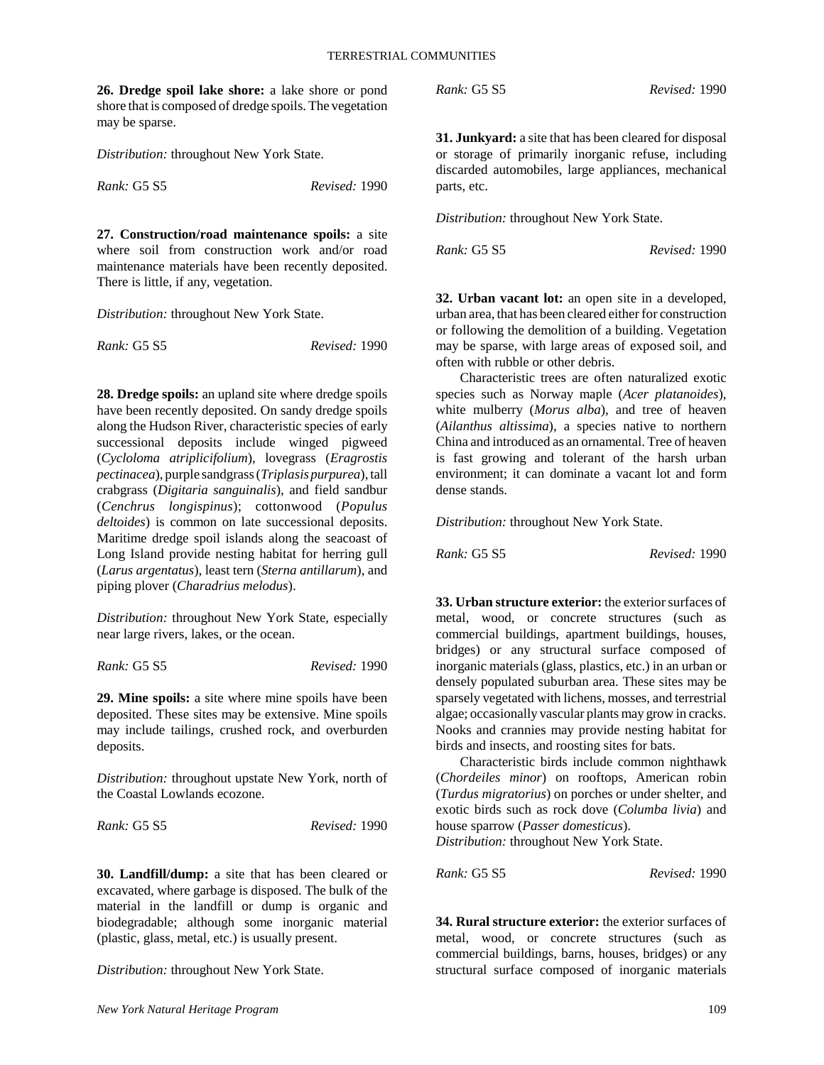**26. Dredge spoil lake shore:** a lake shore or pond shore that is composed of dredge spoils. The vegetation may be sparse.

*Distribution:* throughout New York State.

*Rank:* G5 S5 *Revised:* 1990

**27. Construction/road maintenance spoils:** a site where soil from construction work and/or road maintenance materials have been recently deposited. There is little, if any, vegetation.

*Distribution:* throughout New York State.

*Rank:* G5 S5 *Revised:* 1990

**28. Dredge spoils:** an upland site where dredge spoils have been recently deposited. On sandy dredge spoils along the Hudson River, characteristic species of early successional deposits include winged pigweed (*Cycloloma atriplicifolium*), lovegrass (*Eragrostis pectinacea*), purple sandgrass (*Triplasis purpurea*), tall crabgrass (*Digitaria sanguinalis*), and field sandbur (*Cenchrus longispinus*); cottonwood (*Populus deltoides*) is common on late successional deposits. Maritime dredge spoil islands along the seacoast of Long Island provide nesting habitat for herring gull (*Larus argentatus*), least tern (*Sterna antillarum*), and piping plover (*Charadrius melodus*).

*Distribution:* throughout New York State, especially near large rivers, lakes, or the ocean.

*Rank:* G5 S5 *Revised:* 1990

**29. Mine spoils:** a site where mine spoils have been deposited. These sites may be extensive. Mine spoils may include tailings, crushed rock, and overburden deposits.

*Distribution:* throughout upstate New York, north of the Coastal Lowlands ecozone.

*Rank:* G5 S5 *Revised:* 1990

**30. Landfill/dump:** a site that has been cleared or excavated, where garbage is disposed. The bulk of the material in the landfill or dump is organic and biodegradable; although some inorganic material (plastic, glass, metal, etc.) is usually present.

*Distribution:* throughout New York State.

*Rank:* G5 S5 *Revised:* 1990

**31. Junkyard:** a site that has been cleared for disposal or storage of primarily inorganic refuse, including discarded automobiles, large appliances, mechanical parts, etc.

*Distribution:* throughout New York State.

*Rank:* G5 S5 *Revised:* 1990

**32. Urban vacant lot:** an open site in a developed, urban area, that has been cleared either for construction or following the demolition of a building. Vegetation may be sparse, with large areas of exposed soil, and often with rubble or other debris.

Characteristic trees are often naturalized exotic species such as Norway maple (*Acer platanoides*), white mulberry (*Morus alba*), and tree of heaven (*Ailanthus altissima*), a species native to northern China and introduced as an ornamental. Tree of heaven is fast growing and tolerant of the harsh urban environment; it can dominate a vacant lot and form dense stands.

*Distribution:* throughout New York State.

*Rank:* G5 S5 *Revised:* 1990

**33. Urban structure exterior:** the exterior surfaces of metal, wood, or concrete structures (such as commercial buildings, apartment buildings, houses, bridges) or any structural surface composed of inorganic materials (glass, plastics, etc.) in an urban or densely populated suburban area. These sites may be sparsely vegetated with lichens, mosses, and terrestrial algae; occasionally vascular plants may grow in cracks. Nooks and crannies may provide nesting habitat for birds and insects, and roosting sites for bats.

Characteristic birds include common nighthawk (*Chordeiles minor*) on rooftops, American robin (*Turdus migratorius*) on porches or under shelter, and exotic birds such as rock dove (*Columba livia*) and house sparrow (*Passer domesticus*).

*Distribution:* throughout New York State.

*Rank:* G5 S5 *Revised:* 1990

**34. Rural structure exterior:** the exterior surfaces of metal, wood, or concrete structures (such as commercial buildings, barns, houses, bridges) or any structural surface composed of inorganic materials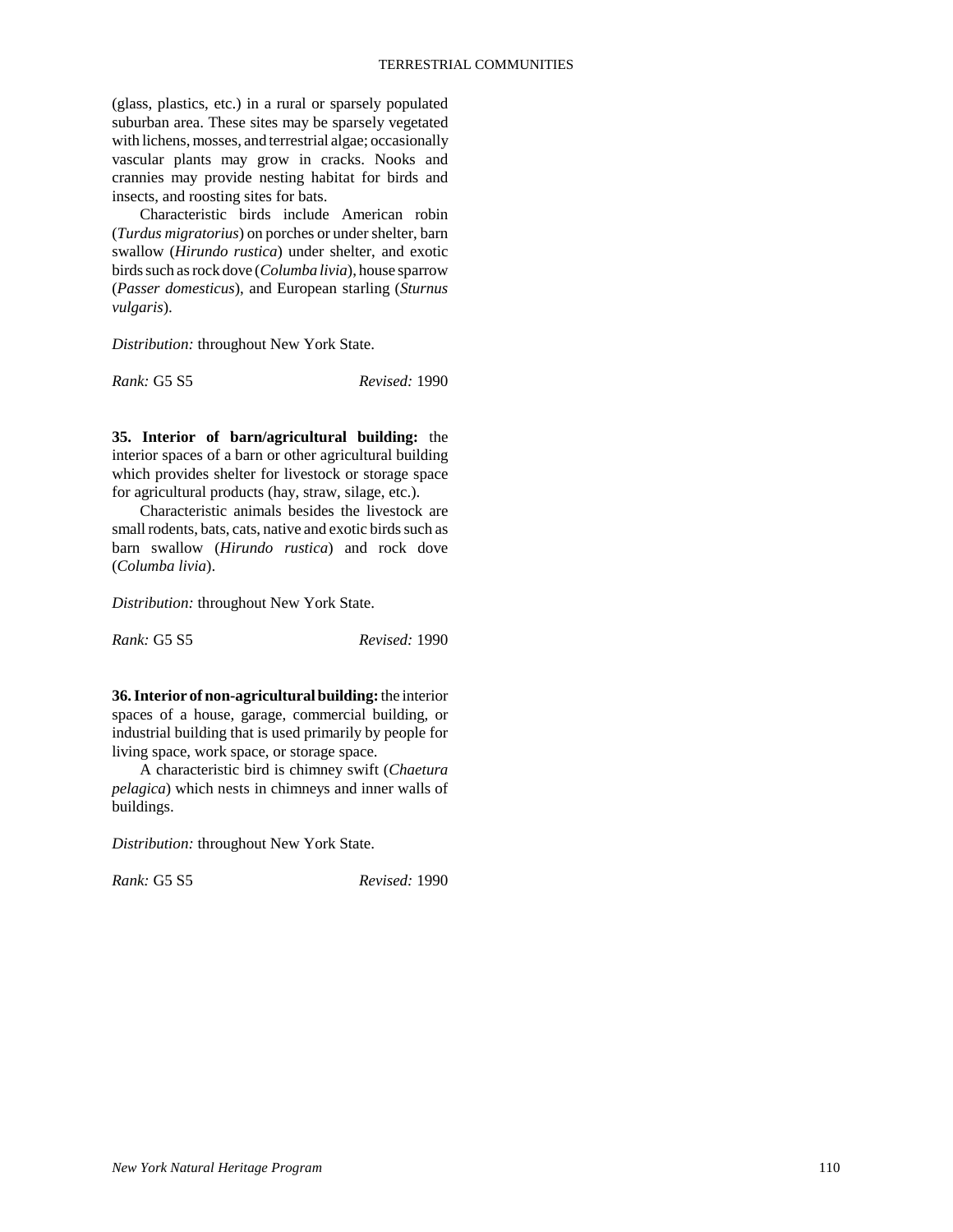(glass, plastics, etc.) in a rural or sparsely populated suburban area. These sites may be sparsely vegetated with lichens, mosses, and terrestrial algae; occasionally vascular plants may grow in cracks. Nooks and crannies may provide nesting habitat for birds and insects, and roosting sites for bats.

Characteristic birds include American robin (*Turdus migratorius*) on porches or under shelter, barn swallow (*Hirundo rustica*) under shelter, and exotic birds such as rock dove (*Columba livia*), house sparrow (*Passer domesticus*), and European starling (*Sturnus vulgaris*).

*Distribution:* throughout New York State.

*Rank:* G5 S5 *Revised:* 1990

**35. Interior of barn/agricultural building:** the interior spaces of a barn or other agricultural building which provides shelter for livestock or storage space for agricultural products (hay, straw, silage, etc.).

Characteristic animals besides the livestock are small rodents, bats, cats, native and exotic birds such as barn swallow (*Hirundo rustica*) and rock dove (*Columba livia*).

*Distribution:* throughout New York State.

*Rank:* G5 S5 *Revised:* 1990

**36. Interior of non-agricultural building:** the interior spaces of a house, garage, commercial building, or industrial building that is used primarily by people for living space, work space, or storage space.

A characteristic bird is chimney swift (*Chaetura pelagica*) which nests in chimneys and inner walls of buildings.

*Distribution:* throughout New York State.

*Rank:* G5 S5 *Revised:* 1990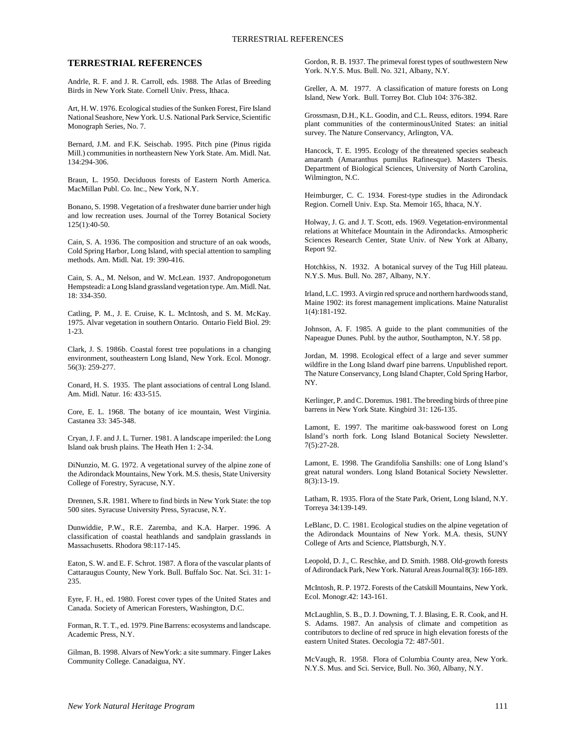## TERRESTRIAL REFERENCES

Andrle, R. F. and J. R. Carroll, eds. 1988. The Atlas of Breeding Birds in New York State. Cornell Univ. Press, Ithaca.

Art, H. W. 1976. Ecological studies of the Sunken Forest, Fire Island National Seashore, New York. U.S. National Park Service, Scientific Monograph Series, No. 7.

Bernard, J.M. and F.K. Seischab. 1995. Pitch pine (Pinus rigida Mill.) communities in northeastern New York State. Am. Midl. Nat. 134:294-306.

Braun, L. 1950. Deciduous forests of Eastern North America. MacMillan Publ. Co. Inc., New York, N.Y.

Bonano, S. 1998. Vegetation of a freshwater dune barrier under high and low recreation uses. Journal of the Torrey Botanical Society 125(1):40-50.

Cain, S. A. 1936. The composition and structure of an oak woods, Cold Spring Harbor, Long Island, with special attention to sampling methods. Am. Midl. Nat. 19: 390-416.

Cain, S. A., M. Nelson, and W. McLean. 1937. Andropogonetum Hempsteadi: a Long Island grassland vegetation type. Am. Midl. Nat. 18: 334-350.

Catling, P. M., J. E. Cruise, K. L. McIntosh, and S. M. McKay. 1975. Alvar vegetation in southern Ontario. Ontario Field Biol. 29: 1-23.

Clark, J. S. 1986b. Coastal forest tree populations in a changing environment, southeastern Long Island, New York. Ecol. Monogr. 56(3): 259-277.

Conard, H. S. 1935. The plant associations of central Long Island. Am. Midl. Natur. 16: 433-515.

Core, E. L. 1968. The botany of ice mountain, West Virginia. Castanea 33: 345-348.

Cryan, J. F. and J. L. Turner. 1981. A landscape imperiled: the Long Island oak brush plains. The Heath Hen 1: 2-34.

DiNunzio, M. G. 1972. A vegetational survey of the alpine zone of the Adirondack Mountains, New York. M.S. thesis, State University College of Forestry, Syracuse, N.Y.

Drennen, S.R. 1981. Where to find birds in New York State: the top 500 sites. Syracuse University Press, Syracuse, N.Y.

Dunwiddie, P.W., R.E. Zaremba, and K.A. Harper. 1996. A classification of coastal heathlands and sandplain grasslands in Massachusetts. Rhodora 98:117-145.

Eaton, S. W. and E. F. Schrot. 1987. A flora of the vascular plants of Cattaraugus County, New York. Bull. Buffalo Soc. Nat. Sci. 31: 1-235.

Eyre, F. H., ed. 1980. Forest cover types of the United States and Canada. Society of American Foresters, Washington, D.C.

Forman, R. T. T., ed. 1979. Pine Barrens: ecosystems and landscape. Academic Press, N.Y.

Gilman, B. 1998. Alvars of NewYork: a site summary. Finger Lakes Community College. Canadaigua, NY.

Gordon, R. B. 1937. The primeval forest types of southwestern New York. N.Y.S. Mus. Bull. No. 321, Albany, N.Y.

Greller, A. M. 1977. A classification of mature forests on Long Island, New York. Bull. Torrey Bot. Club 104: 376-382.

Grossmasn, D.H., K.L. Goodin, and C.L. Reuss, editors. 1994. Rare plant communities of the conterminousUnited States: an initial survey. The Nature Conservancy, Arlington, VA.

Hancock, T. E. 1995. Ecology of the threatened species seabeach amaranth (Amaranthus pumilus Rafinesque). Masters Thesis. Department of Biological Sciences, University of North Carolina, Wilmington, N.C.

Heimburger, C. C. 1934. Forest-type studies in the Adirondack Region. Cornell Univ. Exp. Sta. Memoir 165, Ithaca, N.Y.

Holway, J. G. and J. T. Scott, eds. 1969. Vegetation-environmental relations at Whiteface Mountain in the Adirondacks. Atmospheric Sciences Research Center, State Univ. of New York at Albany, Report 92.

Hotchkiss, N. 1932. A botanical survey of the Tug Hill plateau. N.Y.S. Mus. Bull. No. 287, Albany, N.Y.

Irland, L.C. 1993. A virgin red spruce and northern hardwoods stand, Maine 1902: its forest management implications. Maine Naturalist 1(4):181-192.

Johnson, A. F. 1985. A guide to the plant communities of the Napeague Dunes. Publ. by the author, Southampton, N.Y. 58 pp.

Jordan, M. 1998. Ecological effect of a large and sever summer wildfire in the Long Island dwarf pine barrens. Unpublished report. The Nature Conservancy, Long Island Chapter, Cold Spring Harbor, NY.

Kerlinger, P. and C. Doremus. 1981. The breeding birds of three pine barrens in New York State. Kingbird 31: 126-135.

Lamont, E. 1997. The maritime oak-basswood forest on Long Island's north fork. Long Island Botanical Society Newsletter. 7(5):27-28.

Lamont, E. 1998. The Grandifolia Sanshills: one of Long Island's great natural wonders. Long Island Botanical Society Newsletter. 8(3):13-19.

Latham, R. 1935. Flora of the State Park, Orient, Long Island, N.Y. Torreya 34:139-149.

LeBlanc, D. C. 1981. Ecological studies on the alpine vegetation of the Adirondack Mountains of New York. M.A. thesis, SUNY College of Arts and Science, Plattsburgh, N.Y.

Leopold, D. J., C. Reschke, and D. Smith. 1988. Old-growth forests of Adirondack Park, New York. Natural Areas Journal 8(3): 166-189.

McIntosh, R. P. 1972. Forests of the Catskill Mountains, New York. Ecol. Monogr.42: 143-161.

McLaughlin, S. B., D. J. Downing, T. J. Blasing, E. R. Cook, and H. S. Adams. 1987. An analysis of climate and competition as contributors to decline of red spruce in high elevation forests of the eastern United States. Oecologia 72: 487-501.

McVaugh, R. 1958. Flora of Columbia County area, New York. N.Y.S. Mus. and Sci. Service, Bull. No. 360, Albany, N.Y.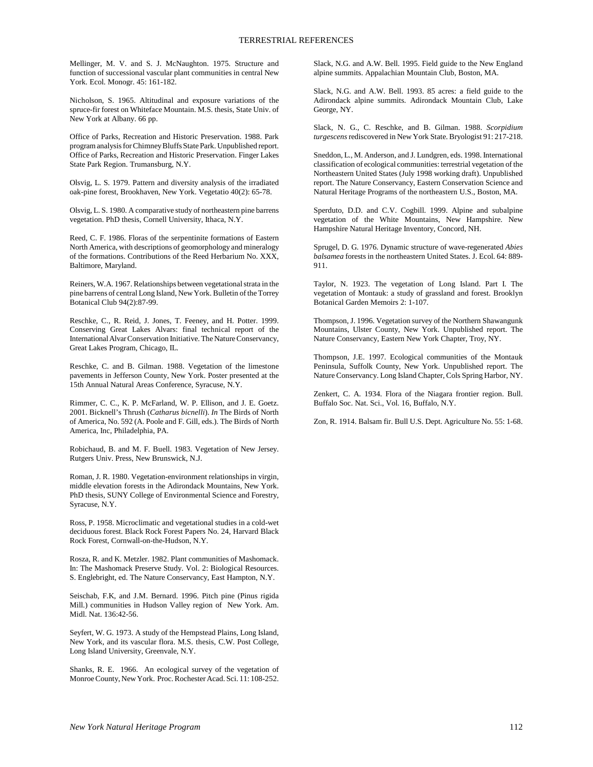Mellinger, M. V. and S. J. McNaughton. 1975. Structure and function of successional vascular plant communities in central New York. Ecol. Monogr. 45: 161-182.

Nicholson, S. 1965. Altitudinal and exposure variations of the spruce-fir forest on Whiteface Mountain. M.S. thesis, State Univ. of New York at Albany. 66 pp.

Office of Parks, Recreation and Historic Preservation. 1988. Park program analysis for Chimney Bluffs State Park. Unpublished report. Office of Parks, Recreation and Historic Preservation. Finger Lakes State Park Region. Trumansburg, N.Y.

Olsvig, L. S. 1979. Pattern and diversity analysis of the irradiated oak-pine forest, Brookhaven, New York. Vegetatio 40(2): 65-78.

Olsvig, L. S. 1980. A comparative study of northeastern pine barrens vegetation. PhD thesis, Cornell University, Ithaca, N.Y.

Reed, C. F. 1986. Floras of the serpentinite formations of Eastern North America, with descriptions of geomorphology and mineralogy of the formations. Contributions of the Reed Herbarium No. XXX, Baltimore, Maryland.

Reiners, W.A. 1967. Relationships between vegetational strata in the pine barrens of central Long Island, New York. Bulletin of the Torrey Botanical Club 94(2):87-99.

Reschke, C., R. Reid, J. Jones, T. Feeney, and H. Potter. 1999. Conserving Great Lakes Alvars: final technical report of the International Alvar Conservation Initiative. The Nature Conservancy, Great Lakes Program, Chicago, IL.

Reschke, C. and B. Gilman. 1988. Vegetation of the limestone pavements in Jefferson County, New York. Poster presented at the 15th Annual Natural Areas Conference, Syracuse, N.Y.

Rimmer, C. C., K. P. McFarland, W. P. Ellison, and J. E. Goetz. 2001. Bicknell's Thrush (*Catharus bicnelli*). *In* The Birds of North of America, No. 592 (A. Poole and F. Gill, eds.). The Birds of North America, Inc, Philadelphia, PA.

Robichaud, B. and M. F. Buell. 1983. Vegetation of New Jersey. Rutgers Univ. Press, New Brunswick, N.J.

Roman, J. R. 1980. Vegetation-environment relationships in virgin, middle elevation forests in the Adirondack Mountains, New York. PhD thesis, SUNY College of Environmental Science and Forestry, Syracuse, N.Y.

Ross, P. 1958. Microclimatic and vegetational studies in a cold-wet deciduous forest. Black Rock Forest Papers No. 24, Harvard Black Rock Forest, Cornwall-on-the-Hudson, N.Y.

Rosza, R. and K. Metzler. 1982. Plant communities of Mashomack. In: The Mashomack Preserve Study. Vol. 2: Biological Resources. S. Englebright, ed. The Nature Conservancy, East Hampton, N.Y.

Seischab, F.K, and J.M. Bernard. 1996. Pitch pine (Pinus rigida Mill.) communities in Hudson Valley region of New York. Am. Midl. Nat. 136:42-56.

Seyfert, W. G. 1973. A study of the Hempstead Plains, Long Island, New York, and its vascular flora. M.S. thesis, C.W. Post College, Long Island University, Greenvale, N.Y.

Shanks, R. E. 1966. An ecological survey of the vegetation of Monroe County, New York. Proc. Rochester Acad. Sci. 11: 108-252.

Slack, N.G. and A.W. Bell. 1995. Field guide to the New England alpine summits. Appalachian Mountain Club, Boston, MA.

Slack, N.G. and A.W. Bell. 1993. 85 acres: a field guide to the Adirondack alpine summits. Adirondack Mountain Club, Lake George, NY.

Slack, N. G., C. Reschke, and B. Gilman. 1988. *Scorpidium turgescens* rediscovered in New York State. Bryologist 91: 217-218.

Sneddon, L., M. Anderson, and J. Lundgren, eds. 1998. International classification of ecological communities: terrestrial vegetation of the Northeastern United States (July 1998 working draft). Unpublished report. The Nature Conservancy, Eastern Conservation Science and Natural Heritage Programs of the northeastern U.S., Boston, MA.

Sperduto, D.D. and C.V. Cogbill. 1999. Alpine and subalpine vegetation of the White Mountains, New Hampshire. New Hampshire Natural Heritage Inventory, Concord, NH.

Sprugel, D. G. 1976. Dynamic structure of wave-regenerated *Abies balsamea* forests in the northeastern United States. J. Ecol. 64: 889-911.

Taylor, N. 1923. The vegetation of Long Island. Part I. The vegetation of Montauk: a study of grassland and forest. Brooklyn Botanical Garden Memoirs 2: 1-107.

Thompson, J. 1996. Vegetation survey of the Northern Shawangunk Mountains, Ulster County, New York. Unpublished report. The Nature Conservancy, Eastern New York Chapter, Troy, NY.

Thompson, J.E. 1997. Ecological communities of the Montauk Peninsula, Suffolk County, New York. Unpublished report. The Nature Conservancy. Long Island Chapter, Cols Spring Harbor, NY.

Zenkert, C. A. 1934. Flora of the Niagara frontier region. Bull. Buffalo Soc. Nat. Sci., Vol. 16, Buffalo, N.Y.

Zon, R. 1914. Balsam fir. Bull U.S. Dept. Agriculture No. 55: 1-68.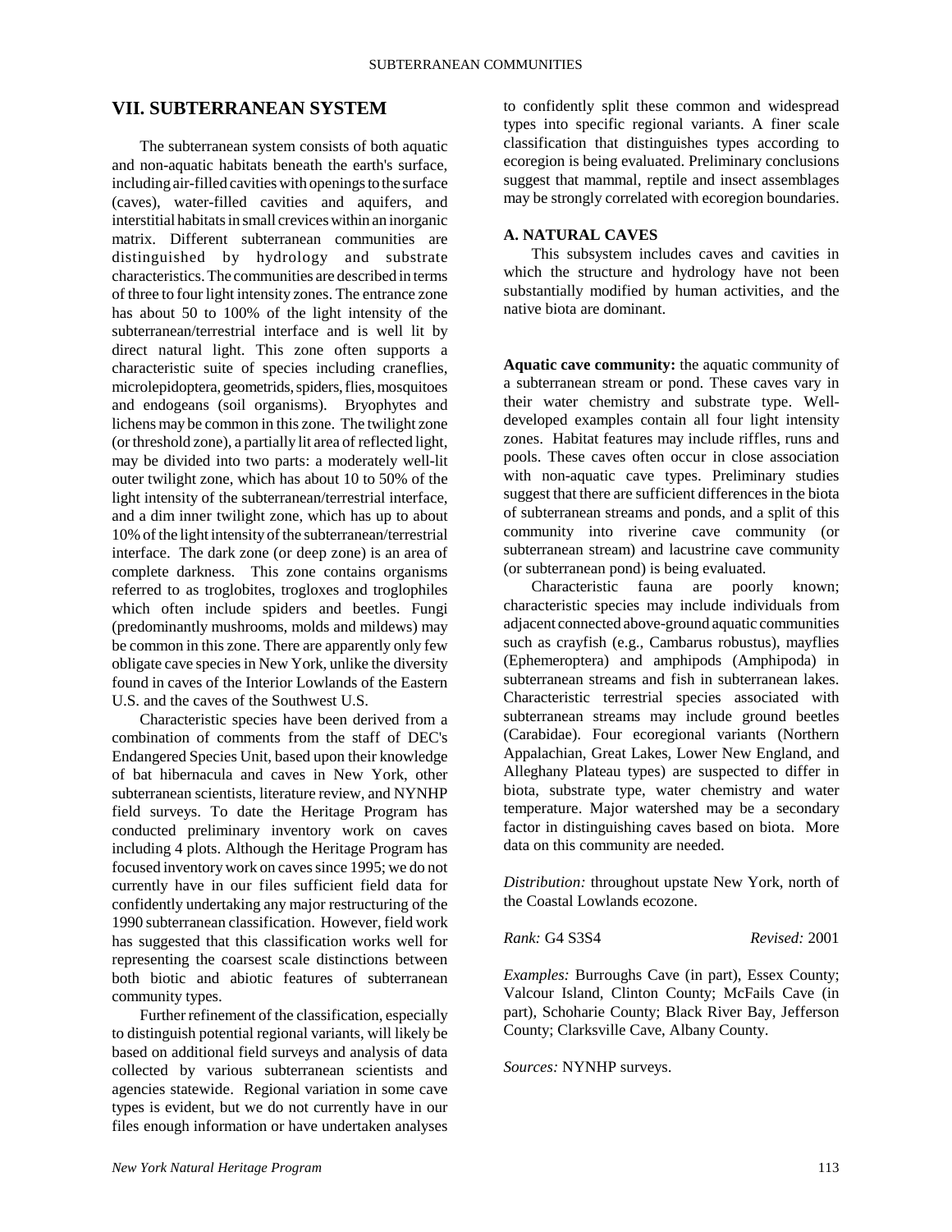## VII. SUBTERRANEAN SYSTEM

The subterranean system consists of both aquatic and non-aquatic habitats beneath the earth's surface, including air-filled cavities with openings to the surface (caves), water-filled cavities and aquifers, and interstitial habitats in small crevices within an inorganic matrix. Different subterranean communities are distinguished by hydrology and substrate characteristics. The communities are described in terms of three to four light intensity zones. The entrance zone has about 50 to 100% of the light intensity of the subterranean/terrestrial interface and is well lit by direct natural light. This zone often supports a characteristic suite of species including craneflies, microlepidoptera, geometrids, spiders, flies, mosquitoes and endogeans (soil organisms). Bryophytes and lichens may be common in this zone. The twilight zone (or threshold zone), a partially lit area of reflected light, may be divided into two parts: a moderately well-lit outer twilight zone, which has about 10 to 50% of the light intensity of the subterranean/terrestrial interface, and a dim inner twilight zone, which has up to about 10% of the light intensity of the subterranean/terrestrial interface. The dark zone (or deep zone) is an area of complete darkness. This zone contains organisms referred to as troglobites, trogloxes and troglophiles which often include spiders and beetles. Fungi (predominantly mushrooms, molds and mildews) may be common in this zone. There are apparently only few obligate cave species in New York, unlike the diversity found in caves of the Interior Lowlands of the Eastern U.S. and the caves of the Southwest U.S.

Characteristic species have been derived from a combination of comments from the staff of DEC's Endangered Species Unit, based upon their knowledge of bat hibernacula and caves in New York, other subterranean scientists, literature review, and NYNHP field surveys. To date the Heritage Program has conducted preliminary inventory work on caves including 4 plots. Although the Heritage Program has focused inventory work on caves since 1995; we do not currently have in our files sufficient field data for confidently undertaking any major restructuring of the 1990 subterranean classification. However, field work has suggested that this classification works well for representing the coarsest scale distinctions between both biotic and abiotic features of subterranean community types.

Further refinement of the classification, especially to distinguish potential regional variants, will likely be based on additional field surveys and analysis of data collected by various subterranean scientists and agencies statewide. Regional variation in some cave types is evident, but we do not currently have in our files enough information or have undertaken analyses to confidently split these common and widespread types into specific regional variants. A finer scale classification that distinguishes types according to ecoregion is being evaluated. Preliminary conclusions suggest that mammal, reptile and insect assemblages may be strongly correlated with ecoregion boundaries.

### A. NATURAL CAVES

This subsystem includes caves and cavities in which the structure and hydrology have not been substantially modified by human activities, and the native biota are dominant.

**Aquatic cave community:** the aquatic community of a subterranean stream or pond. These caves vary in their water chemistry and substrate type. Well-developed examples contain all four light intensity zones. Habitat features may include riffles, runs and pools. These caves often occur in close association with non-aquatic cave types. Preliminary studies suggest that there are sufficient differences in the biota of subterranean streams and ponds, and a split of this community into riverine cave community (or subterranean stream) and lacustrine cave community (or subterranean pond) is being evaluated.

Characteristic fauna are poorly known; characteristic species may include individuals from adjacent connected above-ground aquatic communities such as crayfish (e.g., Cambarus robustus), mayflies (Ephemeroptera) and amphipods (Amphipoda) in subterranean streams and fish in subterranean lakes. Characteristic terrestrial species associated with subterranean streams may include ground beetles (Carabidae). Four ecoregional variants (Northern Appalachian, Great Lakes, Lower New England, and Alleghany Plateau types) are suspected to differ in biota, substrate type, water chemistry and water temperature. Major watershed may be a secondary factor in distinguishing caves based on biota. More data on this community are needed.

*Distribution:* throughout upstate New York, north of the Coastal Lowlands ecozone.

*Rank:* G4 S3S4 *Revised:* 2001

*Examples:* Burroughs Cave (in part), Essex County; Valcour Island, Clinton County; McFails Cave (in part), Schoharie County; Black River Bay, Jefferson County; Clarksville Cave, Albany County.

*Sources:* NYNHP surveys.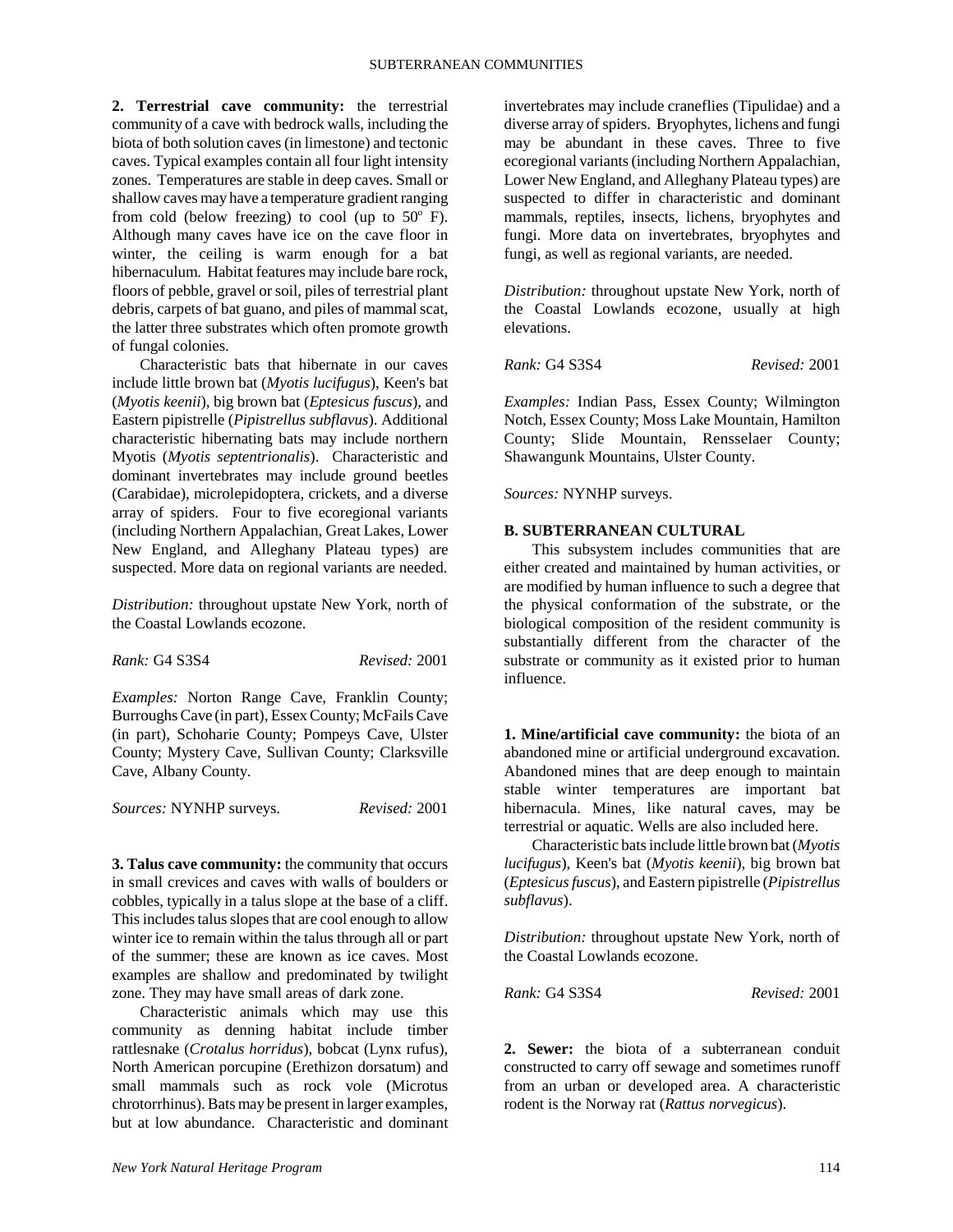**2. Terrestrial cave community:** the terrestrial community of a cave with bedrock walls, including the biota of both solution caves (in limestone) and tectonic caves. Typical examples contain all four light intensity zones. Temperatures are stable in deep caves. Small or shallow caves may have a temperature gradient ranging from cold (below freezing) to cool (up to 50° F). Although many caves have ice on the cave floor in winter, the ceiling is warm enough for a bat hibernaculum. Habitat features may include bare rock, floors of pebble, gravel or soil, piles of terrestrial plant debris, carpets of bat guano, and piles of mammal scat, the latter three substrates which often promote growth of fungal colonies.

Characteristic bats that hibernate in our caves include little brown bat (*Myotis lucifugus*), Keen's bat (*Myotis keenii*), big brown bat (*Eptesicus fuscus*), and Eastern pipistrelle (*Pipistrellus subflavus*). Additional characteristic hibernating bats may include northern Myotis (*Myotis septentrionalis*). Characteristic and dominant invertebrates may include ground beetles (Carabidae), microlepidoptera, crickets, and a diverse array of spiders. Four to five ecoregional variants (including Northern Appalachian, Great Lakes, Lower New England, and Alleghany Plateau types) are suspected. More data on regional variants are needed.

*Distribution:* throughout upstate New York, north of the Coastal Lowlands ecozone.

*Rank:* G4 S3S4 *Revised:* 2001

*Examples:* Norton Range Cave, Franklin County; Burroughs Cave (in part), Essex County; McFails Cave (in part), Schoharie County; Pompeys Cave, Ulster County; Mystery Cave, Sullivan County; Clarksville Cave, Albany County.

*Sources:* NYNHP surveys. *Revised:* 2001

**3. Talus cave community:** the community that occurs in small crevices and caves with walls of boulders or cobbles, typically in a talus slope at the base of a cliff. This includes talus slopes that are cool enough to allow winter ice to remain within the talus through all or part of the summer; these are known as ice caves. Most examples are shallow and predominated by twilight zone. They may have small areas of dark zone.

Characteristic animals which may use this community as denning habitat include timber rattlesnake (*Crotalus horridus*), bobcat (Lynx rufus), North American porcupine (Erethizon dorsatum) and small mammals such as rock vole (Microtus chrotorrhinus). Bats may be present in larger examples, but at low abundance. Characteristic and dominant invertebrates may include craneflies (Tipulidae) and a diverse array of spiders. Bryophytes, lichens and fungi may be abundant in these caves. Three to five ecoregional variants (including Northern Appalachian, Lower New England, and Alleghany Plateau types) are suspected to differ in characteristic and dominant mammals, reptiles, insects, lichens, bryophytes and fungi. More data on invertebrates, bryophytes and fungi, as well as regional variants, are needed.

*Distribution:* throughout upstate New York, north of the Coastal Lowlands ecozone, usually at high elevations.

*Rank:* G4 S3S4 *Revised:* 2001

*Examples:* Indian Pass, Essex County; Wilmington Notch, Essex County; Moss Lake Mountain, Hamilton County; Slide Mountain, Rensselaer County; Shawangunk Mountains, Ulster County.

*Sources:* NYNHP surveys.

## B. SUBTERRANEAN CULTURAL

This subsystem includes communities that are either created and maintained by human activities, or are modified by human influence to such a degree that the physical conformation of the substrate, or the biological composition of the resident community is substantially different from the character of the substrate or community as it existed prior to human influence.

**1. Mine/artificial cave community:** the biota of an abandoned mine or artificial underground excavation. Abandoned mines that are deep enough to maintain stable winter temperatures are important bat hibernacula. Mines, like natural caves, may be terrestrial or aquatic. Wells are also included here.

Characteristic bats include little brown bat (*Myotis lucifugus*), Keen's bat (*Myotis keenii*), big brown bat (*Eptesicus fuscus*), and Eastern pipistrelle (*Pipistrellus subflavus*).

*Distribution:* throughout upstate New York, north of the Coastal Lowlands ecozone.

*Rank:* G4 S3S4 *Revised:* 2001

**2. Sewer:** the biota of a subterranean conduit constructed to carry off sewage and sometimes runoff from an urban or developed area. A characteristic rodent is the Norway rat (*Rattus norvegicus*).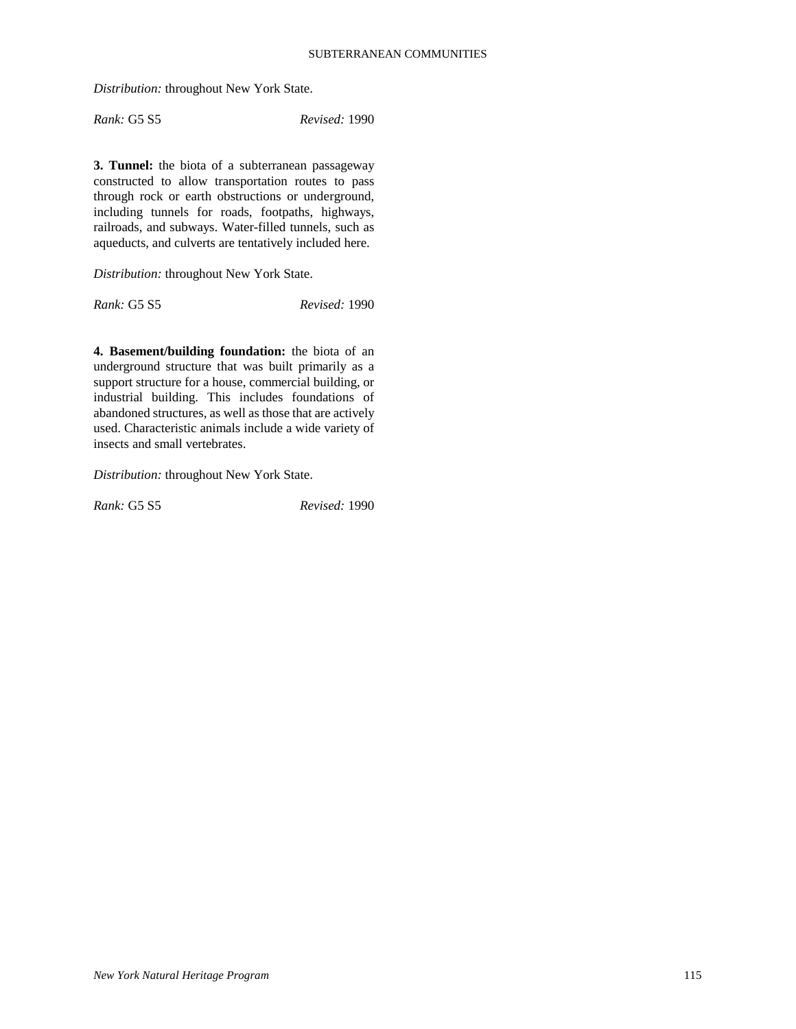*Distribution:* throughout New York State.

*Rank:* G5 S5 *Revised:* 1990

**3. Tunnel:** the biota of a subterranean passageway constructed to allow transportation routes to pass through rock or earth obstructions or underground, including tunnels for roads, footpaths, highways, railroads, and subways. Water-filled tunnels, such as aqueducts, and culverts are tentatively included here.

*Distribution:* throughout New York State.

*Rank:* G5 S5 *Revised:* 1990

**4. Basement/building foundation:** the biota of an underground structure that was built primarily as a support structure for a house, commercial building, or industrial building. This includes foundations of abandoned structures, as well as those that are actively used. Characteristic animals include a wide variety of insects and small vertebrates.

*Distribution:* throughout New York State.

*Rank:* G5 S5 *Revised:* 1990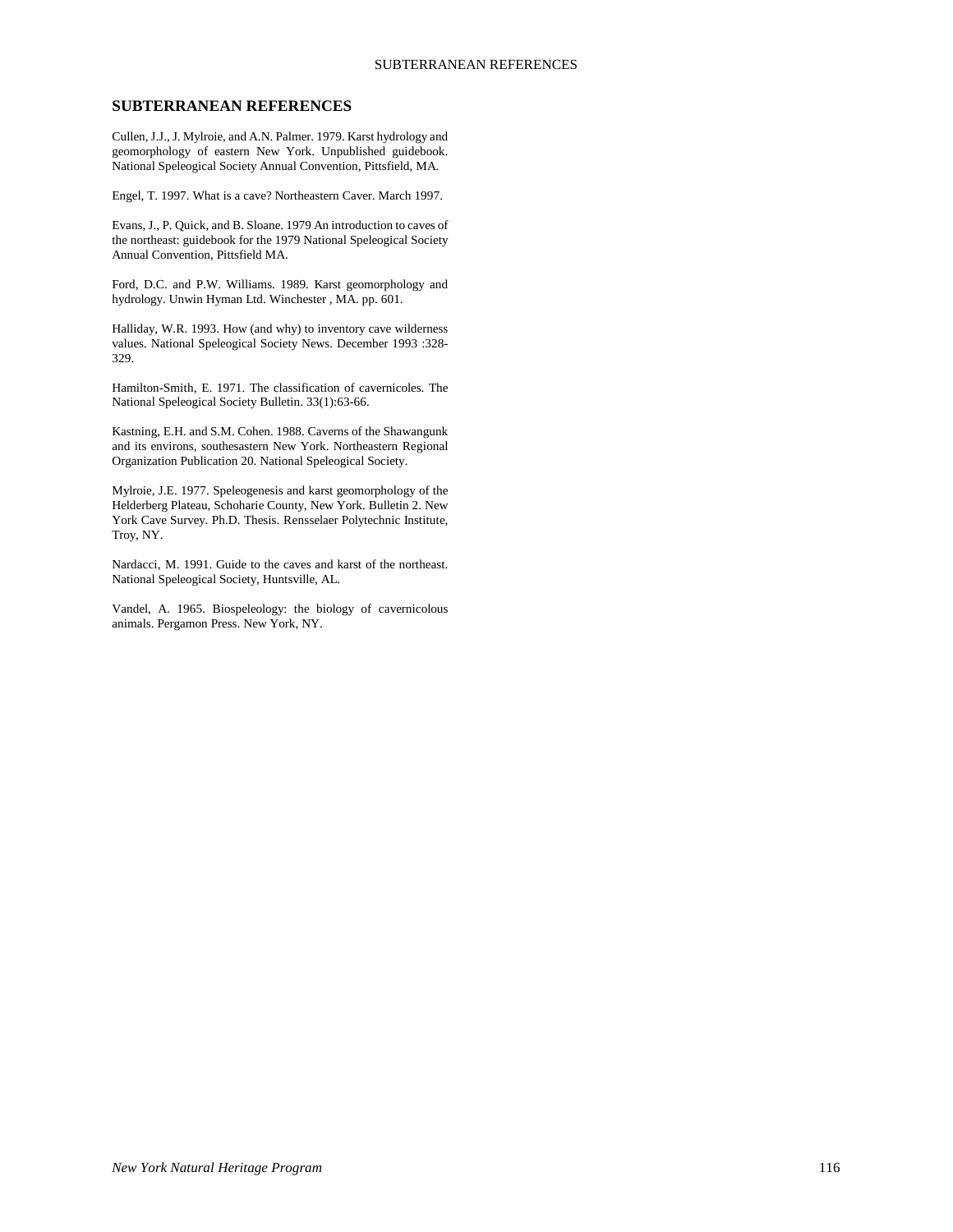## SUBTERRANEAN REFERENCES

Cullen, J.J., J. Mylroie, and A.N. Palmer. 1979. Karst hydrology and geomorphology of eastern New York. Unpublished guidebook. National Speleogical Society Annual Convention, Pittsfield, MA.

Engel, T. 1997. What is a cave? Northeastern Caver. March 1997.

Evans, J., P. Quick, and B. Sloane. 1979 An introduction to caves of the northeast: guidebook for the 1979 National Speleogical Society Annual Convention, Pittsfield MA.

Ford, D.C. and P.W. Williams. 1989. Karst geomorphology and hydrology. Unwin Hyman Ltd. Winchester , MA. pp. 601.

Halliday, W.R. 1993. How (and why) to inventory cave wilderness values. National Speleogical Society News. December 1993 :328-329.

Hamilton-Smith, E. 1971. The classification of cavernicoles. The National Speleogical Society Bulletin. 33(1):63-66.

Kastning, E.H. and S.M. Cohen. 1988. Caverns of the Shawangunk and its environs, southesastern New York. Northeastern Regional Organization Publication 20. National Speleogical Society.

Mylroie, J.E. 1977. Speleogenesis and karst geomorphology of the Helderberg Plateau, Schoharie County, New York. Bulletin 2. New York Cave Survey. Ph.D. Thesis. Rensselaer Polytechnic Institute, Troy, NY.

Nardacci, M. 1991. Guide to the caves and karst of the northeast. National Speleogical Society, Huntsville, AL.

Vandel, A. 1965. Biospeleology: the biology of cavernicolous animals. Pergamon Press. New York, NY.